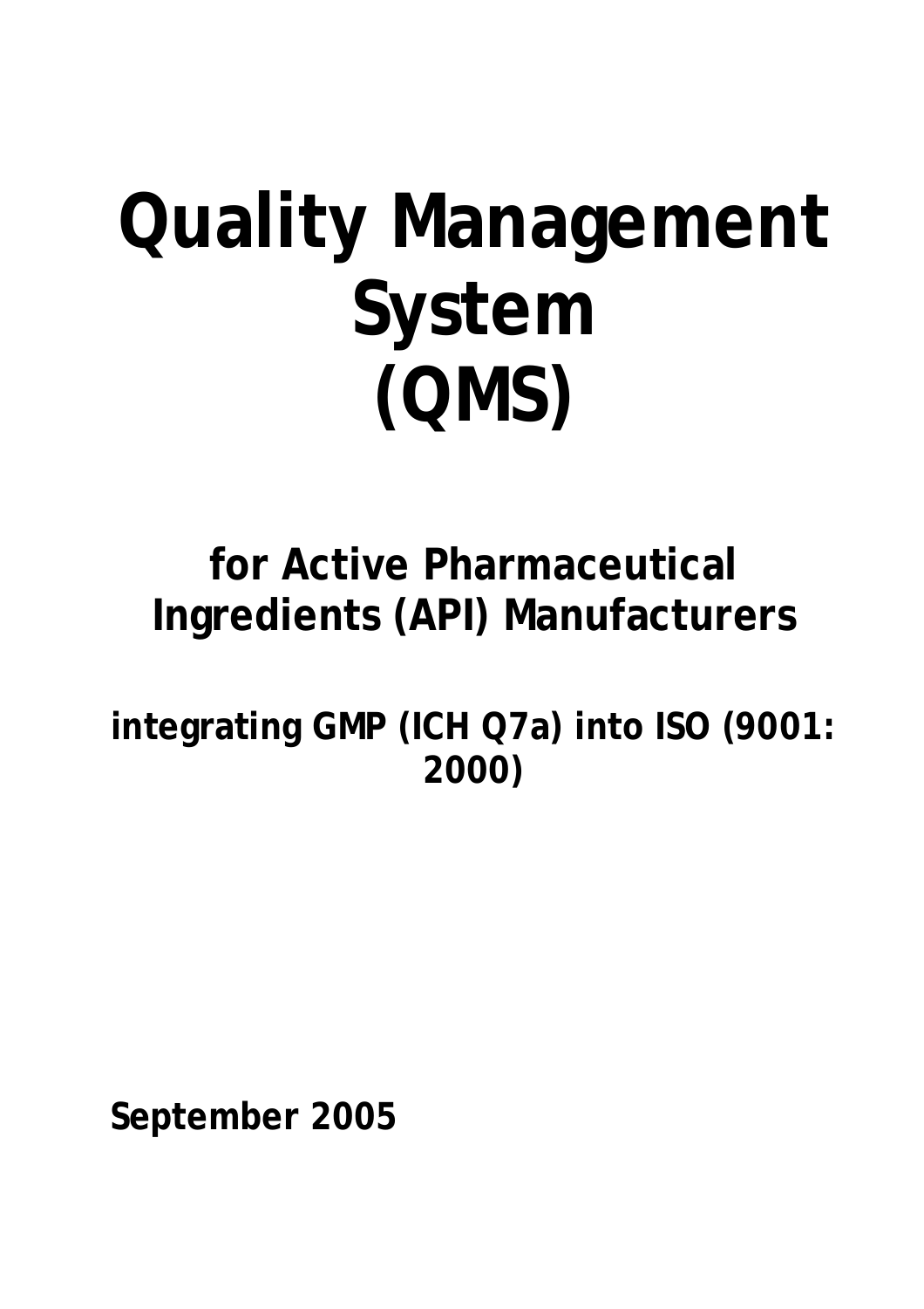# Quality Management System (QMS)

## for Active Pharmaceutical Ingredients (API) Manufacturers

### integrating GMP (ICH Q7a) into ISO (9001: 2000)

**September 2005**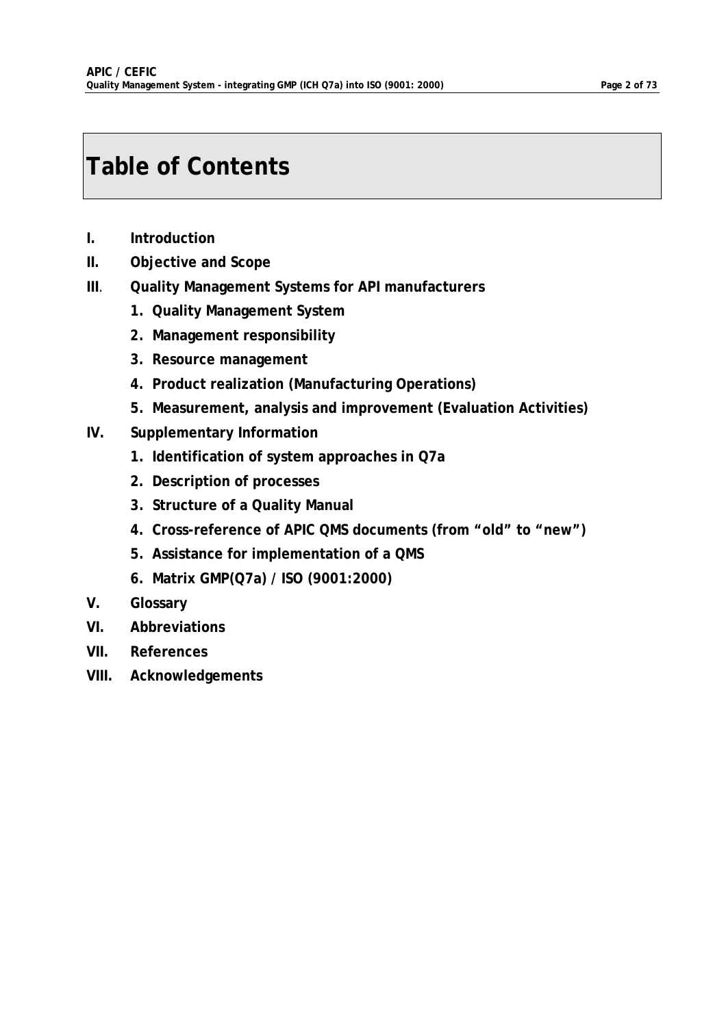# Table of Contents

- **I. Introduction**
- **II. Objective and Scope**
- **III. Quality Management Systems for API manufacturers**
  1. **Quality Management System**
  2. **Management responsibility**
  3. **Resource management**
  4. **Product realization (Manufacturing Operations)**
  5. **Measurement, analysis and improvement (Evaluation Activities)**
- **IV. Supplementary Information**
  1. **Identification of system approaches in Q7a**
  2. **Description of processes**
  3. **Structure of a Quality Manual**
  4. **Cross-reference of APIC QMS documents (from "old" to "new")**
  5. **Assistance for implementation of a QMS**
  6. **Matrix GMP(Q7a) / ISO (9001:2000)**
- **V. Glossary**
- **VI. Abbreviations**
- **VII. References**
- **VIII. Acknowledgements**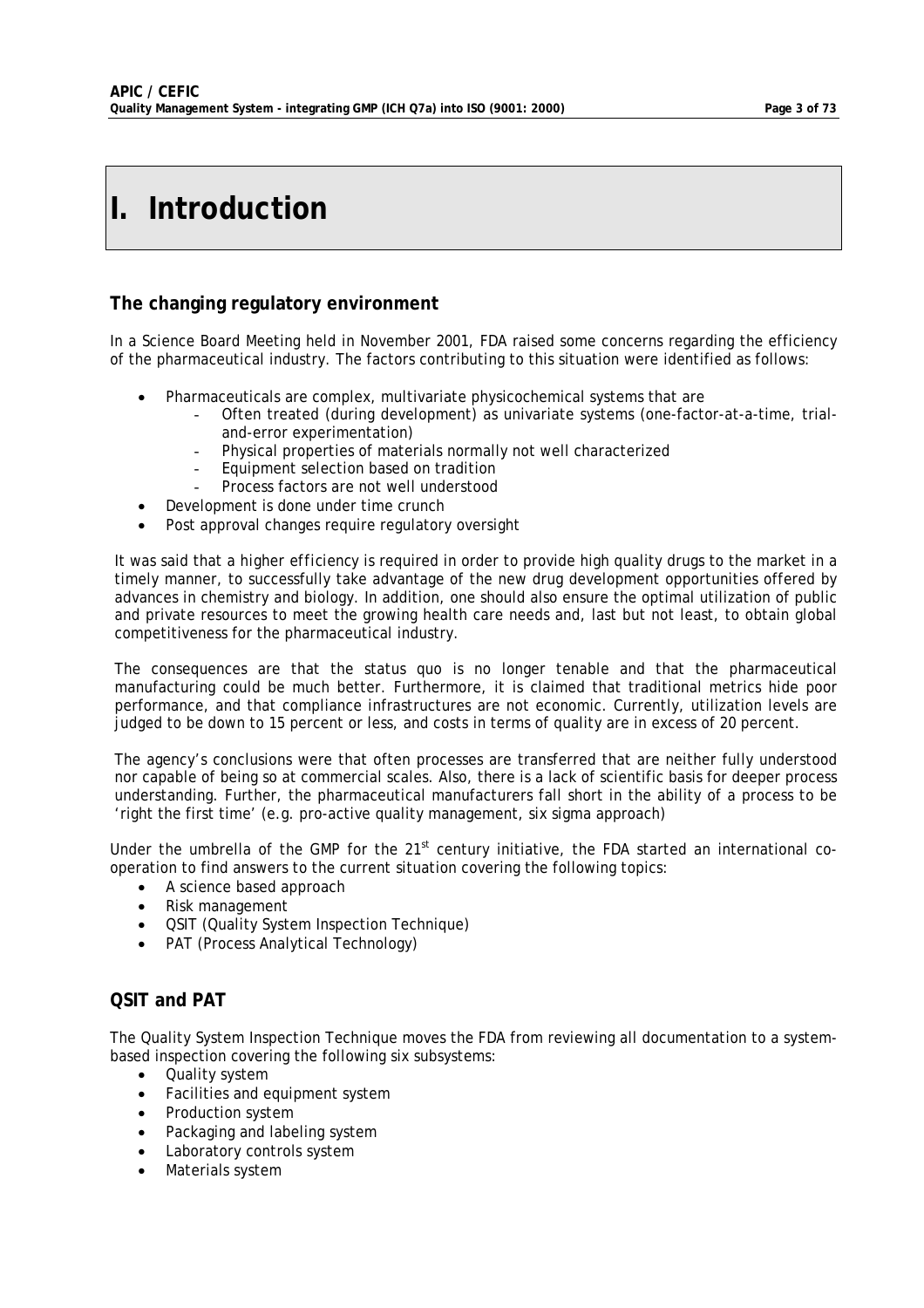# I. Introduction

## The changing regulatory environment

In a Science Board Meeting held in November 2001, FDA raised some concerns regarding the efficiency of the pharmaceutical industry. The factors contributing to this situation were identified as follows:

- Pharmaceuticals are complex, multivariate physicochemical systems that are
    - Often treated (during development) as univariate systems (one-factor-at-a-time, trial-and-error experimentation)
    - Physical properties of materials normally not well characterized
    - Equipment selection based on tradition
    - Process factors are not well understood
- Development is done under time crunch
- Post approval changes require regulatory oversight

It was said that a higher efficiency is required in order to provide high quality drugs to the market in a timely manner, to successfully take advantage of the new drug development opportunities offered by advances in chemistry and biology. In addition, one should also ensure the optimal utilization of public and private resources to meet the growing health care needs and, last but not least, to obtain global competitiveness for the pharmaceutical industry.

The consequences are that the status quo is no longer tenable and that the pharmaceutical manufacturing could be much better. Furthermore, it is claimed that traditional metrics hide poor performance, and that compliance infrastructures are not economic. Currently, utilization levels are judged to be down to 15 percent or less, and costs in terms of quality are in excess of 20 percent.

The agency's conclusions were that often processes are transferred that are neither fully understood nor capable of being so at commercial scales. Also, there is a lack of scientific basis for deeper process understanding. Further, the pharmaceutical manufacturers fall short in the ability of a process to be 'right the first time' (e.g. pro-active quality management, six sigma approach)

Under the umbrella of the GMP for the 21st century initiative, the FDA started an international co-operation to find answers to the current situation covering the following topics:

- A science based approach
- Risk management
- QSIT (Quality System Inspection Technique)
- PAT (Process Analytical Technology)

## QSIT and PAT

The Quality System Inspection Technique moves the FDA from reviewing all documentation to a system-based inspection covering the following six subsystems:

- Quality system
- Facilities and equipment system
- Production system
- Packaging and labeling system
- Laboratory controls system
- Materials system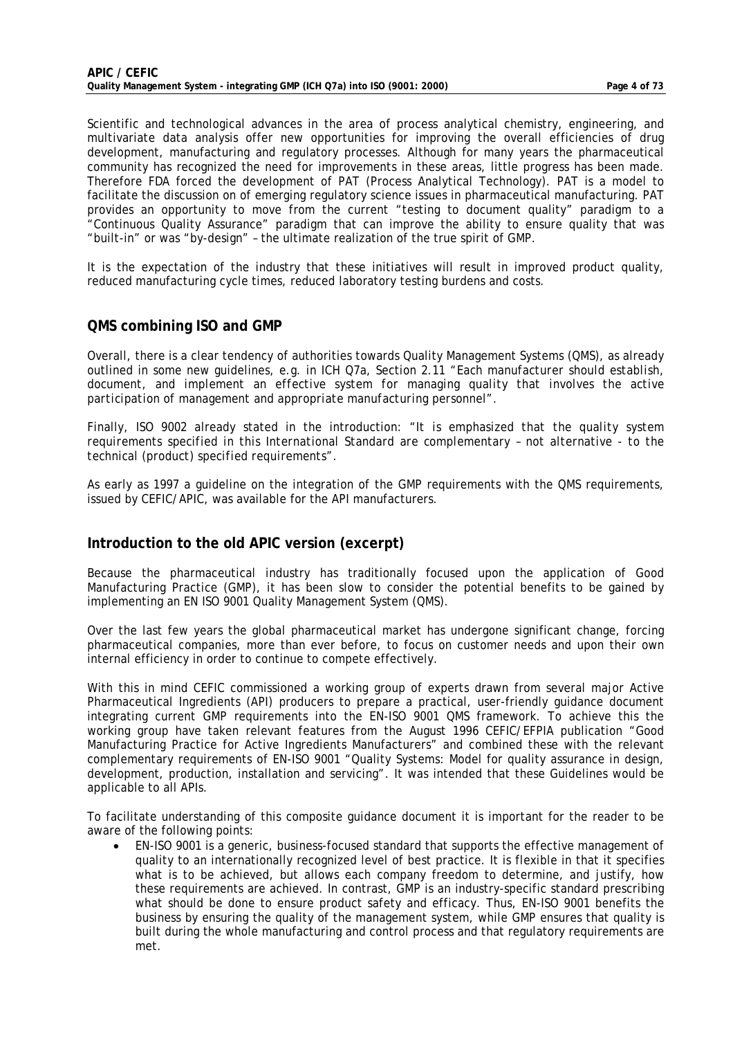Scientific and technological advances in the area of process analytical chemistry, engineering, and multivariate data analysis offer new opportunities for improving the overall efficiencies of drug development, manufacturing and regulatory processes. Although for many years the pharmaceutical community has recognized the need for improvements in these areas, little progress has been made. Therefore FDA forced the development of PAT (Process Analytical Technology). PAT is a model to facilitate the discussion on of emerging regulatory science issues in pharmaceutical manufacturing. PAT provides an opportunity to move from the current "testing to document quality" paradigm to a "Continuous Quality Assurance" paradigm that can improve the ability to ensure quality that was "built-in" or was "by-design" – the ultimate realization of the true spirit of GMP.

It is the expectation of the industry that these initiatives will result in improved product quality, reduced manufacturing cycle times, reduced laboratory testing burdens and costs.

## QMS combining ISO and GMP

Overall, there is a clear tendency of authorities towards Quality Management Systems (QMS), as already outlined in some new guidelines, e.g. in ICH Q7a, Section 2.11 "*Each manufacturer should establish, document, and implement an effective system for managing quality that involves the active participation of management and appropriate manufacturing personnel*".

Finally, ISO 9002 already stated in the introduction: "*It is emphasized that the quality system requirements specified in this International Standard are complementary – not alternative - to the technical (product) specified requirements*".

As early as 1997 a guideline on the integration of the GMP requirements with the QMS requirements, issued by CEFIC/APIC, was available for the API manufacturers.

## Introduction to the old APIC version (excerpt)

Because the pharmaceutical industry has traditionally focused upon the application of Good Manufacturing Practice (GMP), it has been slow to consider the potential benefits to be gained by implementing an EN ISO 9001 Quality Management System (QMS).

Over the last few years the global pharmaceutical market has undergone significant change, forcing pharmaceutical companies, more than ever before, to focus on customer needs and upon their own internal efficiency in order to continue to compete effectively.

With this in mind CEFIC commissioned a working group of experts drawn from several major Active Pharmaceutical Ingredients (API) producers to prepare a practical, user-friendly guidance document integrating current GMP requirements into the EN-ISO 9001 QMS framework. To achieve this the working group have taken relevant features from the August 1996 CEFIC/EFPIA publication "Good Manufacturing Practice for Active Ingredients Manufacturers" and combined these with the relevant complementary requirements of EN-ISO 9001 "Quality Systems: Model for quality assurance in design, development, production, installation and servicing". It was intended that these Guidelines would be applicable to all APIs.

To facilitate understanding of this composite guidance document it is important for the reader to be aware of the following points:

- EN-ISO 9001 is a generic, business-focused standard that supports the effective management of quality to an internationally recognized level of best practice. It is flexible in that it specifies what is to be achieved, but allows each company freedom to determine, and justify, how these requirements are achieved. In contrast, GMP is an industry-specific standard prescribing what should be done to ensure product safety and efficacy. Thus, EN-ISO 9001 benefits the business by ensuring the quality of the management system, while GMP ensures that quality is built during the whole manufacturing and control process and that regulatory requirements are met.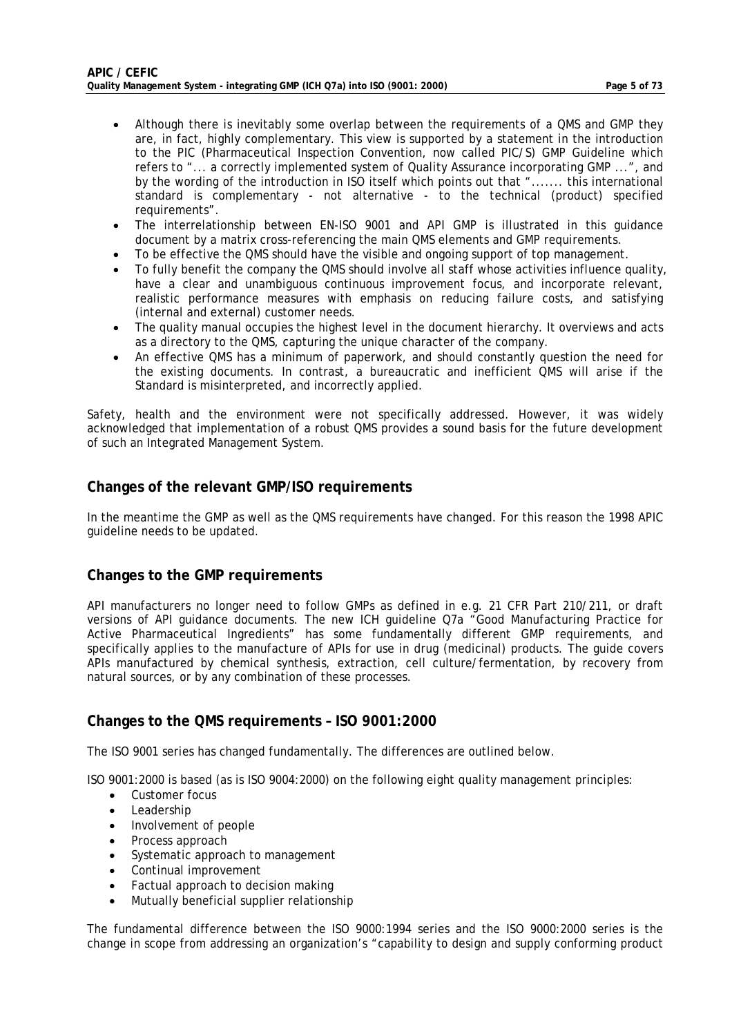- Although there is inevitably some overlap between the requirements of a QMS and GMP they are, in fact, highly complementary. This view is supported by a statement in the introduction to the PIC (Pharmaceutical Inspection Convention, now called PIC/S) GMP Guideline which refers to "... a correctly implemented system of Quality Assurance incorporating GMP ...", and by the wording of the introduction in ISO itself which points out that "....... this international standard is complementary - not alternative - to the technical (product) specified requirements".
- The interrelationship between EN-ISO 9001 and API GMP is illustrated in this guidance document by a matrix cross-referencing the main QMS elements and GMP requirements.
- To be effective the QMS should have the visible and ongoing support of top management.
- To fully benefit the company the QMS should involve all staff whose activities influence quality, have a clear and unambiguous continuous improvement focus, and incorporate relevant, realistic performance measures with emphasis on reducing failure costs, and satisfying (internal and external) customer needs.
- The quality manual occupies the highest level in the document hierarchy. It overviews and acts as a directory to the QMS, capturing the unique character of the company.
- An effective QMS has a minimum of paperwork, and should constantly question the need for the existing documents. In contrast, a bureaucratic and inefficient QMS will arise if the Standard is misinterpreted, and incorrectly applied.

Safety, health and the environment were not specifically addressed. However, it was widely acknowledged that implementation of a robust QMS provides a sound basis for the future development of such an Integrated Management System.

## Changes of the relevant GMP/ISO requirements

In the meantime the GMP as well as the QMS requirements have changed. For this reason the 1998 APIC guideline needs to be updated.

## Changes to the GMP requirements

API manufacturers no longer need to follow GMPs as defined in e.g. 21 CFR Part 210/211, or draft versions of API guidance documents. The new ICH guideline Q7a "Good Manufacturing Practice for Active Pharmaceutical Ingredients" has some fundamentally different GMP requirements, and specifically applies to the manufacture of APIs for use in drug (medicinal) products. The guide covers APIs manufactured by chemical synthesis, extraction, cell culture/fermentation, by recovery from natural sources, or by any combination of these processes.

## Changes to the QMS requirements – ISO 9001:2000

The ISO 9001 series has changed fundamentally. The differences are outlined below.

ISO 9001:2000 is based (as is ISO 9004:2000) on the following eight quality management principles:

- Customer focus
- Leadership
- Involvement of people
- Process approach
- Systematic approach to management
- Continual improvement
- Factual approach to decision making
- Mutually beneficial supplier relationship

The fundamental difference between the ISO 9000:1994 series and the ISO 9000:2000 series is the change in scope from addressing an organization's "capability to design and supply conforming product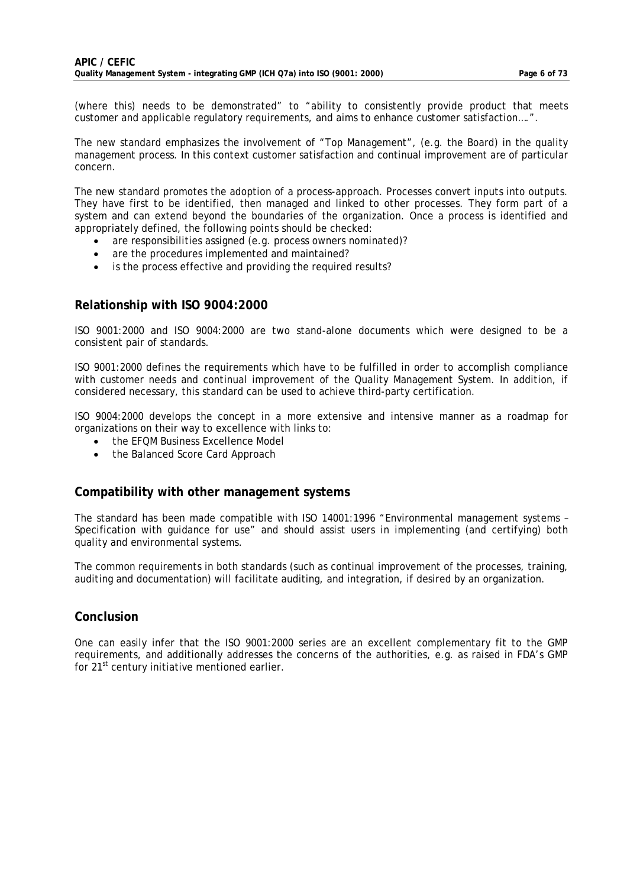(where this) needs to be demonstrated" to "ability to consistently provide product that meets customer and applicable regulatory requirements, and aims to enhance customer satisfaction….".

The new standard emphasizes the involvement of "Top Management", (e.g. the Board) in the quality management process. In this context customer satisfaction and continual improvement are of particular concern.

The new standard promotes the adoption of a process-approach. Processes convert inputs into outputs. They have first to be identified, then managed and linked to other processes. They form part of a system and can extend beyond the boundaries of the organization. Once a process is identified and appropriately defined, the following points should be checked:

- are responsibilities assigned (e.g. process owners nominated)?
- are the procedures implemented and maintained?
- is the process effective and providing the required results?

## Relationship with ISO 9004:2000

ISO 9001:2000 and ISO 9004:2000 are two stand-alone documents which were designed to be a consistent pair of standards.

ISO 9001:2000 defines the requirements which have to be fulfilled in order to accomplish compliance with customer needs and continual improvement of the Quality Management System. In addition, if considered necessary, this standard can be used to achieve third-party certification.

ISO 9004:2000 develops the concept in a more extensive and intensive manner as a roadmap for organizations on their way to excellence with links to:

- the EFQM Business Excellence Model
- the Balanced Score Card Approach

## Compatibility with other management systems

The standard has been made compatible with ISO 14001:1996 "Environmental management systems – Specification with guidance for use" and should assist users in implementing (and certifying) both quality and environmental systems.

The common requirements in both standards (such as continual improvement of the processes, training, auditing and documentation) will facilitate auditing, and integration, if desired by an organization.

## Conclusion

One can easily infer that the ISO 9001:2000 series are an excellent complementary fit to the GMP requirements, and additionally addresses the concerns of the authorities, e.g. as raised in FDA's GMP for 21st century initiative mentioned earlier.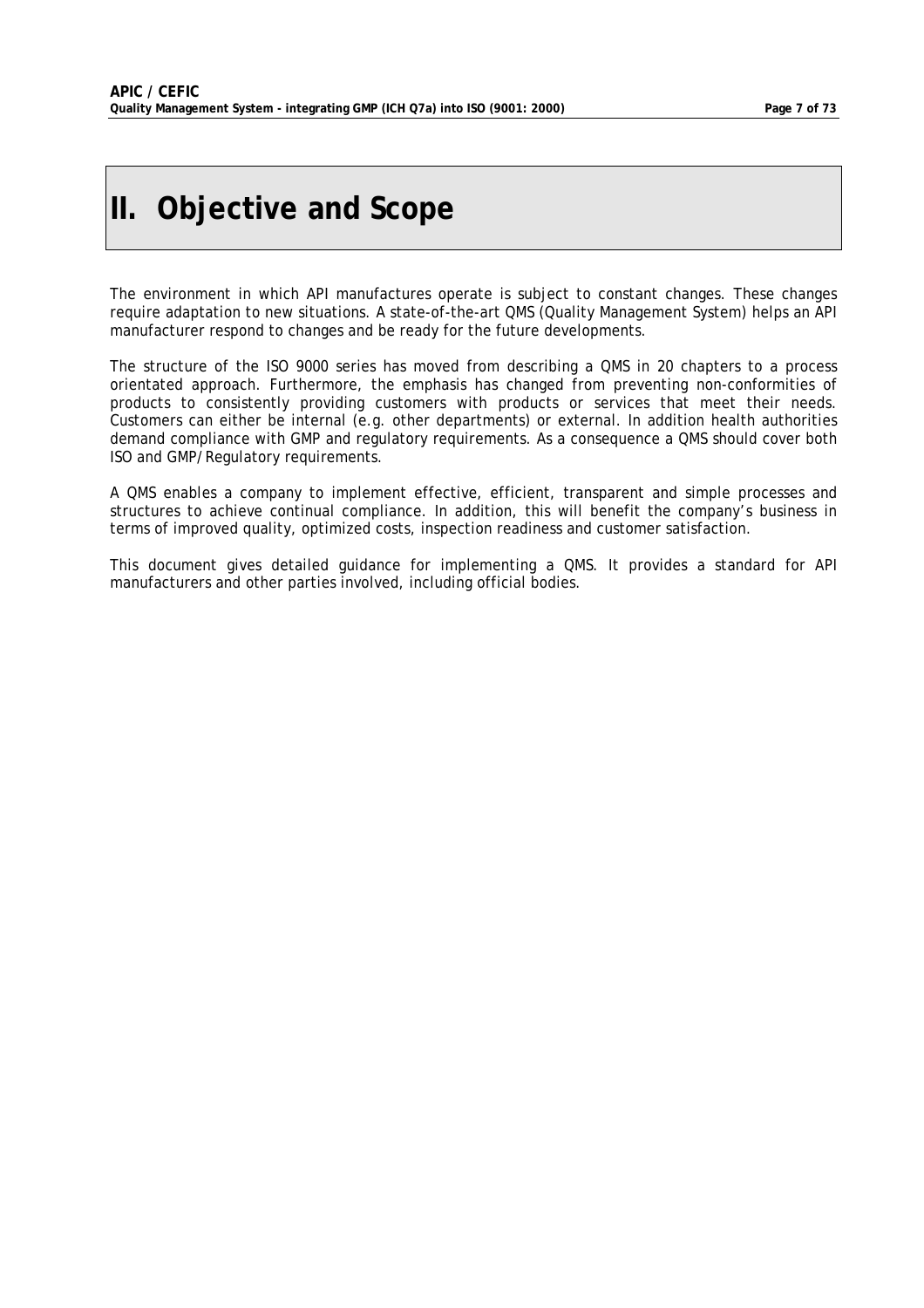# II. Objective and Scope

The environment in which API manufactures operate is subject to constant changes. These changes require adaptation to new situations. A state-of-the-art QMS (Quality Management System) helps an API manufacturer respond to changes and be ready for the future developments.

The structure of the ISO 9000 series has moved from describing a QMS in 20 chapters to a process orientated approach. Furthermore, the emphasis has changed from preventing non-conformities of products to consistently providing customers with products or services that meet their needs. Customers can either be internal (e.g. other departments) or external. In addition health authorities demand compliance with GMP and regulatory requirements. As a consequence a QMS should cover both ISO and GMP/Regulatory requirements.

A QMS enables a company to implement effective, efficient, transparent and simple processes and structures to achieve continual compliance. In addition, this will benefit the company's business in terms of improved quality, optimized costs, inspection readiness and customer satisfaction.

This document gives detailed guidance for implementing a QMS. It provides a standard for API manufacturers and other parties involved, including official bodies.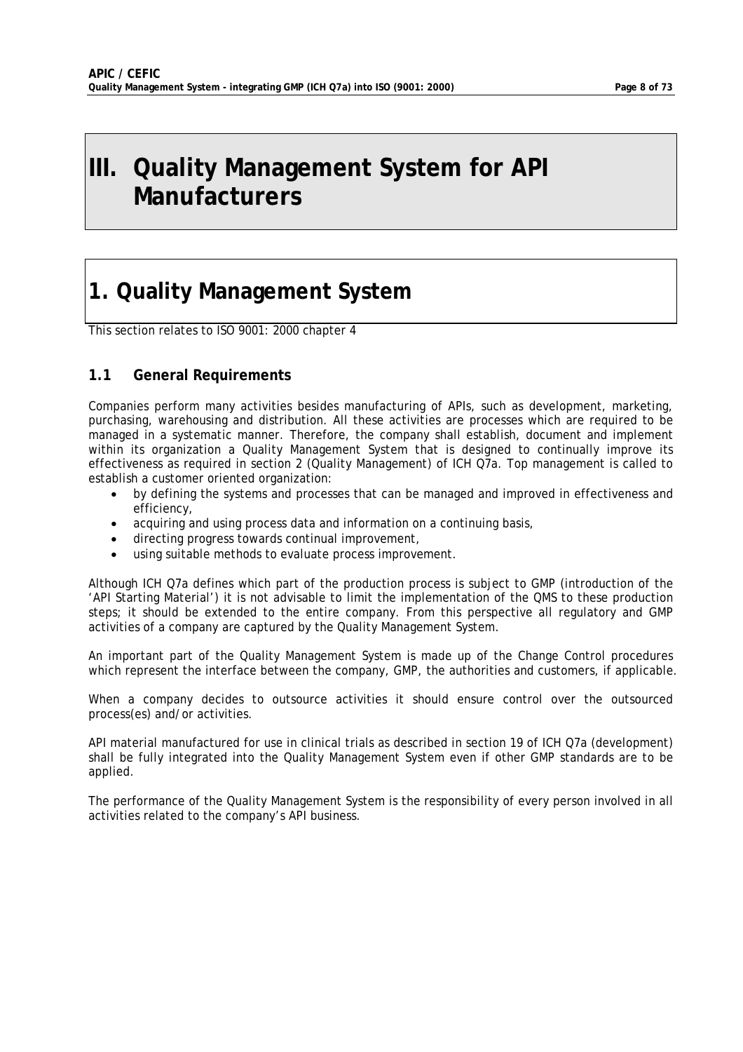# III. Quality Management System for API Manufacturers

# 1. Quality Management System

*This section relates to ISO 9001: 2000 chapter 4*

## 1.1 General Requirements

Companies perform many activities besides manufacturing of APIs, such as development, marketing, purchasing, warehousing and distribution. All these activities are processes which are required to be managed in a systematic manner. Therefore, the company shall establish, document and implement within its organization a Quality Management System that is designed to continually improve its effectiveness as required in section 2 (Quality Management) of ICH Q7a. Top management is called to establish a customer oriented organization:

- by defining the systems and processes that can be managed and improved in effectiveness and efficiency,
- acquiring and using process data and information on a continuing basis,
- directing progress towards continual improvement,
- using suitable methods to evaluate process improvement.

Although ICH Q7a defines which part of the production process is subject to GMP (introduction of the 'API Starting Material') it is not advisable to limit the implementation of the QMS to these production steps; it should be extended to the entire company. From this perspective all regulatory and GMP activities of a company are captured by the Quality Management System.

An important part of the Quality Management System is made up of the Change Control procedures which represent the interface between the company, GMP, the authorities and customers, if applicable.

When a company decides to outsource activities it should ensure control over the outsourced process(es) and/or activities.

API material manufactured for use in clinical trials as described in section 19 of ICH Q7a (development) shall be fully integrated into the Quality Management System even if other GMP standards are to be applied.

The performance of the Quality Management System is the responsibility of every person involved in all activities related to the company's API business.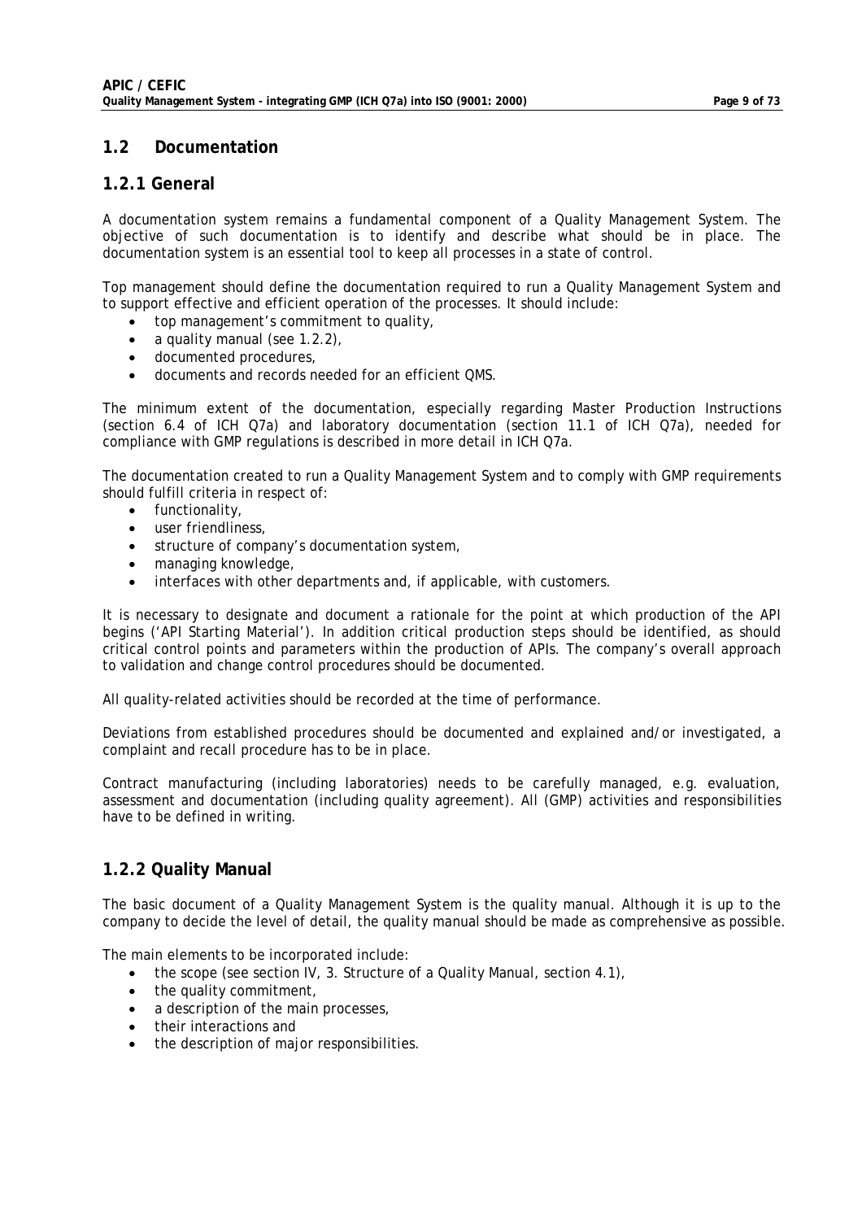## 1.2 Documentation

### 1.2.1 General

A documentation system remains a fundamental component of a Quality Management System. The objective of such documentation is to identify and describe what should be in place. The documentation system is an essential tool to keep all processes in a state of control.

Top management should define the documentation required to run a Quality Management System and to support effective and efficient operation of the processes. It should include:

- top management's commitment to quality,
- a quality manual (see 1.2.2),
- documented procedures,
- documents and records needed for an efficient QMS.

The minimum extent of the documentation, especially regarding Master Production Instructions (section 6.4 of ICH Q7a) and laboratory documentation (section 11.1 of ICH Q7a), needed for compliance with GMP regulations is described in more detail in ICH Q7a.

The documentation created to run a Quality Management System and to comply with GMP requirements should fulfill criteria in respect of:

- functionality,
- user friendliness,
- structure of company's documentation system,
- managing knowledge,
- interfaces with other departments and, if applicable, with customers.

It is necessary to designate and document a rationale for the point at which production of the API begins ('API Starting Material'). In addition critical production steps should be identified, as should critical control points and parameters within the production of APIs. The company's overall approach to validation and change control procedures should be documented.

All quality-related activities should be recorded at the time of performance.

Deviations from established procedures should be documented and explained and/or investigated, a complaint and recall procedure has to be in place.

Contract manufacturing (including laboratories) needs to be carefully managed, e.g. evaluation, assessment and documentation (including quality agreement). All (GMP) activities and responsibilities have to be defined in writing.

### 1.2.2 Quality Manual

The basic document of a Quality Management System is the quality manual. Although it is up to the company to decide the level of detail, the quality manual should be made as comprehensive as possible.

The main elements to be incorporated include:

- the scope (see section IV, 3. Structure of a Quality Manual, section 4.1),
- the quality commitment,
- a description of the main processes,
- their interactions and
- the description of major responsibilities.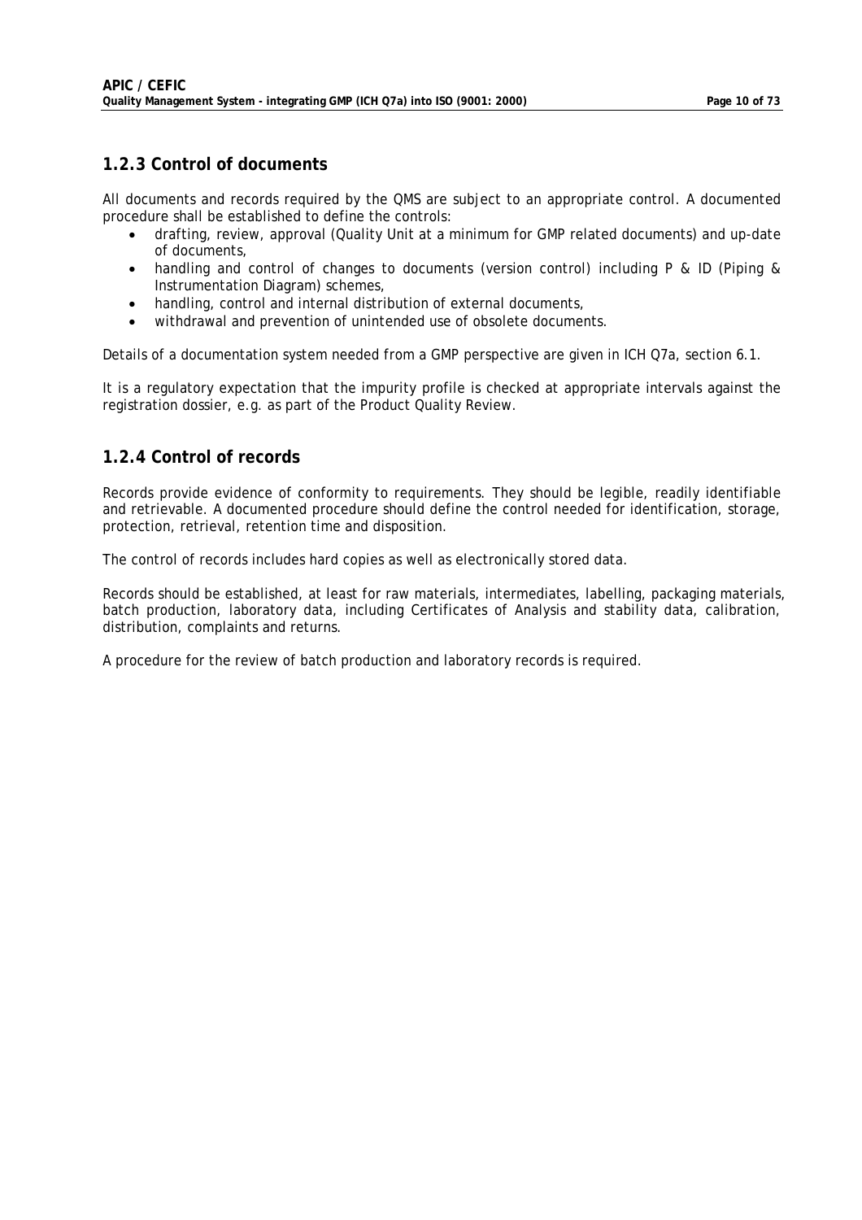## 1.2.3 Control of documents

All documents and records required by the QMS are subject to an appropriate control. A documented procedure shall be established to define the controls:

- drafting, review, approval (Quality Unit at a minimum for GMP related documents) and up-date of documents,
- handling and control of changes to documents (version control) including P & ID (Piping & Instrumentation Diagram) schemes,
- handling, control and internal distribution of external documents,
- withdrawal and prevention of unintended use of obsolete documents.

Details of a documentation system needed from a GMP perspective are given in ICH Q7a, section 6.1.

It is a regulatory expectation that the impurity profile is checked at appropriate intervals against the registration dossier, e.g. as part of the Product Quality Review.

## 1.2.4 Control of records

Records provide evidence of conformity to requirements. They should be legible, readily identifiable and retrievable. A documented procedure should define the control needed for identification, storage, protection, retrieval, retention time and disposition.

The control of records includes hard copies as well as electronically stored data.

Records should be established, at least for raw materials, intermediates, labelling, packaging materials, batch production, laboratory data, including Certificates of Analysis and stability data, calibration, distribution, complaints and returns.

A procedure for the review of batch production and laboratory records is required.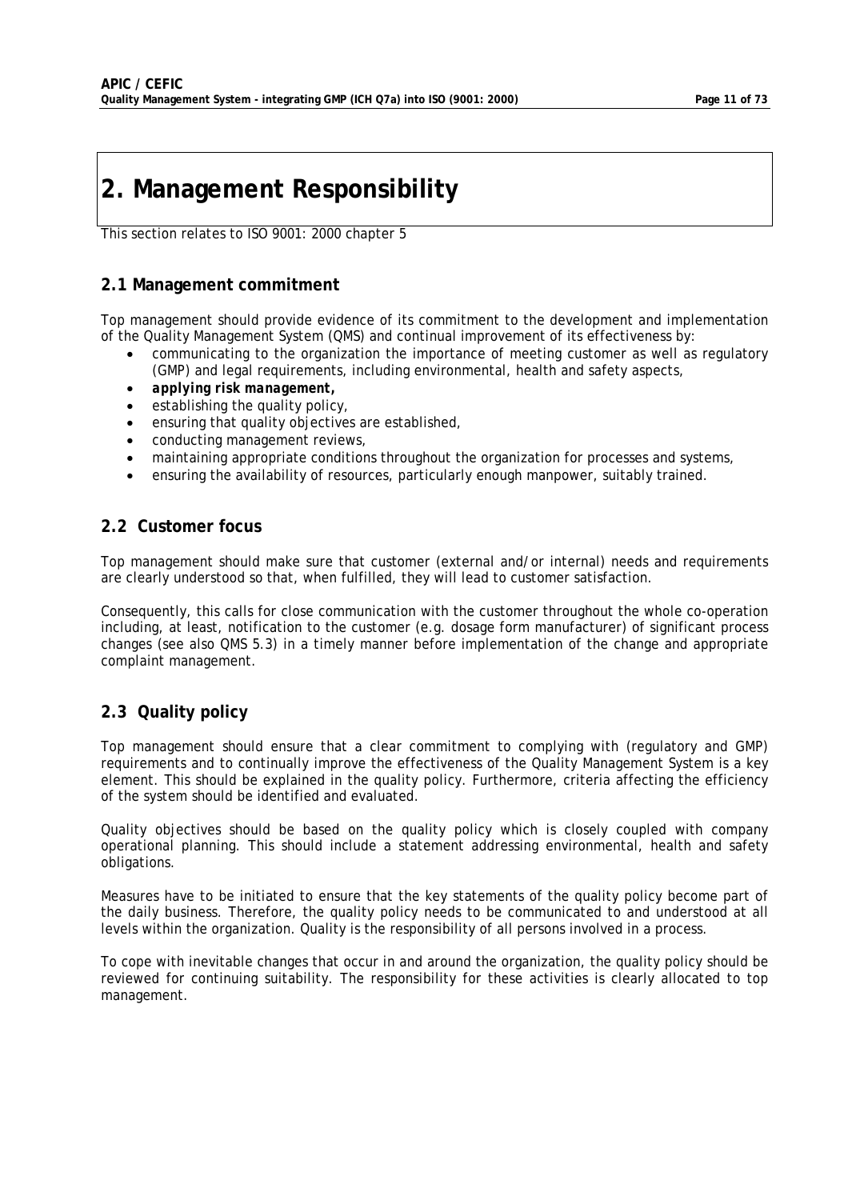# 2. Management Responsibility

This section relates to ISO 9001: 2000 chapter 5

## 2.1 Management commitment

Top management should provide evidence of its commitment to the development and implementation of the Quality Management System (QMS) and continual improvement of its effectiveness by:

- communicating to the organization the importance of meeting customer as well as regulatory (GMP) and legal requirements, including environmental, health and safety aspects,
- ***applying risk management,***
- establishing the quality policy,
- ensuring that quality objectives are established,
- conducting management reviews,
- maintaining appropriate conditions throughout the organization for processes and systems,
- ensuring the availability of resources, particularly enough manpower, suitably trained.

## 2.2 Customer focus

Top management should make sure that customer (external and/or internal) needs and requirements are clearly understood so that, when fulfilled, they will lead to customer satisfaction.

Consequently, this calls for close communication with the customer throughout the whole co-operation including, at least, notification to the customer (e.g. dosage form manufacturer) of significant process changes (see also QMS 5.3) in a timely manner before implementation of the change and appropriate complaint management.

## 2.3 Quality policy

Top management should ensure that a clear commitment to complying with (regulatory and GMP) requirements and to continually improve the effectiveness of the Quality Management System is a key element. This should be explained in the quality policy. Furthermore, criteria affecting the efficiency of the system should be identified and evaluated.

Quality objectives should be based on the quality policy which is closely coupled with company operational planning. This should include a statement addressing environmental, health and safety obligations.

Measures have to be initiated to ensure that the key statements of the quality policy become part of the daily business. Therefore, the quality policy needs to be communicated to and understood at all levels within the organization. Quality is the responsibility of all persons involved in a process.

To cope with inevitable changes that occur in and around the organization, the quality policy should be reviewed for continuing suitability. The responsibility for these activities is clearly allocated to top management.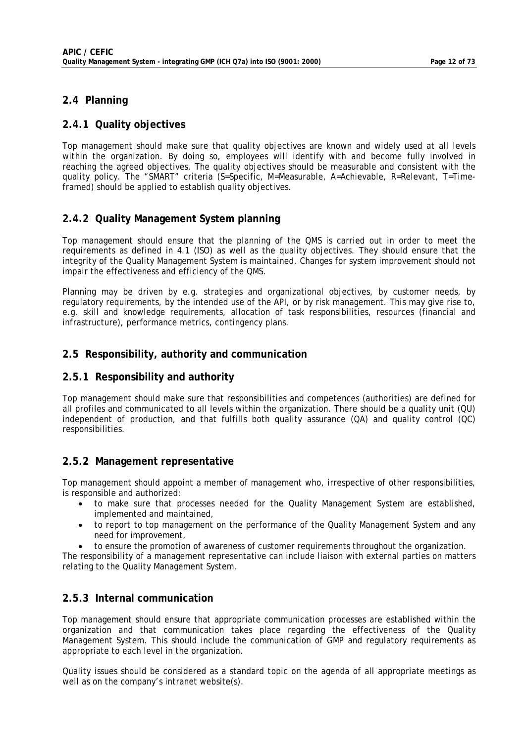## 2.4 Planning

### 2.4.1 Quality objectives

Top management should make sure that quality objectives are known and widely used at all levels within the organization. By doing so, employees will identify with and become fully involved in reaching the agreed objectives. The quality objectives should be measurable and consistent with the quality policy. The "SMART" criteria (S=Specific, M=Measurable, A=Achievable, R=Relevant, T=Time-framed) should be applied to establish quality objectives.

### 2.4.2 Quality Management System planning

Top management should ensure that the planning of the QMS is carried out in order to meet the requirements as defined in 4.1 (ISO) as well as the quality objectives. They should ensure that the integrity of the Quality Management System is maintained. Changes for system improvement should not impair the effectiveness and efficiency of the QMS.

Planning may be driven by e.g. strategies and organizational objectives, by customer needs, by regulatory requirements, by the intended use of the API, or by risk management. This may give rise to, e.g. skill and knowledge requirements, allocation of task responsibilities, resources (financial and infrastructure), performance metrics, contingency plans.

## 2.5 Responsibility, authority and communication

### 2.5.1 Responsibility and authority

Top management should make sure that responsibilities and competences (authorities) are defined for all profiles and communicated to all levels within the organization. There should be a quality unit (QU) independent of production, and that fulfills both quality assurance (QA) and quality control (QC) responsibilities.

### 2.5.2 Management representative

Top management should appoint a member of management who, irrespective of other responsibilities, is responsible and authorized:

- to make sure that processes needed for the Quality Management System are established, implemented and maintained,
- to report to top management on the performance of the Quality Management System and any need for improvement,
- to ensure the promotion of awareness of customer requirements throughout the organization.

The responsibility of a management representative can include liaison with external parties on matters relating to the Quality Management System.

### 2.5.3 Internal communication

Top management should ensure that appropriate communication processes are established within the organization and that communication takes place regarding the effectiveness of the Quality Management System. This should include the communication of GMP and regulatory requirements as appropriate to each level in the organization.

Quality issues should be considered as a standard topic on the agenda of all appropriate meetings as well as on the company's intranet website(s).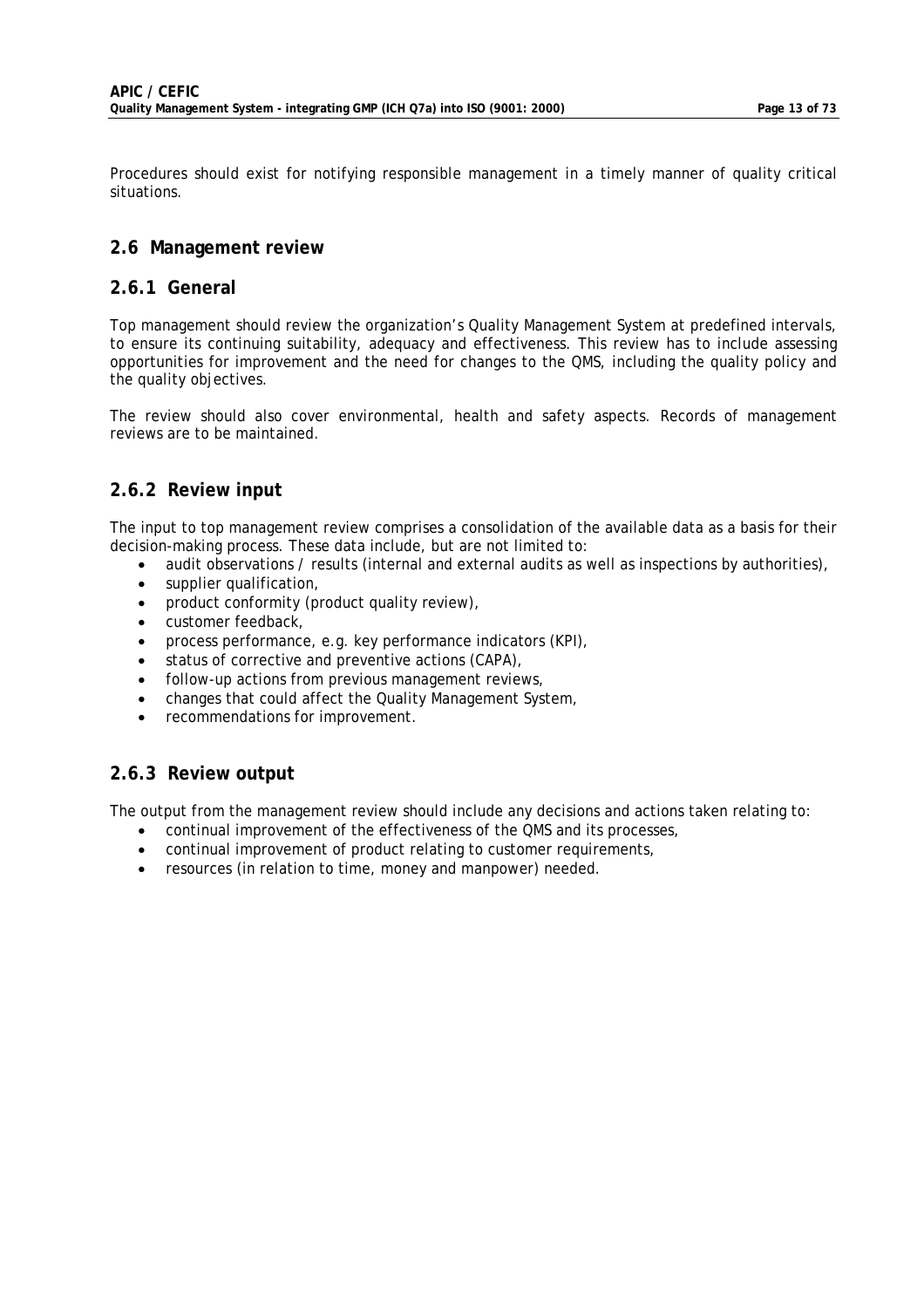Procedures should exist for notifying responsible management in a timely manner of quality critical situations.

## 2.6 Management review

### 2.6.1 General

Top management should review the organization's Quality Management System at predefined intervals, to ensure its continuing suitability, adequacy and effectiveness. This review has to include assessing opportunities for improvement and the need for changes to the QMS, including the quality policy and the quality objectives.

The review should also cover environmental, health and safety aspects. Records of management reviews are to be maintained.

### 2.6.2 Review input

The input to top management review comprises a consolidation of the available data as a basis for their decision-making process. These data include, but are not limited to:

- audit observations / results (internal and external audits as well as inspections by authorities),
- supplier qualification,
- product conformity (product quality review),
- customer feedback,
- process performance, e.g. key performance indicators (KPI),
- status of corrective and preventive actions (CAPA),
- follow-up actions from previous management reviews,
- changes that could affect the Quality Management System,
- recommendations for improvement.

### 2.6.3 Review output

The output from the management review should include any decisions and actions taken relating to:

- continual improvement of the effectiveness of the QMS and its processes,
- continual improvement of product relating to customer requirements,
- resources (in relation to time, money and manpower) needed.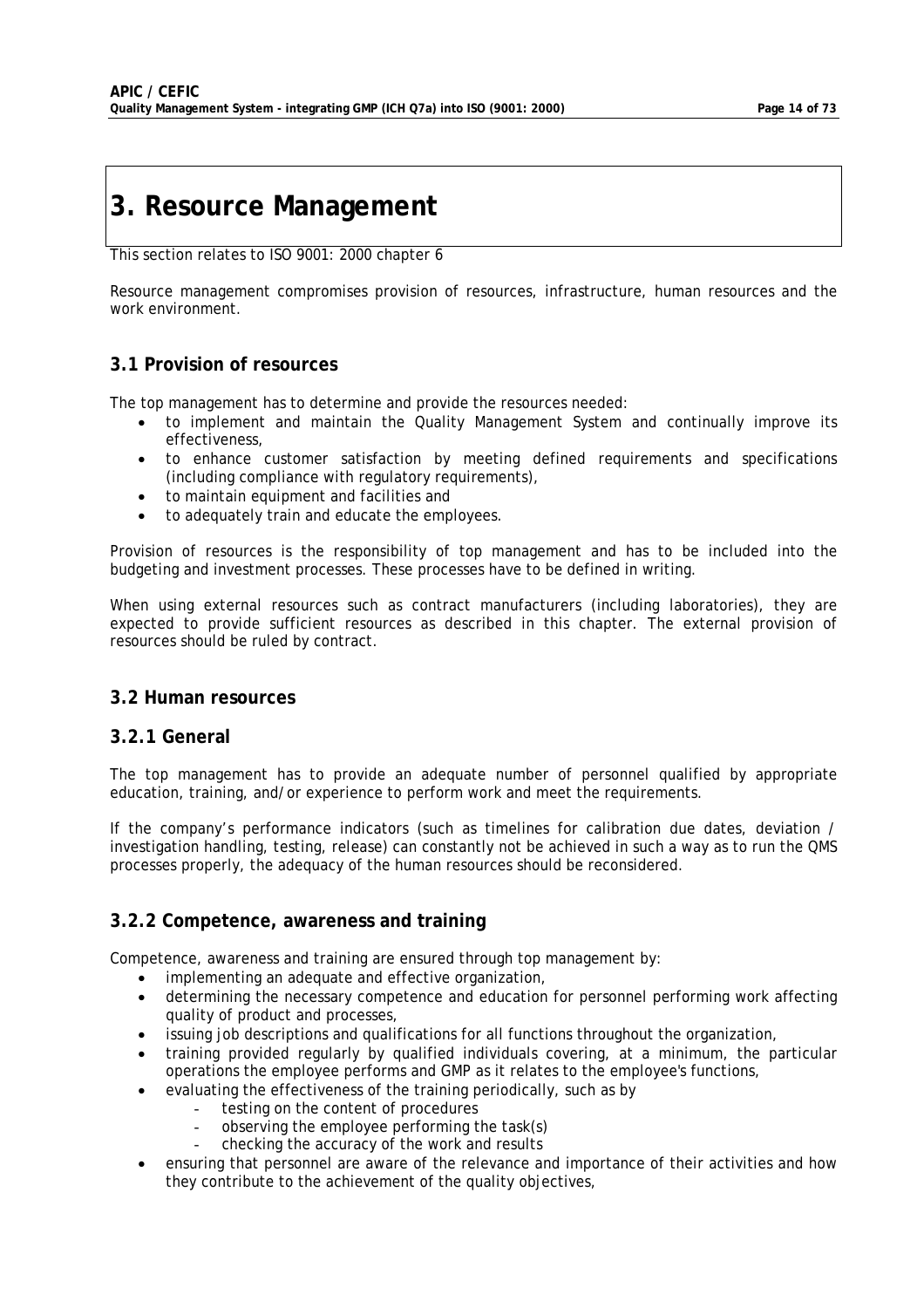# 3. Resource Management

This section relates to ISO 9001: 2000 chapter 6

Resource management compromises provision of resources, infrastructure, human resources and the work environment.

## 3.1 Provision of resources

The top management has to determine and provide the resources needed:

- to implement and maintain the Quality Management System and continually improve its effectiveness,
- to enhance customer satisfaction by meeting defined requirements and specifications (including compliance with regulatory requirements),
- to maintain equipment and facilities and
- to adequately train and educate the employees.

Provision of resources is the responsibility of top management and has to be included into the budgeting and investment processes. These processes have to be defined in writing.

When using external resources such as contract manufacturers (including laboratories), they are expected to provide sufficient resources as described in this chapter. The external provision of resources should be ruled by contract.

## 3.2 Human resources

### 3.2.1 General

The top management has to provide an adequate number of personnel qualified by appropriate education, training, and/or experience to perform work and meet the requirements.

If the company's performance indicators (such as timelines for calibration due dates, deviation / investigation handling, testing, release) can constantly not be achieved in such a way as to run the QMS processes properly, the adequacy of the human resources should be reconsidered.

### 3.2.2 Competence, awareness and training

Competence, awareness and training are ensured through top management by:

- implementing an adequate and effective organization,
- determining the necessary competence and education for personnel performing work affecting quality of product and processes,
- issuing job descriptions and qualifications for all functions throughout the organization,
- training provided regularly by qualified individuals covering, at a minimum, the particular operations the employee performs and GMP as it relates to the employee's functions,
- evaluating the effectiveness of the training periodically, such as by
  - testing on the content of procedures
  - observing the employee performing the task(s)
  - checking the accuracy of the work and results
- ensuring that personnel are aware of the relevance and importance of their activities and how they contribute to the achievement of the quality objectives,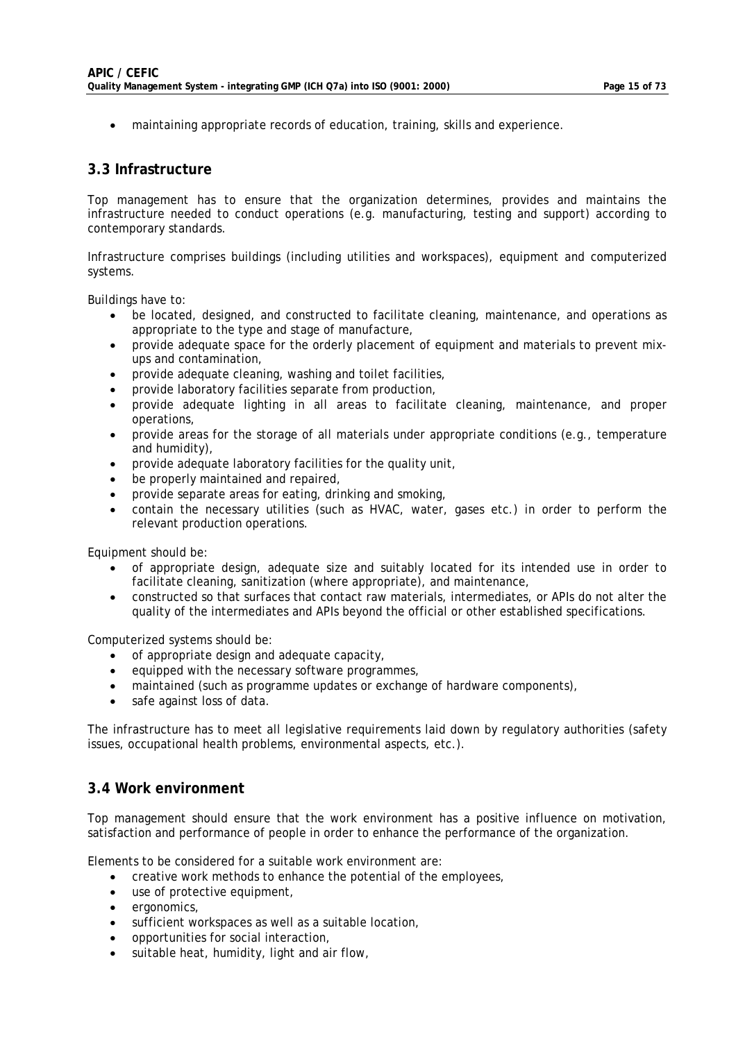- maintaining appropriate records of education, training, skills and experience.

## 3.3 Infrastructure

Top management has to ensure that the organization determines, provides and maintains the infrastructure needed to conduct operations (e.g. manufacturing, testing and support) according to contemporary standards.

Infrastructure comprises buildings (including utilities and workspaces), equipment and computerized systems.

Buildings have to:

- be located, designed, and constructed to facilitate cleaning, maintenance, and operations as appropriate to the type and stage of manufacture,
- provide adequate space for the orderly placement of equipment and materials to prevent mix-ups and contamination,
- provide adequate cleaning, washing and toilet facilities,
- provide laboratory facilities separate from production,
- provide adequate lighting in all areas to facilitate cleaning, maintenance, and proper operations,
- provide areas for the storage of all materials under appropriate conditions (e.g., temperature and humidity),
- provide adequate laboratory facilities for the quality unit,
- be properly maintained and repaired,
- provide separate areas for eating, drinking and smoking,
- contain the necessary utilities (such as HVAC, water, gases etc.) in order to perform the relevant production operations.

Equipment should be:

- of appropriate design, adequate size and suitably located for its intended use in order to facilitate cleaning, sanitization (where appropriate), and maintenance,
- constructed so that surfaces that contact raw materials, intermediates, or APIs do not alter the quality of the intermediates and APIs beyond the official or other established specifications.

Computerized systems should be:

- of appropriate design and adequate capacity,
- equipped with the necessary software programmes,
- maintained (such as programme updates or exchange of hardware components),
- safe against loss of data.

The infrastructure has to meet all legislative requirements laid down by regulatory authorities (safety issues, occupational health problems, environmental aspects, etc.).

## 3.4 Work environment

Top management should ensure that the work environment has a positive influence on motivation, satisfaction and performance of people in order to enhance the performance of the organization.

Elements to be considered for a suitable work environment are:

- creative work methods to enhance the potential of the employees,
- use of protective equipment,
- ergonomics,
- sufficient workspaces as well as a suitable location,
- opportunities for social interaction,
- suitable heat, humidity, light and air flow,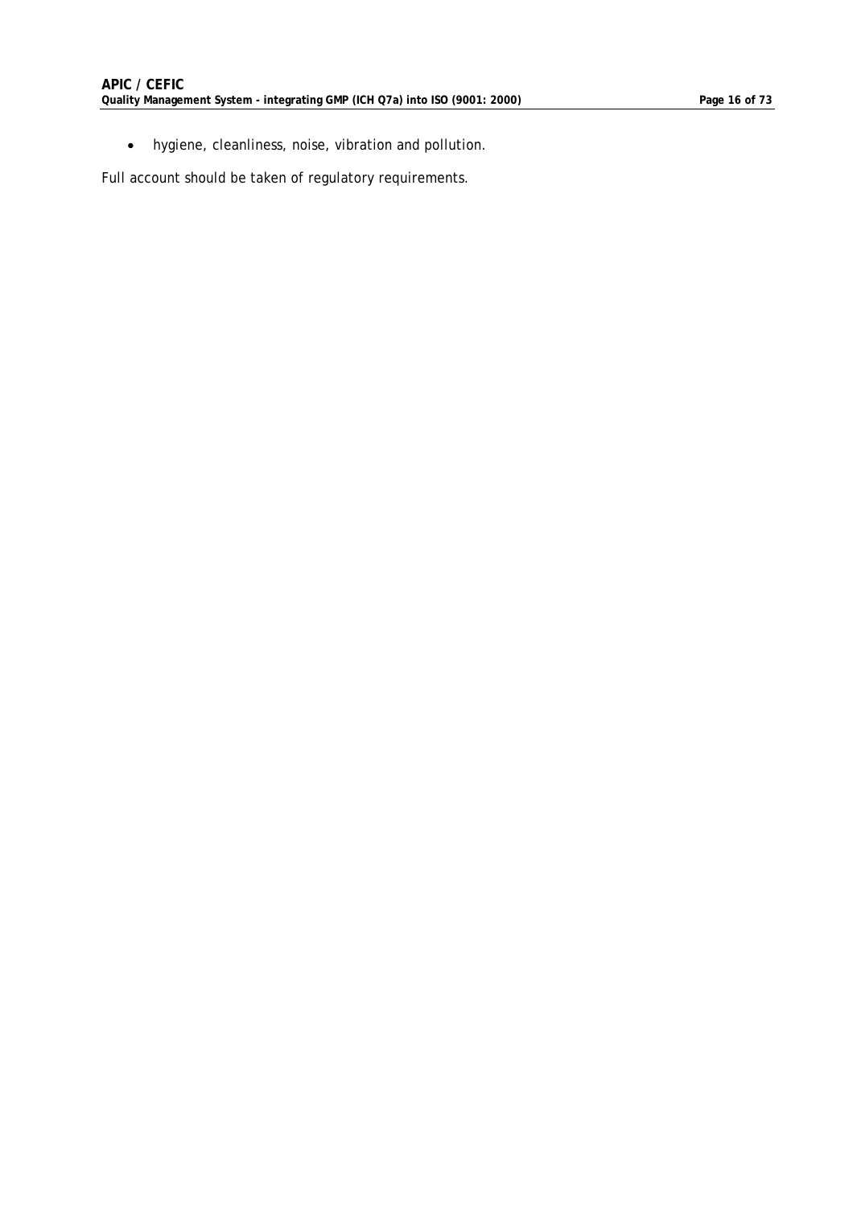- hygiene, cleanliness, noise, vibration and pollution.

Full account should be taken of regulatory requirements.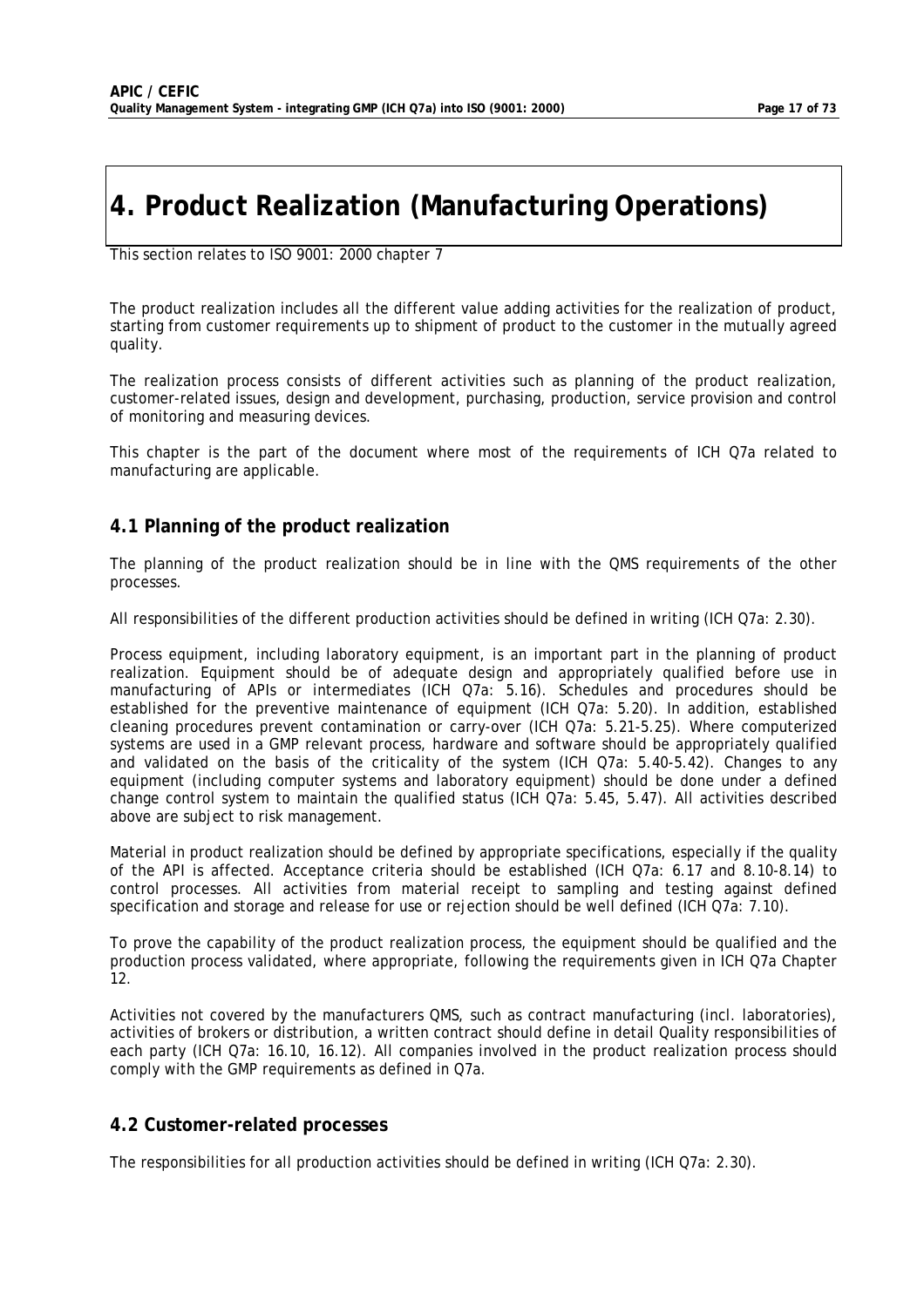# 4. Product Realization (Manufacturing Operations)

This section relates to ISO 9001: 2000 chapter 7

The product realization includes all the different value adding activities for the realization of product, starting from customer requirements up to shipment of product to the customer in the mutually agreed quality.

The realization process consists of different activities such as planning of the product realization, customer-related issues, design and development, purchasing, production, service provision and control of monitoring and measuring devices.

This chapter is the part of the document where most of the requirements of ICH Q7a related to manufacturing are applicable.

## 4.1 Planning of the product realization

The planning of the product realization should be in line with the QMS requirements of the other processes.

All responsibilities of the different production activities should be defined in writing (ICH Q7a: 2.30).

Process equipment, including laboratory equipment, is an important part in the planning of product realization. Equipment should be of adequate design and appropriately qualified before use in manufacturing of APIs or intermediates (ICH Q7a: 5.16). Schedules and procedures should be established for the preventive maintenance of equipment (ICH Q7a: 5.20). In addition, established cleaning procedures prevent contamination or carry-over (ICH Q7a: 5.21-5.25). Where computerized systems are used in a GMP relevant process, hardware and software should be appropriately qualified and validated on the basis of the criticality of the system (ICH Q7a: 5.40-5.42). Changes to any equipment (including computer systems and laboratory equipment) should be done under a defined change control system to maintain the qualified status (ICH Q7a: 5.45, 5.47). All activities described above are subject to risk management.

Material in product realization should be defined by appropriate specifications, especially if the quality of the API is affected. Acceptance criteria should be established (ICH Q7a: 6.17 and 8.10-8.14) to control processes. All activities from material receipt to sampling and testing against defined specification and storage and release for use or rejection should be well defined (ICH Q7a: 7.10).

To prove the capability of the product realization process, the equipment should be qualified and the production process validated, where appropriate, following the requirements given in ICH Q7a Chapter 12.

Activities not covered by the manufacturers QMS, such as contract manufacturing (incl. laboratories), activities of brokers or distribution, a written contract should define in detail Quality responsibilities of each party (ICH Q7a: 16.10, 16.12). All companies involved in the product realization process should comply with the GMP requirements as defined in Q7a.

## 4.2 Customer-related processes

The responsibilities for all production activities should be defined in writing (ICH Q7a: 2.30).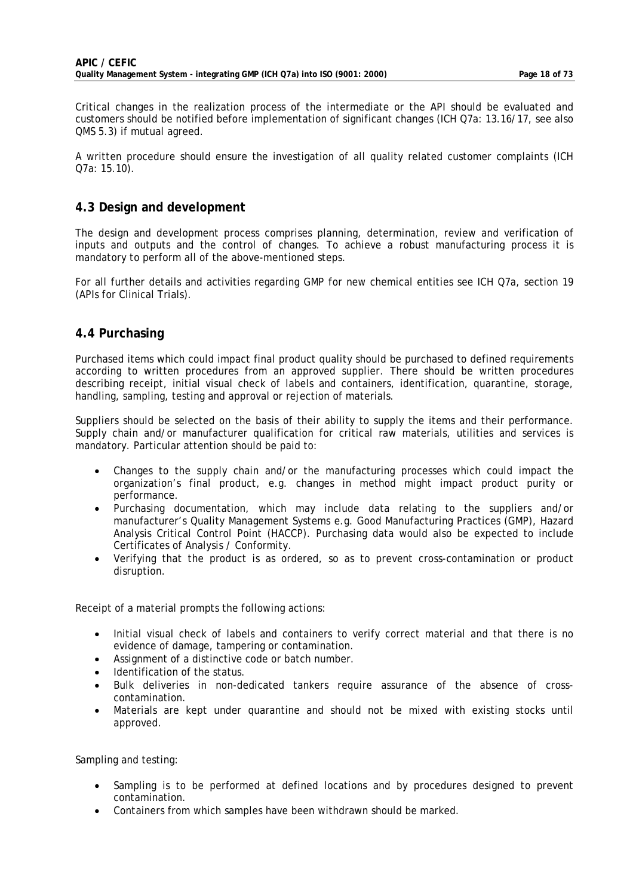Critical changes in the realization process of the intermediate or the API should be evaluated and customers should be notified before implementation of significant changes (ICH Q7a: 13.16/17, see also QMS 5.3) if mutual agreed.

A written procedure should ensure the investigation of all quality related customer complaints (ICH Q7a: 15.10).

## 4.3 Design and development

The design and development process comprises planning, determination, review and verification of inputs and outputs and the control of changes. To achieve a robust manufacturing process it is mandatory to perform all of the above-mentioned steps.

For all further details and activities regarding GMP for new chemical entities see ICH Q7a, section 19 (APIs for Clinical Trials).

## 4.4 Purchasing

Purchased items which could impact final product quality should be purchased to defined requirements according to written procedures from an approved supplier. There should be written procedures describing receipt, initial visual check of labels and containers, identification, quarantine, storage, handling, sampling, testing and approval or rejection of materials.

Suppliers should be selected on the basis of their ability to supply the items and their performance. Supply chain and/or manufacturer qualification for critical raw materials, utilities and services is mandatory. Particular attention should be paid to:

- Changes to the supply chain and/or the manufacturing processes which could impact the organization's final product, e.g. changes in method might impact product purity or performance.
- Purchasing documentation, which may include data relating to the suppliers and/or manufacturer's Quality Management Systems e.g. Good Manufacturing Practices (GMP), Hazard Analysis Critical Control Point (HACCP). Purchasing data would also be expected to include Certificates of Analysis / Conformity.
- Verifying that the product is as ordered, so as to prevent cross-contamination or product disruption.

Receipt of a material prompts the following actions:

- Initial visual check of labels and containers to verify correct material and that there is no evidence of damage, tampering or contamination.
- Assignment of a distinctive code or batch number.
- Identification of the status.
- Bulk deliveries in non-dedicated tankers require assurance of the absence of cross-contamination.
- Materials are kept under quarantine and should not be mixed with existing stocks until approved.

Sampling and testing:

- Sampling is to be performed at defined locations and by procedures designed to prevent contamination.
- Containers from which samples have been withdrawn should be marked.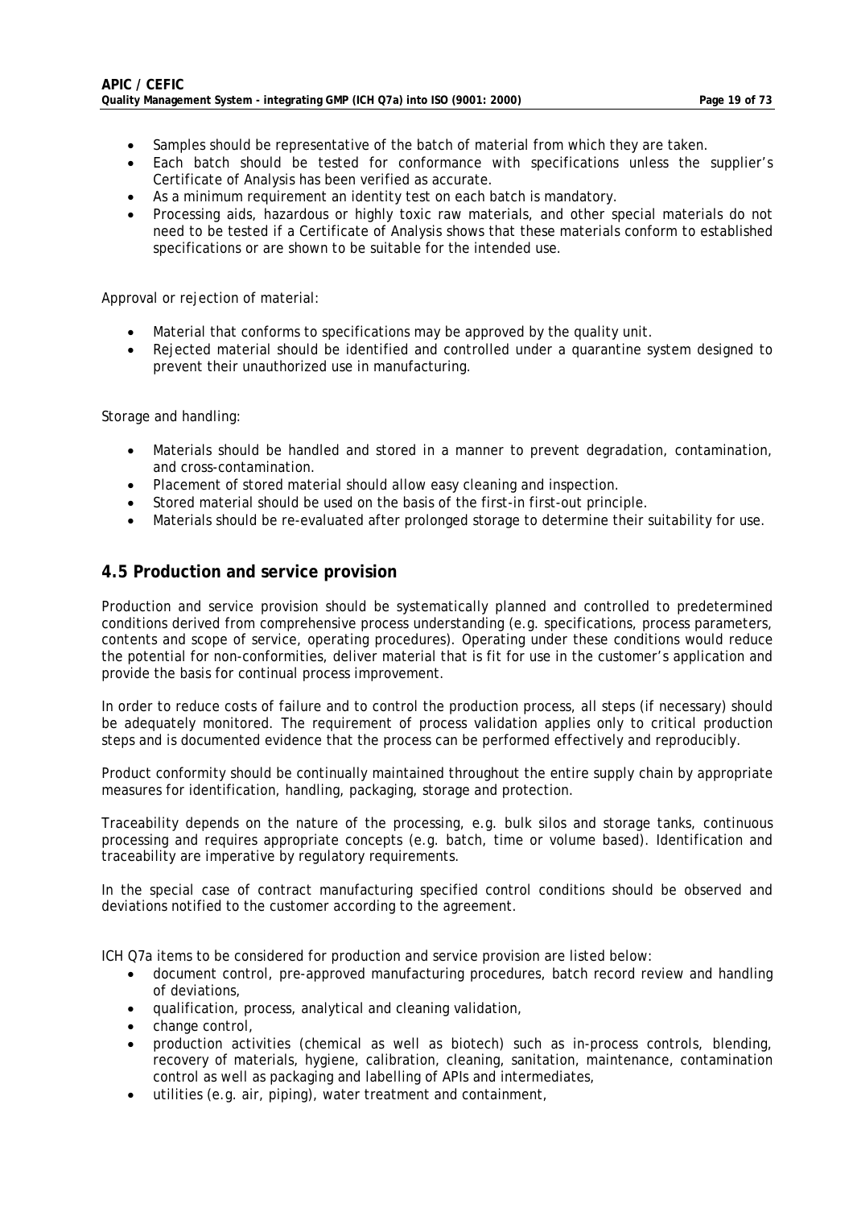- Samples should be representative of the batch of material from which they are taken.
- Each batch should be tested for conformance with specifications unless the supplier's Certificate of Analysis has been verified as accurate.
- As a minimum requirement an identity test on each batch is mandatory.
- Processing aids, hazardous or highly toxic raw materials, and other special materials do not need to be tested if a Certificate of Analysis shows that these materials conform to established specifications or are shown to be suitable for the intended use.

Approval or rejection of material:

- Material that conforms to specifications may be approved by the quality unit.
- Rejected material should be identified and controlled under a quarantine system designed to prevent their unauthorized use in manufacturing.

Storage and handling:

- Materials should be handled and stored in a manner to prevent degradation, contamination, and cross-contamination.
- Placement of stored material should allow easy cleaning and inspection.
- Stored material should be used on the basis of the first-in first-out principle.
- Materials should be re-evaluated after prolonged storage to determine their suitability for use.

## 4.5 Production and service provision

Production and service provision should be systematically planned and controlled to predetermined conditions derived from comprehensive process understanding (e.g. specifications, process parameters, contents and scope of service, operating procedures). Operating under these conditions would reduce the potential for non-conformities, deliver material that is fit for use in the customer's application and provide the basis for continual process improvement.

In order to reduce costs of failure and to control the production process, all steps (if necessary) should be adequately monitored. The requirement of process validation applies only to critical production steps and is documented evidence that the process can be performed effectively and reproducibly.

Product conformity should be continually maintained throughout the entire supply chain by appropriate measures for identification, handling, packaging, storage and protection.

Traceability depends on the nature of the processing, e.g. bulk silos and storage tanks, continuous processing and requires appropriate concepts (e.g. batch, time or volume based). Identification and traceability are imperative by regulatory requirements.

In the special case of contract manufacturing specified control conditions should be observed and deviations notified to the customer according to the agreement.

ICH Q7a items to be considered for production and service provision are listed below:

- document control, pre-approved manufacturing procedures, batch record review and handling of deviations,
- qualification, process, analytical and cleaning validation,
- change control,
- production activities (chemical as well as biotech) such as in-process controls, blending, recovery of materials, hygiene, calibration, cleaning, sanitation, maintenance, contamination control as well as packaging and labelling of APIs and intermediates,
- utilities (e.g. air, piping), water treatment and containment,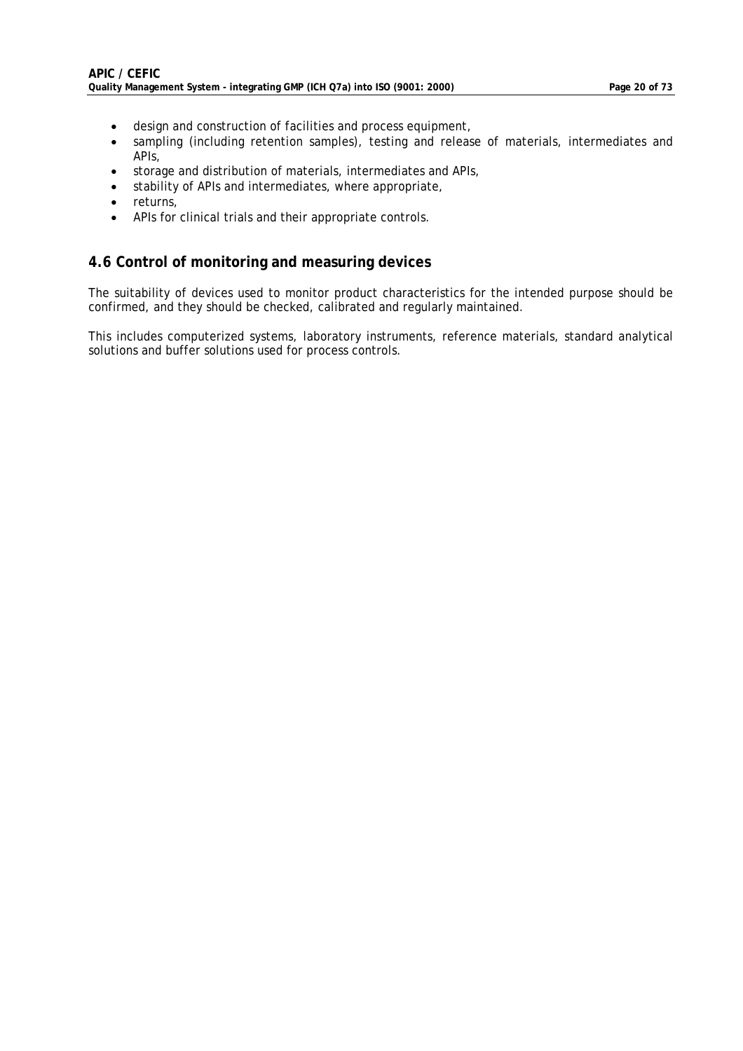- design and construction of facilities and process equipment,
- sampling (including retention samples), testing and release of materials, intermediates and APIs,
- storage and distribution of materials, intermediates and APIs,
- stability of APIs and intermediates, where appropriate,
- returns,
- APIs for clinical trials and their appropriate controls.

## 4.6 Control of monitoring and measuring devices

The suitability of devices used to monitor product characteristics for the intended purpose should be confirmed, and they should be checked, calibrated and regularly maintained.

This includes computerized systems, laboratory instruments, reference materials, standard analytical solutions and buffer solutions used for process controls.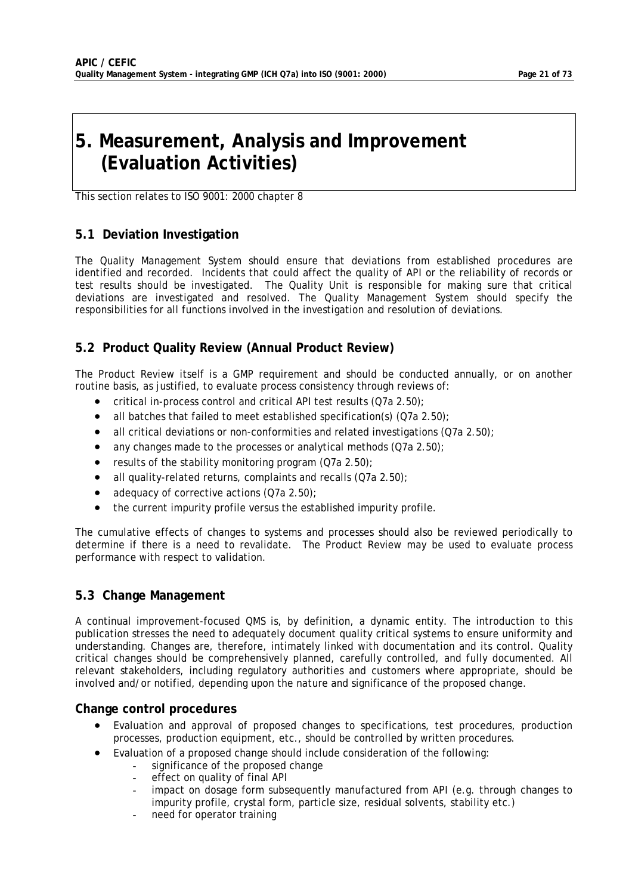# 5. Measurement, Analysis and Improvement (Evaluation Activities)

*This section relates to ISO 9001: 2000 chapter 8*

## 5.1 Deviation Investigation

The Quality Management System should ensure that deviations from established procedures are identified and recorded. Incidents that could affect the quality of API or the reliability of records or test results should be investigated. The Quality Unit is responsible for making sure that critical deviations are investigated and resolved. The Quality Management System should specify the responsibilities for all functions involved in the investigation and resolution of deviations.

## 5.2 Product Quality Review (Annual Product Review)

The Product Review itself is a GMP requirement and should be conducted annually, or on another routine basis, as justified, to evaluate process consistency through reviews of:

- critical in-process control and critical API test results (Q7a 2.50);
- all batches that failed to meet established specification(s) (Q7a 2.50);
- all critical deviations or non-conformities and related investigations (Q7a 2.50);
- any changes made to the processes or analytical methods (Q7a 2.50);
- results of the stability monitoring program (Q7a 2.50);
- all quality-related returns, complaints and recalls (Q7a 2.50);
- adequacy of corrective actions (Q7a 2.50);
- the current impurity profile versus the established impurity profile.

The cumulative effects of changes to systems and processes should also be reviewed periodically to determine if there is a need to revalidate. The Product Review may be used to evaluate process performance with respect to validation.

## 5.3 Change Management

A continual improvement-focused QMS is, by definition, a dynamic entity. The introduction to this publication stresses the need to adequately document quality critical systems to ensure uniformity and understanding. Changes are, therefore, intimately linked with documentation and its control. Quality critical changes should be comprehensively planned, carefully controlled, and fully documented. All relevant stakeholders, including regulatory authorities and customers where appropriate, should be involved and/or notified, depending upon the nature and significance of the proposed change.

### Change control procedures

- Evaluation and approval of proposed changes to specifications, test procedures, production processes, production equipment, etc., should be controlled by written procedures.
- Evaluation of a proposed change should include consideration of the following:
  - significance of the proposed change
  - effect on quality of final API
  - impact on dosage form subsequently manufactured from API (e.g. through changes to impurity profile, crystal form, particle size, residual solvents, stability etc.)
  - need for operator training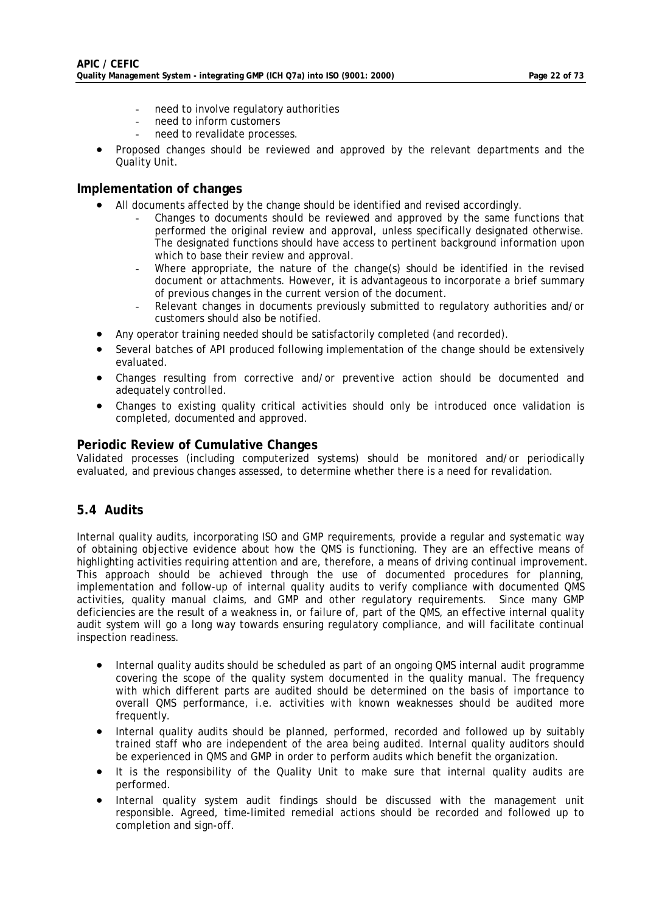- need to involve regulatory authorities
  - need to inform customers
  - need to revalidate processes.
- Proposed changes should be reviewed and approved by the relevant departments and the Quality Unit.

### Implementation of changes

- All documents affected by the change should be identified and revised accordingly.
  - Changes to documents should be reviewed and approved by the same functions that performed the original review and approval, unless specifically designated otherwise. The designated functions should have access to pertinent background information upon which to base their review and approval.
  - Where appropriate, the nature of the change(s) should be identified in the revised document or attachments. However, it is advantageous to incorporate a brief summary of previous changes in the current version of the document.
  - Relevant changes in documents previously submitted to regulatory authorities and/or customers should also be notified.
- Any operator training needed should be satisfactorily completed (and recorded).
- Several batches of API produced following implementation of the change should be extensively evaluated.
- Changes resulting from corrective and/or preventive action should be documented and adequately controlled.
- Changes to existing quality critical activities should only be introduced once validation is completed, documented and approved.

### Periodic Review of Cumulative Changes

Validated processes (including computerized systems) should be monitored and/or periodically evaluated, and previous changes assessed, to determine whether there is a need for revalidation.

## 5.4 Audits

Internal quality audits, incorporating ISO and GMP requirements, provide a regular and systematic way of obtaining objective evidence about how the QMS is functioning. They are an effective means of highlighting activities requiring attention and are, therefore, a means of driving continual improvement. This approach should be achieved through the use of documented procedures for planning, implementation and follow-up of internal quality audits to verify compliance with documented QMS activities, quality manual claims, and GMP and other regulatory requirements. Since many GMP deficiencies are the result of a weakness in, or failure of, part of the QMS, an effective internal quality audit system will go a long way towards ensuring regulatory compliance, and will facilitate continual inspection readiness.

- Internal quality audits should be scheduled as part of an ongoing QMS internal audit programme covering the scope of the quality system documented in the quality manual. The frequency with which different parts are audited should be determined on the basis of importance to overall QMS performance, i.e. activities with known weaknesses should be audited more frequently.
- Internal quality audits should be planned, performed, recorded and followed up by suitably trained staff who are independent of the area being audited. Internal quality auditors should be experienced in QMS and GMP in order to perform audits which benefit the organization.
- It is the responsibility of the Quality Unit to make sure that internal quality audits are performed.
- Internal quality system audit findings should be discussed with the management unit responsible. Agreed, time-limited remedial actions should be recorded and followed up to completion and sign-off.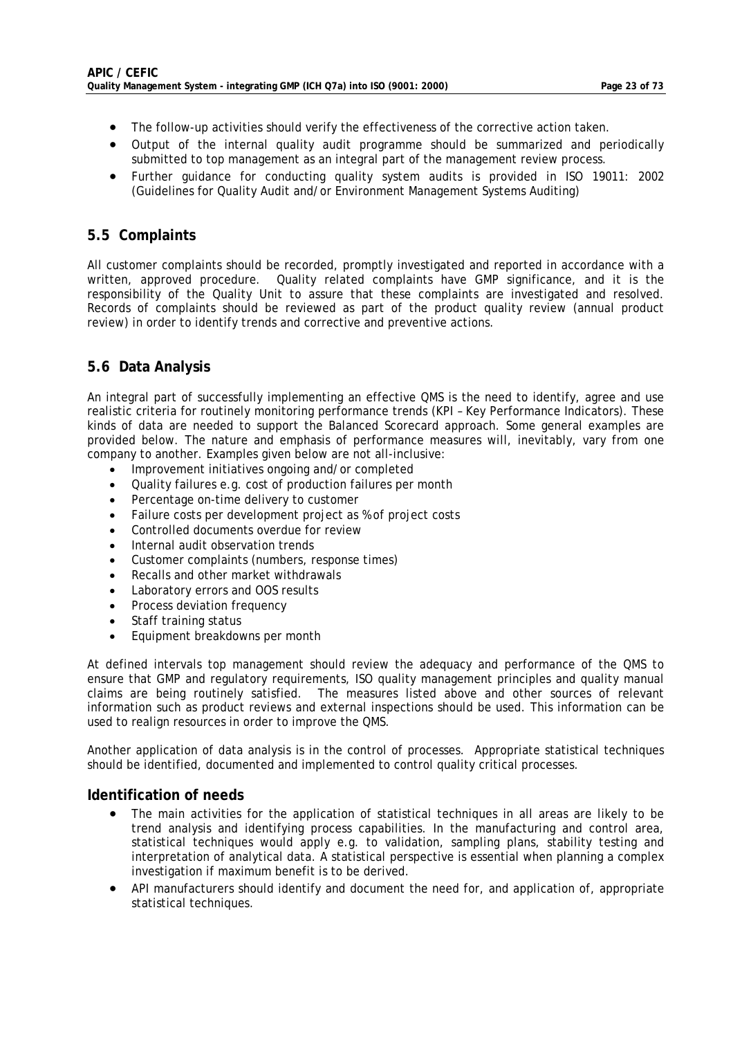- The follow-up activities should verify the effectiveness of the corrective action taken.
- Output of the internal quality audit programme should be summarized and periodically submitted to top management as an integral part of the management review process.
- Further guidance for conducting quality system audits is provided in ISO 19011: 2002 (Guidelines for Quality Audit and/or Environment Management Systems Auditing)

## 5.5 Complaints

All customer complaints should be recorded, promptly investigated and reported in accordance with a written, approved procedure. Quality related complaints have GMP significance, and it is the responsibility of the Quality Unit to assure that these complaints are investigated and resolved. Records of complaints should be reviewed as part of the product quality review (annual product review) in order to identify trends and corrective and preventive actions.

## 5.6 Data Analysis

An integral part of successfully implementing an effective QMS is the need to identify, agree and use realistic criteria for routinely monitoring performance trends (KPI – Key Performance Indicators). These kinds of data are needed to support the Balanced Scorecard approach. Some general examples are provided below. The nature and emphasis of performance measures will, inevitably, vary from one company to another. Examples given below are not all-inclusive:

- Improvement initiatives ongoing and/or completed
- Quality failures e.g. cost of production failures per month
- Percentage on-time delivery to customer
- Failure costs per development project as % of project costs
- Controlled documents overdue for review
- Internal audit observation trends
- Customer complaints (numbers, response times)
- Recalls and other market withdrawals
- Laboratory errors and OOS results
- Process deviation frequency
- Staff training status
- Equipment breakdowns per month

At defined intervals top management should review the adequacy and performance of the QMS to ensure that GMP and regulatory requirements, ISO quality management principles and quality manual claims are being routinely satisfied. The measures listed above and other sources of relevant information such as product reviews and external inspections should be used. This information can be used to realign resources in order to improve the QMS.

Another application of data analysis is in the control of processes. Appropriate statistical techniques should be identified, documented and implemented to control quality critical processes.

### Identification of needs

- The main activities for the application of statistical techniques in all areas are likely to be trend analysis and identifying process capabilities. In the manufacturing and control area, statistical techniques would apply e.g. to validation, sampling plans, stability testing and interpretation of analytical data. A statistical perspective is essential when planning a complex investigation if maximum benefit is to be derived.
- API manufacturers should identify and document the need for, and application of, appropriate statistical techniques.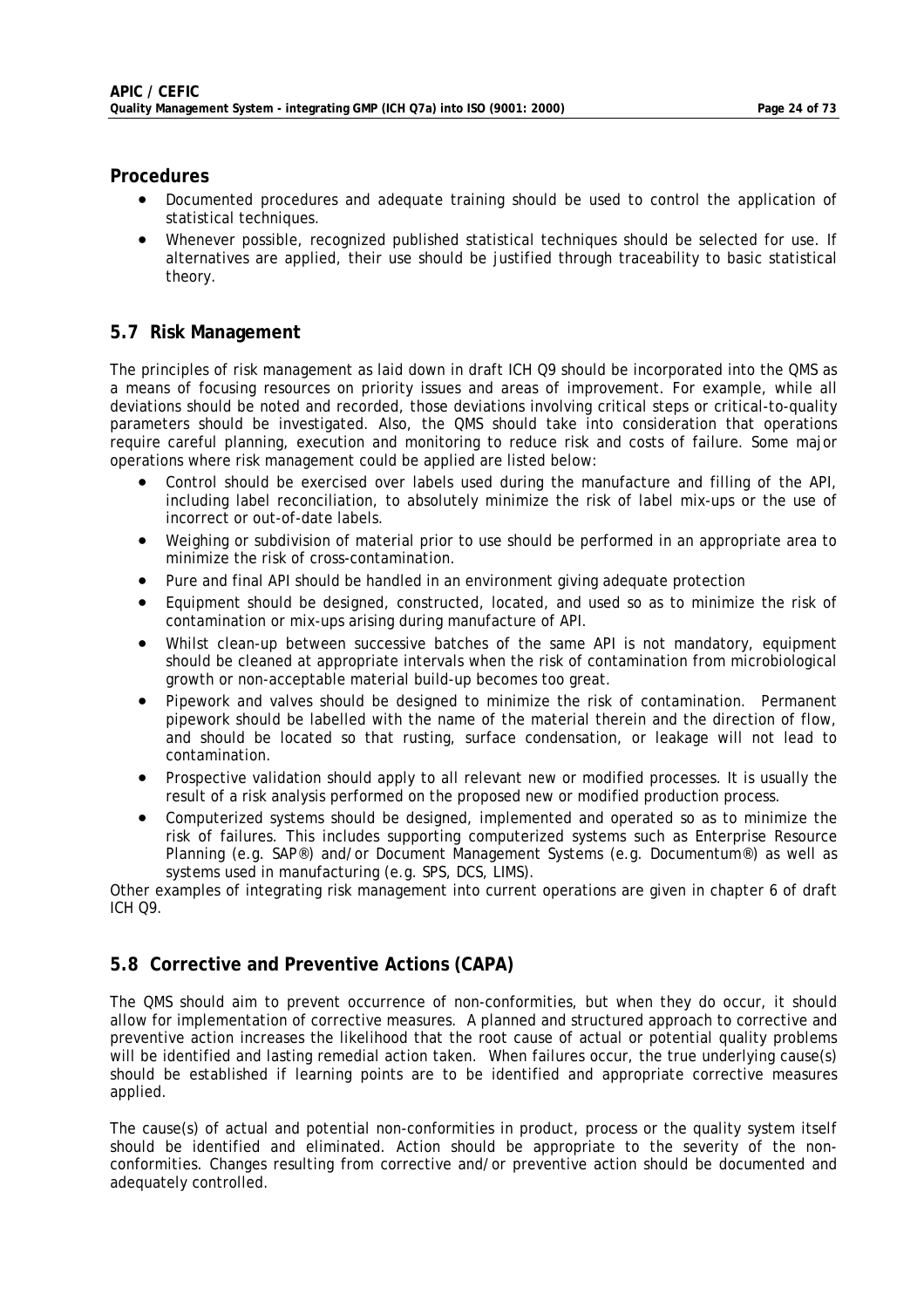### Procedures

- Documented procedures and adequate training should be used to control the application of statistical techniques.
- Whenever possible, recognized published statistical techniques should be selected for use. If alternatives are applied, their use should be justified through traceability to basic statistical theory.

## 5.7 Risk Management

The principles of risk management as laid down in draft ICH Q9 should be incorporated into the QMS as a means of focusing resources on priority issues and areas of improvement. For example, while all deviations should be noted and recorded, those deviations involving critical steps or critical-to-quality parameters should be investigated. Also, the QMS should take into consideration that operations require careful planning, execution and monitoring to reduce risk and costs of failure. Some major operations where risk management could be applied are listed below:

- Control should be exercised over labels used during the manufacture and filling of the API, including label reconciliation, to absolutely minimize the risk of label mix-ups or the use of incorrect or out-of-date labels.
- Weighing or subdivision of material prior to use should be performed in an appropriate area to minimize the risk of cross-contamination.
- Pure and final API should be handled in an environment giving adequate protection
- Equipment should be designed, constructed, located, and used so as to minimize the risk of contamination or mix-ups arising during manufacture of API.
- Whilst clean-up between successive batches of the same API is not mandatory, equipment should be cleaned at appropriate intervals when the risk of contamination from microbiological growth or non-acceptable material build-up becomes too great.
- Pipework and valves should be designed to minimize the risk of contamination. Permanent pipework should be labelled with the name of the material therein and the direction of flow, and should be located so that rusting, surface condensation, or leakage will not lead to contamination.
- Prospective validation should apply to all relevant new or modified processes. It is usually the result of a risk analysis performed on the proposed new or modified production process.
- Computerized systems should be designed, implemented and operated so as to minimize the risk of failures. This includes supporting computerized systems such as Enterprise Resource Planning (e.g. SAP®) and/or Document Management Systems (e.g. Documentum®) as well as systems used in manufacturing (e.g. SPS, DCS, LIMS).

Other examples of integrating risk management into current operations are given in chapter 6 of draft ICH Q9.

## 5.8 Corrective and Preventive Actions (CAPA)

The QMS should aim to prevent occurrence of non-conformities, but when they do occur, it should allow for implementation of corrective measures. A planned and structured approach to corrective and preventive action increases the likelihood that the root cause of actual or potential quality problems will be identified and lasting remedial action taken. When failures occur, the true underlying cause(s) should be established if learning points are to be identified and appropriate corrective measures applied.

The cause(s) of actual and potential non-conformities in product, process or the quality system itself should be identified and eliminated. Action should be appropriate to the severity of the non-conformities. Changes resulting from corrective and/or preventive action should be documented and adequately controlled.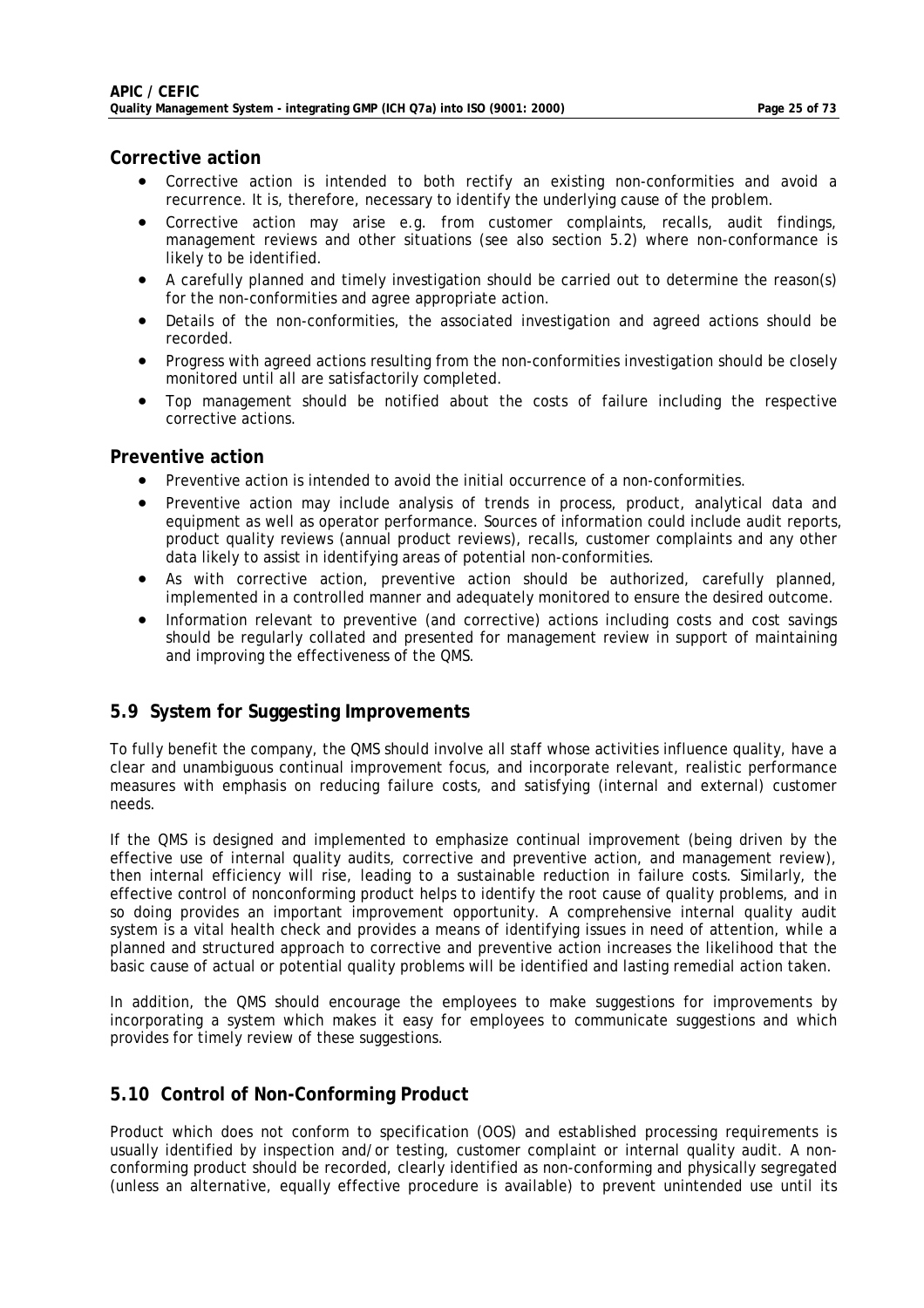### Corrective action

- Corrective action is intended to both rectify an existing non-conformities and avoid a recurrence. It is, therefore, necessary to identify the underlying cause of the problem.
- Corrective action may arise e.g. from customer complaints, recalls, audit findings, management reviews and other situations (see also section 5.2) where non-conformance is likely to be identified.
- A carefully planned and timely investigation should be carried out to determine the reason(s) for the non-conformities and agree appropriate action.
- Details of the non-conformities, the associated investigation and agreed actions should be recorded.
- Progress with agreed actions resulting from the non-conformities investigation should be closely monitored until all are satisfactorily completed.
- Top management should be notified about the costs of failure including the respective corrective actions.

### Preventive action

- Preventive action is intended to avoid the initial occurrence of a non-conformities.
- Preventive action may include analysis of trends in process, product, analytical data and equipment as well as operator performance. Sources of information could include audit reports, product quality reviews (annual product reviews), recalls, customer complaints and any other data likely to assist in identifying areas of potential non-conformities.
- As with corrective action, preventive action should be authorized, carefully planned, implemented in a controlled manner and adequately monitored to ensure the desired outcome.
- Information relevant to preventive (and corrective) actions including costs and cost savings should be regularly collated and presented for management review in support of maintaining and improving the effectiveness of the QMS.

## 5.9 System for Suggesting Improvements

To fully benefit the company, the QMS should involve all staff whose activities influence quality, have a clear and unambiguous continual improvement focus, and incorporate relevant, realistic performance measures with emphasis on reducing failure costs, and satisfying (internal and external) customer needs.

If the QMS is designed and implemented to emphasize continual improvement (being driven by the effective use of internal quality audits, corrective and preventive action, and management review), then internal efficiency will rise, leading to a sustainable reduction in failure costs. Similarly, the effective control of nonconforming product helps to identify the root cause of quality problems, and in so doing provides an important improvement opportunity. A comprehensive internal quality audit system is a vital health check and provides a means of identifying issues in need of attention, while a planned and structured approach to corrective and preventive action increases the likelihood that the basic cause of actual or potential quality problems will be identified and lasting remedial action taken.

In addition, the QMS should encourage the employees to make suggestions for improvements by incorporating a system which makes it easy for employees to communicate suggestions and which provides for timely review of these suggestions.

## 5.10 Control of Non-Conforming Product

Product which does not conform to specification (OOS) and established processing requirements is usually identified by inspection and/or testing, customer complaint or internal quality audit. A non-conforming product should be recorded, clearly identified as non-conforming and physically segregated (unless an alternative, equally effective procedure is available) to prevent unintended use until its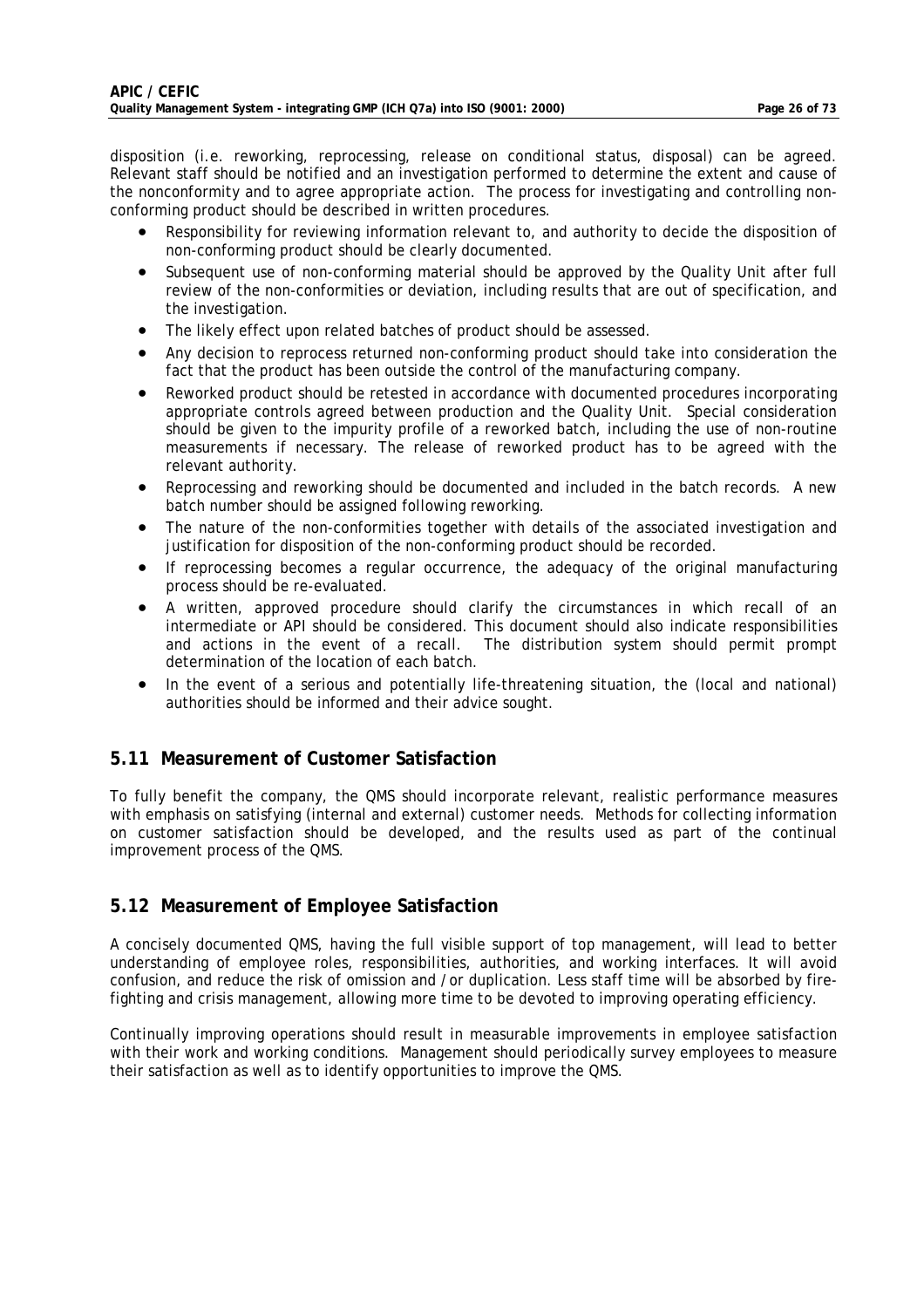disposition (i.e. reworking, reprocessing, release on conditional status, disposal) can be agreed. Relevant staff should be notified and an investigation performed to determine the extent and cause of the nonconformity and to agree appropriate action. The process for investigating and controlling non-conforming product should be described in written procedures.

- Responsibility for reviewing information relevant to, and authority to decide the disposition of non-conforming product should be clearly documented.
- Subsequent use of non-conforming material should be approved by the Quality Unit after full review of the non-conformities or deviation, including results that are out of specification, and the investigation.
- The likely effect upon related batches of product should be assessed.
- Any decision to reprocess returned non-conforming product should take into consideration the fact that the product has been outside the control of the manufacturing company.
- Reworked product should be retested in accordance with documented procedures incorporating appropriate controls agreed between production and the Quality Unit. Special consideration should be given to the impurity profile of a reworked batch, including the use of non-routine measurements if necessary. The release of reworked product has to be agreed with the relevant authority.
- Reprocessing and reworking should be documented and included in the batch records. A new batch number should be assigned following reworking.
- The nature of the non-conformities together with details of the associated investigation and justification for disposition of the non-conforming product should be recorded.
- If reprocessing becomes a regular occurrence, the adequacy of the original manufacturing process should be re-evaluated.
- A written, approved procedure should clarify the circumstances in which recall of an intermediate or API should be considered. This document should also indicate responsibilities and actions in the event of a recall. The distribution system should permit prompt determination of the location of each batch.
- In the event of a serious and potentially life-threatening situation, the (local and national) authorities should be informed and their advice sought.

## 5.11 Measurement of Customer Satisfaction

To fully benefit the company, the QMS should incorporate relevant, realistic performance measures with emphasis on satisfying (internal and external) customer needs. Methods for collecting information on customer satisfaction should be developed, and the results used as part of the continual improvement process of the QMS.

## 5.12 Measurement of Employee Satisfaction

A concisely documented QMS, having the full visible support of top management, will lead to better understanding of employee roles, responsibilities, authorities, and working interfaces. It will avoid confusion, and reduce the risk of omission and /or duplication. Less staff time will be absorbed by fire-fighting and crisis management, allowing more time to be devoted to improving operating efficiency.

Continually improving operations should result in measurable improvements in employee satisfaction with their work and working conditions. Management should periodically survey employees to measure their satisfaction as well as to identify opportunities to improve the QMS.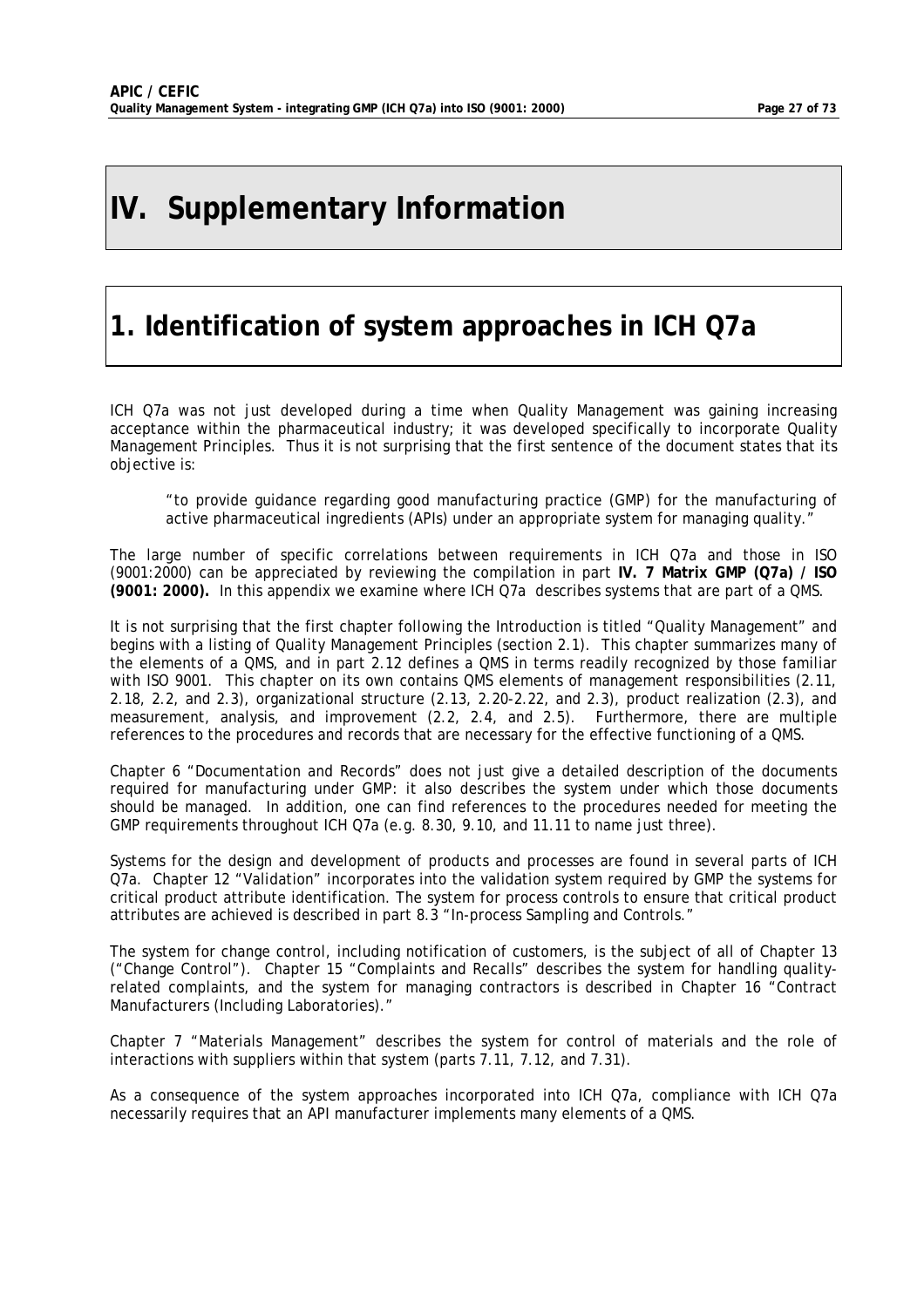# IV. Supplementary Information

## 1. Identification of system approaches in ICH Q7a

ICH Q7a was not just developed during a time when Quality Management was gaining increasing acceptance within the pharmaceutical industry; it was developed specifically to incorporate Quality Management Principles. Thus it is not surprising that the first sentence of the document states that its objective is:

> "to provide guidance regarding good manufacturing practice (GMP) for the manufacturing of active pharmaceutical ingredients (APIs) under an appropriate system for managing quality."

The large number of specific correlations between requirements in ICH Q7a and those in ISO (9001:2000) can be appreciated by reviewing the compilation in part **IV. 7 Matrix GMP (Q7a) / ISO (9001: 2000).** In this appendix we examine where ICH Q7a describes systems that are part of a QMS.

It is not surprising that the first chapter following the Introduction is titled "Quality Management" and begins with a listing of Quality Management Principles (section 2.1). This chapter summarizes many of the elements of a QMS, and in part 2.12 defines a QMS in terms readily recognized by those familiar with ISO 9001. This chapter on its own contains QMS elements of management responsibilities (2.11, 2.18, 2.2, and 2.3), organizational structure (2.13, 2.20-2.22, and 2.3), product realization (2.3), and measurement, analysis, and improvement (2.2, 2.4, and 2.5). Furthermore, there are multiple references to the procedures and records that are necessary for the effective functioning of a QMS.

Chapter 6 "Documentation and Records" does not just give a detailed description of the documents required for manufacturing under GMP: it also describes the system under which those documents should be managed. In addition, one can find references to the procedures needed for meeting the GMP requirements throughout ICH Q7a (e.g. 8.30, 9.10, and 11.11 to name just three).

Systems for the design and development of products and processes are found in several parts of ICH Q7a. Chapter 12 "Validation" incorporates into the validation system required by GMP the systems for critical product attribute identification. The system for process controls to ensure that critical product attributes are achieved is described in part 8.3 "In-process Sampling and Controls."

The system for change control, including notification of customers, is the subject of all of Chapter 13 ("Change Control"). Chapter 15 "Complaints and Recalls" describes the system for handling quality-related complaints, and the system for managing contractors is described in Chapter 16 "Contract Manufacturers (Including Laboratories)."

Chapter 7 "Materials Management" describes the system for control of materials and the role of interactions with suppliers within that system (parts 7.11, 7.12, and 7.31).

As a consequence of the system approaches incorporated into ICH Q7a, compliance with ICH Q7a necessarily requires that an API manufacturer implements many elements of a QMS.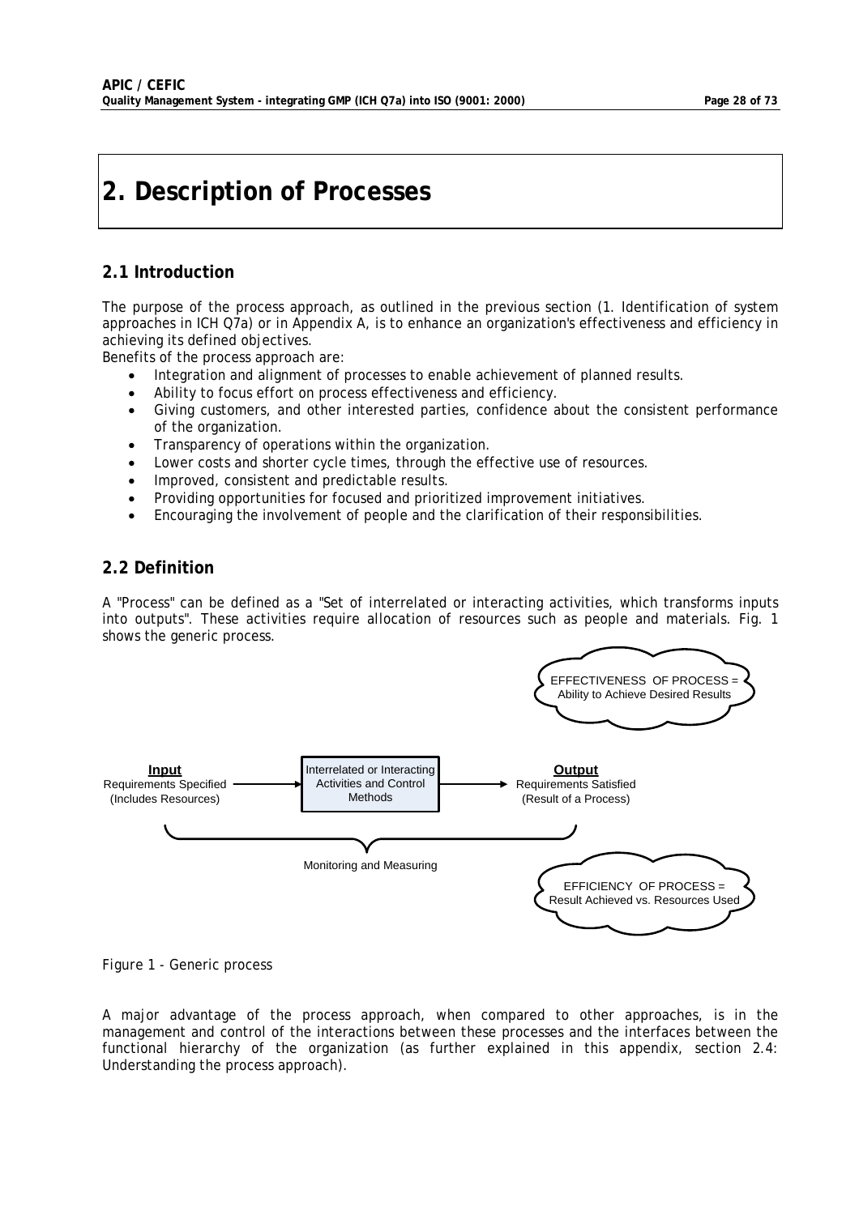# 2. Description of Processes

## 2.1 Introduction

The purpose of the process approach, as outlined in the previous section (1. Identification of system approaches in ICH Q7a) or in Appendix A, is to enhance an organization's effectiveness and efficiency in achieving its defined objectives.

Benefits of the process approach are:

- Integration and alignment of processes to enable achievement of planned results.
- Ability to focus effort on process effectiveness and efficiency.
- Giving customers, and other interested parties, confidence about the consistent performance of the organization.
- Transparency of operations within the organization.
- Lower costs and shorter cycle times, through the effective use of resources.
- Improved, consistent and predictable results.
- Providing opportunities for focused and prioritized improvement initiatives.
- Encouraging the involvement of people and the clarification of their responsibilities.

## 2.2 Definition

A "Process" can be defined as a "Set of interrelated or interacting activities, which transforms inputs into outputs". These activities require allocation of resources such as people and materials. Fig. 1 shows the generic process.

EFFECTIVENESS OF PROCESS = Ability to Achieve Desired Results

**Input** Requirements Specified (Includes Resources) → Interrelated or Interacting Activities and Control Methods → **Output** Requirements Satisfied (Result of a Process)

Monitoring and Measuring

EFFICIENCY OF PROCESS = Result Achieved vs. Resources Used

Figure 1 - Generic process

A major advantage of the process approach, when compared to other approaches, is in the management and control of the interactions between these processes and the interfaces between the functional hierarchy of the organization (as further explained in this appendix, section 2.4: Understanding the process approach).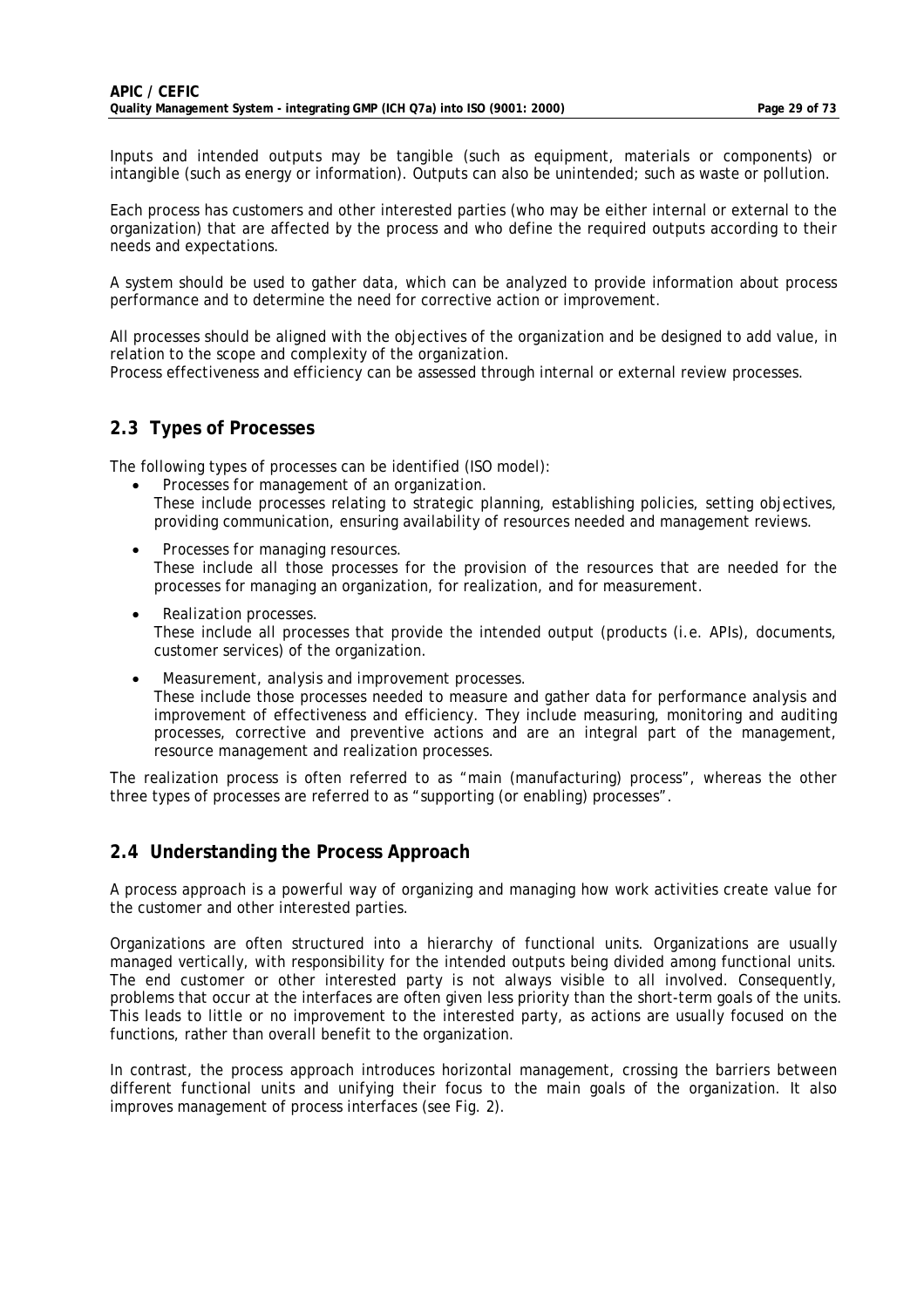Inputs and intended outputs may be tangible (such as equipment, materials or components) or intangible (such as energy or information). Outputs can also be unintended; such as waste or pollution.

Each process has customers and other interested parties (who may be either internal or external to the organization) that are affected by the process and who define the required outputs according to their needs and expectations.

A system should be used to gather data, which can be analyzed to provide information about process performance and to determine the need for corrective action or improvement.

All processes should be aligned with the objectives of the organization and be designed to add value, in relation to the scope and complexity of the organization.
Process effectiveness and efficiency can be assessed through internal or external review processes.

## 2.3 Types of Processes

The following types of processes can be identified (ISO model):

- *Processes for management of an organization.*
  These include processes relating to strategic planning, establishing policies, setting objectives, providing communication, ensuring availability of resources needed and management reviews.
- *Processes for managing resources.*
  These include all those processes for the provision of the resources that are needed for the processes for managing an organization, for realization, and for measurement.
- *Realization processes.*
  These include all processes that provide the intended output (products (i.e. APIs), documents, customer services) of the organization.
- *Measurement, analysis and improvement processes.*
  These include those processes needed to measure and gather data for performance analysis and improvement of effectiveness and efficiency. They include measuring, monitoring and auditing processes, corrective and preventive actions and are an integral part of the management, resource management and realization processes.

The realization process is often referred to as "main (manufacturing) process", whereas the other three types of processes are referred to as "supporting (or enabling) processes".

## 2.4 Understanding the Process Approach

A process approach is a powerful way of organizing and managing how work activities create value for the customer and other interested parties.

Organizations are often structured into a hierarchy of functional units. Organizations are usually managed vertically, with responsibility for the intended outputs being divided among functional units. The end customer or other interested party is not always visible to all involved. Consequently, problems that occur at the interfaces are often given less priority than the short-term goals of the units. This leads to little or no improvement to the interested party, as actions are usually focused on the functions, rather than overall benefit to the organization.

In contrast, the process approach introduces horizontal management, crossing the barriers between different functional units and unifying their focus to the main goals of the organization. It also improves management of process interfaces (see Fig. 2).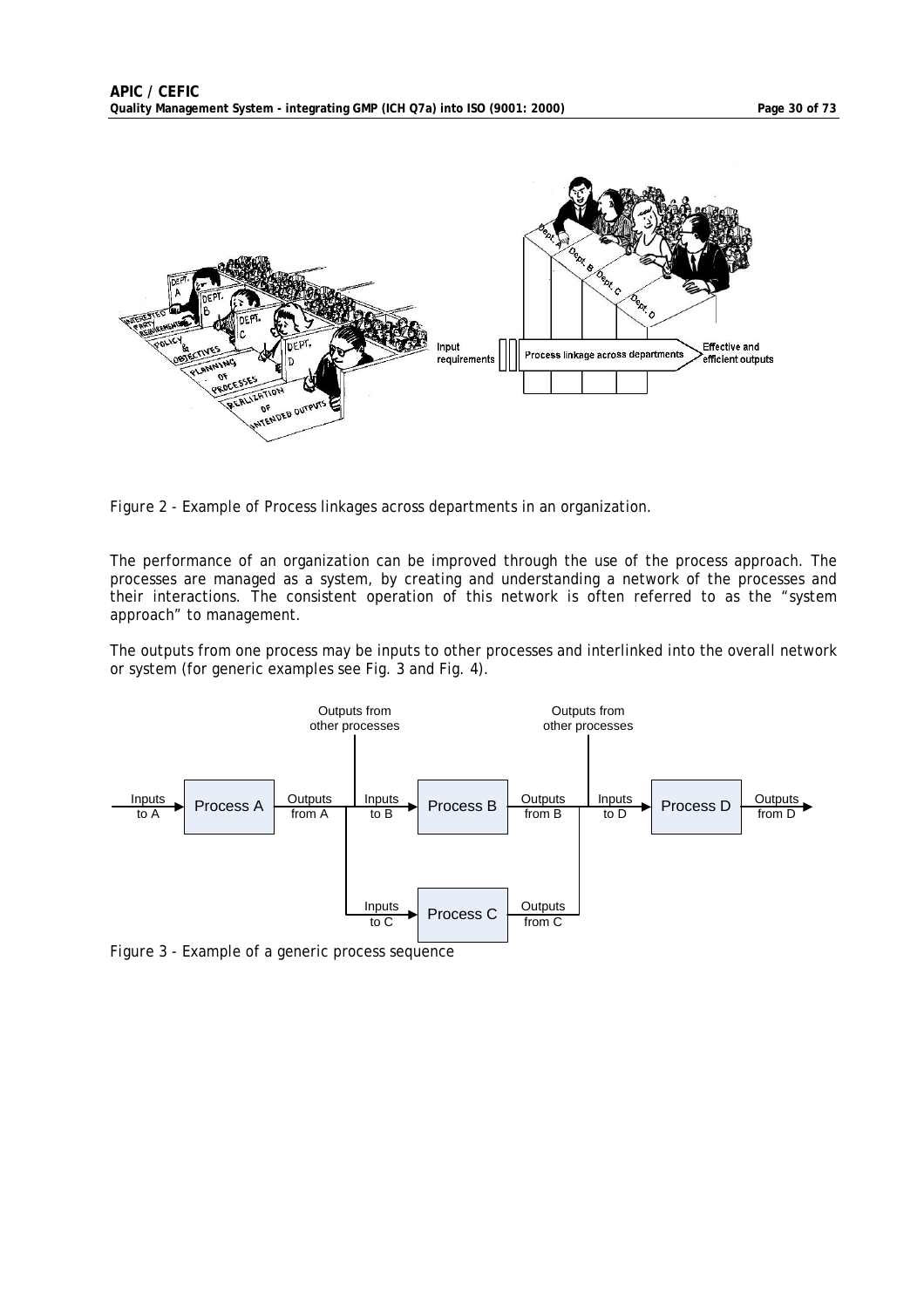Figure 2 - Example of Process linkages across departments in an organization.

The performance of an organization can be improved through the use of the process approach. The processes are managed as a system, by creating and understanding a network of the processes and their interactions. The consistent operation of this network is often referred to as the "system approach" to management.

The outputs from one process may be inputs to other processes and interlinked into the overall network or system (for generic examples see Fig. 3 and Fig. 4).

Figure 3 - Example of a generic process sequence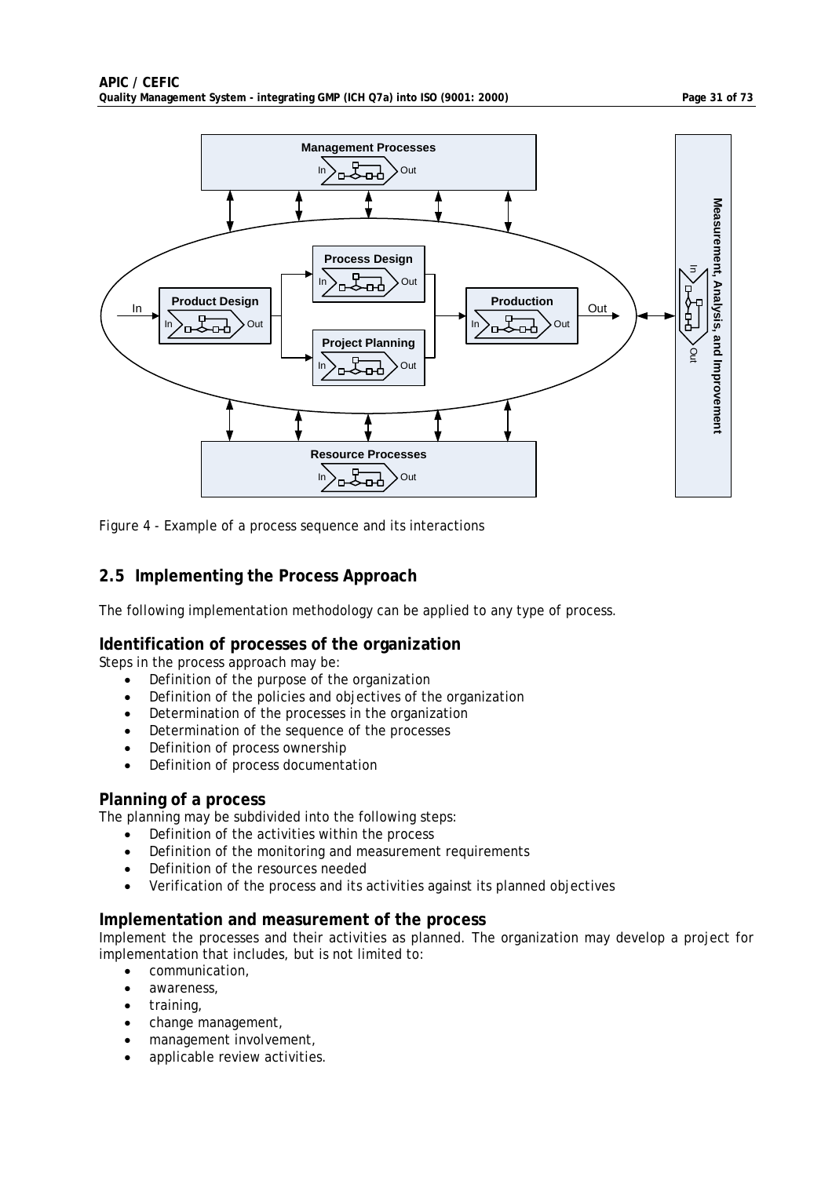Figure 4 - Example of a process sequence and its interactions

## 2.5 Implementing the Process Approach

The following implementation methodology can be applied to any type of process.

### Identification of processes of the organization

Steps in the process approach may be:

- Definition of the purpose of the organization
- Definition of the policies and objectives of the organization
- Determination of the processes in the organization
- Determination of the sequence of the processes
- Definition of process ownership
- Definition of process documentation

### Planning of a process

The planning may be subdivided into the following steps:

- Definition of the activities within the process
- Definition of the monitoring and measurement requirements
- Definition of the resources needed
- Verification of the process and its activities against its planned objectives

### Implementation and measurement of the process

Implement the processes and their activities as planned. The organization may develop a project for implementation that includes, but is not limited to:

- communication,
- awareness,
- training,
- change management,
- management involvement,
- applicable review activities.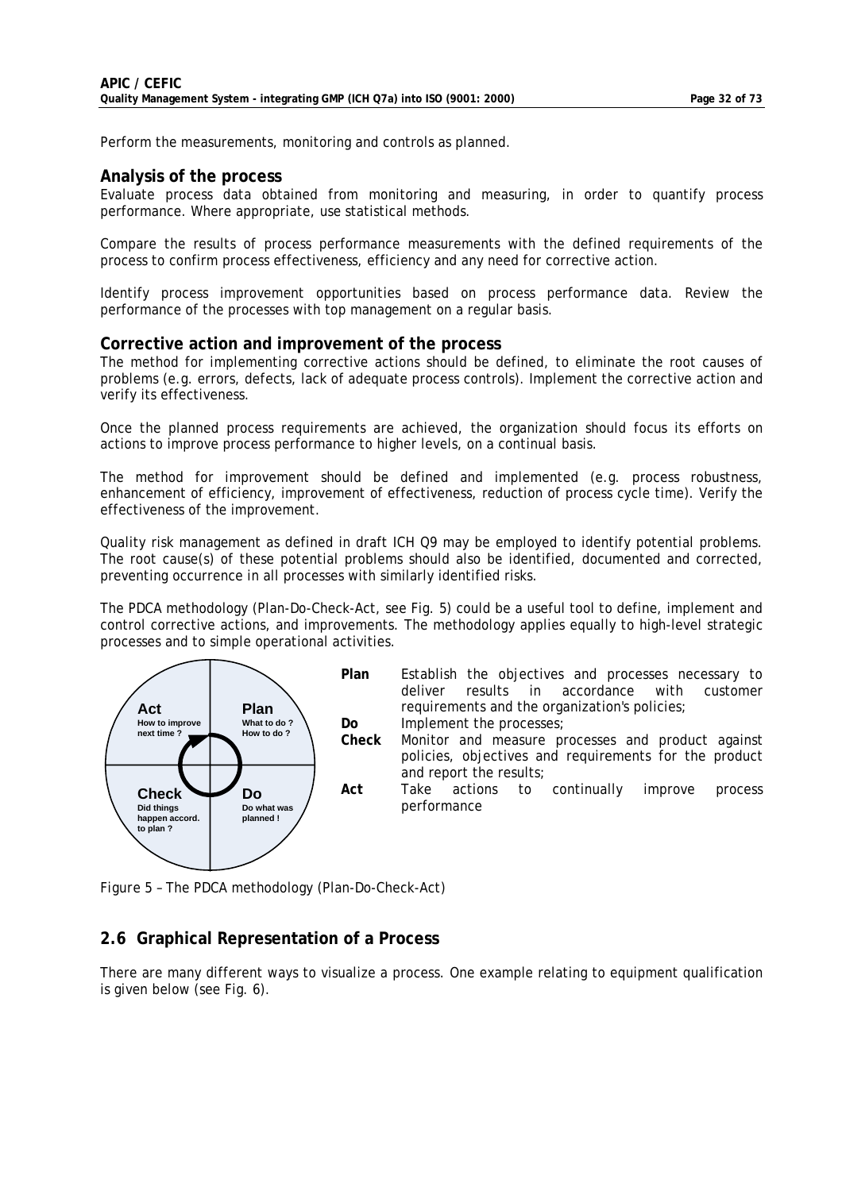Perform the measurements, monitoring and controls as planned.

### Analysis of the process

Evaluate process data obtained from monitoring and measuring, in order to quantify process performance. Where appropriate, use statistical methods.

Compare the results of process performance measurements with the defined requirements of the process to confirm process effectiveness, efficiency and any need for corrective action.

Identify process improvement opportunities based on process performance data. Review the performance of the processes with top management on a regular basis.

### Corrective action and improvement of the process

The method for implementing corrective actions should be defined, to eliminate the root causes of problems (e.g. errors, defects, lack of adequate process controls). Implement the corrective action and verify its effectiveness.

Once the planned process requirements are achieved, the organization should focus its efforts on actions to improve process performance to higher levels, on a continual basis.

The method for improvement should be defined and implemented (e.g. process robustness, enhancement of efficiency, improvement of effectiveness, reduction of process cycle time). Verify the effectiveness of the improvement.

Quality risk management as defined in draft ICH Q9 may be employed to identify potential problems. The root cause(s) of these potential problems should also be identified, documented and corrected, preventing occurrence in all processes with similarly identified risks.

The PDCA methodology (Plan-Do-Check-Act, see Fig. 5) could be a useful tool to define, implement and control corrective actions, and improvements. The methodology applies equally to high-level strategic processes and to simple operational activities.

**Act** How to improve next time ?
**Plan** What to do ? How to do ?
**Check** Did things happen accord. to plan ?
**Do** Do what was planned !

| | |
|---|---|
| **Plan** | Establish the objectives and processes necessary to deliver results in accordance with customer requirements and the organization's policies; |
| **Do** | Implement the processes; |
| **Check** | Monitor and measure processes and product against policies, objectives and requirements for the product and report the results; |
| **Act** | Take actions to continually improve process performance |

Figure 5 – The PDCA methodology (Plan-Do-Check-Act)

## 2.6 Graphical Representation of a Process

There are many different ways to visualize a process. One example relating to equipment qualification is given below (see Fig. 6).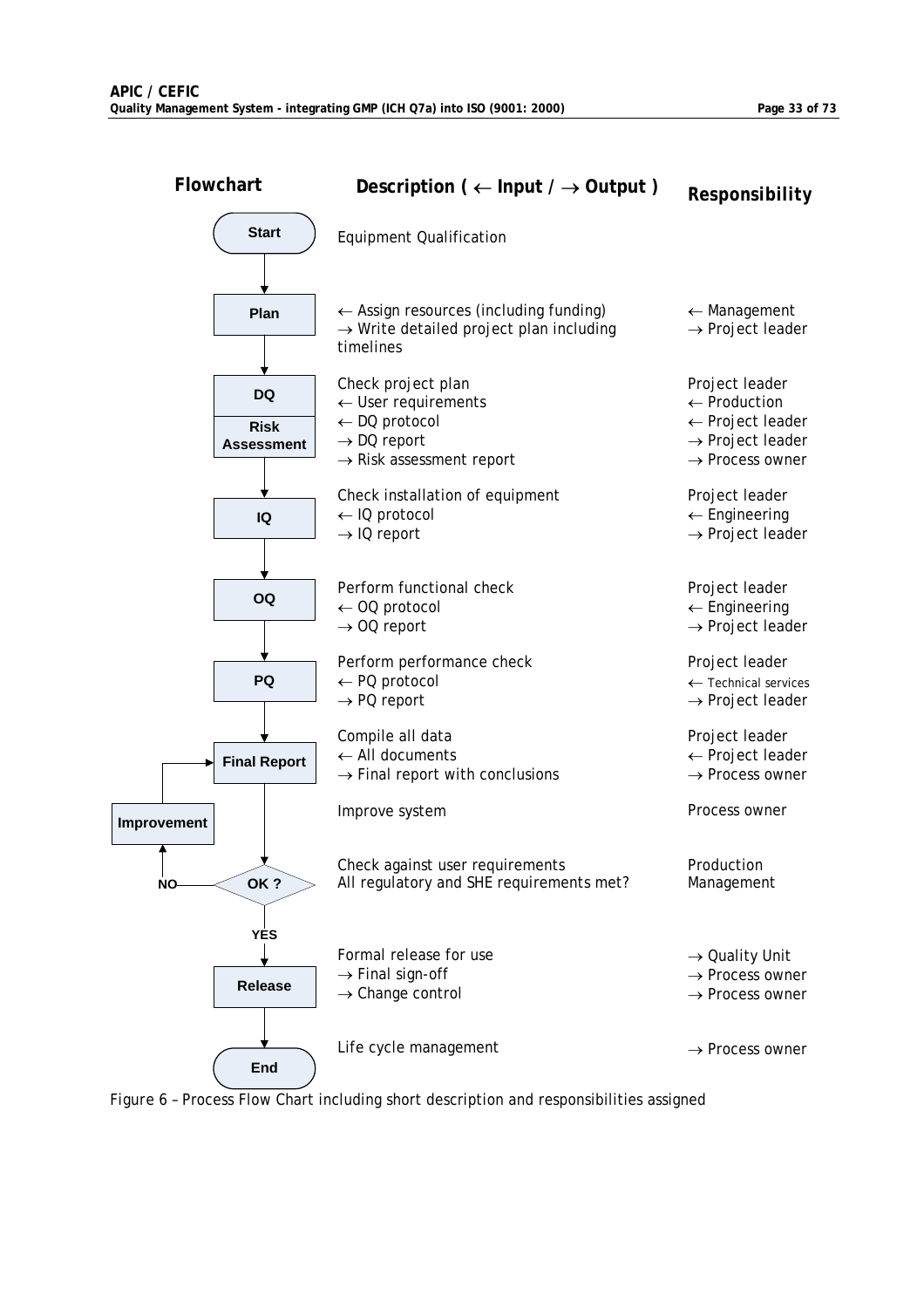| Flowchart | Description ( ← Input / → Output ) | Responsibility |
|---|---|---|
| Start | Equipment Qualification | |
| Plan | ← Assign resources (including funding)<br>→ Write detailed project plan including timelines | ← Management<br>→ Project leader |
| DQ / Risk Assessment | Check project plan<br>← User requirements<br>← DQ protocol<br>→ DQ report<br>→ Risk assessment report | Project leader<br>← Production<br>← Project leader<br>→ Project leader<br>→ Process owner |
| IQ | Check installation of equipment<br>← IQ protocol<br>→ IQ report | Project leader<br>← Engineering<br>→ Project leader |
| OQ | Perform functional check<br>← OQ protocol<br>→ OQ report | Project leader<br>← Engineering<br>→ Project leader |
| PQ | Perform performance check<br>← PQ protocol<br>→ PQ report | Project leader<br>← Technical services<br>→ Project leader |
| Final Report | Compile all data<br>← All documents<br>→ Final report with conclusions | Project leader<br>← Project leader<br>→ Process owner |
| Improvement | Improve system | Process owner |
| OK ? (NO → Improvement → Final Report; YES → Release) | Check against user requirements<br>All regulatory and SHE requirements met? | Production<br>Management |
| Release | Formal release for use<br>→ Final sign-off<br>→ Change control | → Quality Unit<br>→ Process owner<br>→ Process owner |
| End | Life cycle management | → Process owner |

Figure 6 – Process Flow Chart including short description and responsibilities assigned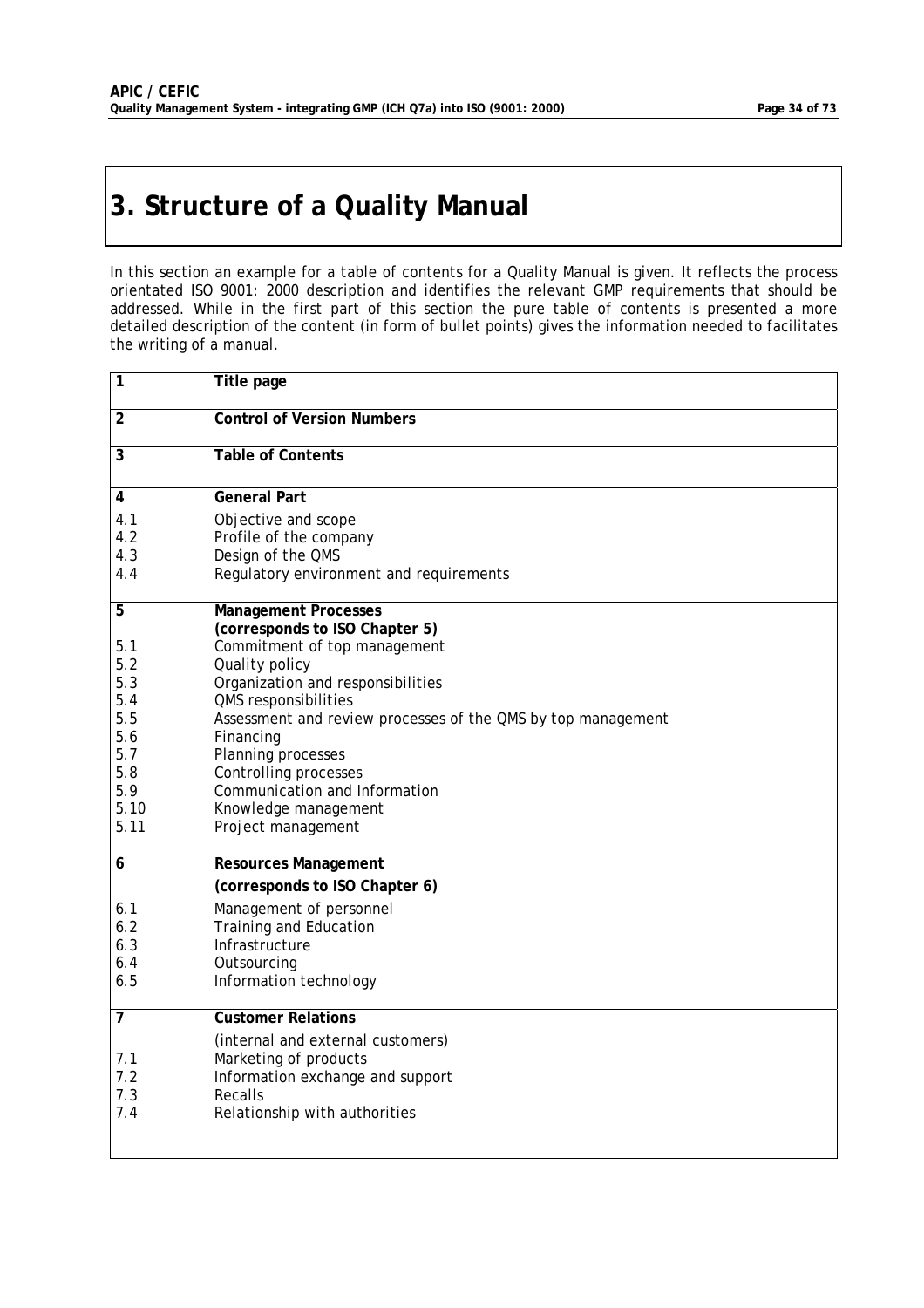# 3. Structure of a Quality Manual

In this section an example for a table of contents for a Quality Manual is given. It reflects the process orientated ISO 9001: 2000 description and identifies the relevant GMP requirements that should be addressed. While in the first part of this section the pure table of contents is presented a more detailed description of the content (in form of bullet points) gives the information needed to facilitates the writing of a manual.

| | |
|---|---|
| **1** | **Title page** |
| **2** | **Control of Version Numbers** |
| **3** | **Table of Contents** |
| **4** | **General Part** |
| 4.1 | Objective and scope |
| 4.2 | Profile of the company |
| 4.3 | Design of the QMS |
| 4.4 | Regulatory environment and requirements |
| **5** | **Management Processes (corresponds to ISO Chapter 5)** |
| 5.1 | Commitment of top management |
| 5.2 | Quality policy |
| 5.3 | Organization and responsibilities |
| 5.4 | QMS responsibilities |
| 5.5 | Assessment and review processes of the QMS by top management |
| 5.6 | Financing |
| 5.7 | Planning processes |
| 5.8 | Controlling processes |
| 5.9 | Communication and Information |
| 5.10 | Knowledge management |
| 5.11 | Project management |
| **6** | **Resources Management (corresponds to ISO Chapter 6)** |
| 6.1 | Management of personnel |
| 6.2 | Training and Education |
| 6.3 | Infrastructure |
| 6.4 | Outsourcing |
| 6.5 | Information technology |
| **7** | **Customer Relations** (internal and external customers) |
| 7.1 | Marketing of products |
| 7.2 | Information exchange and support |
| 7.3 | Recalls |
| 7.4 | Relationship with authorities |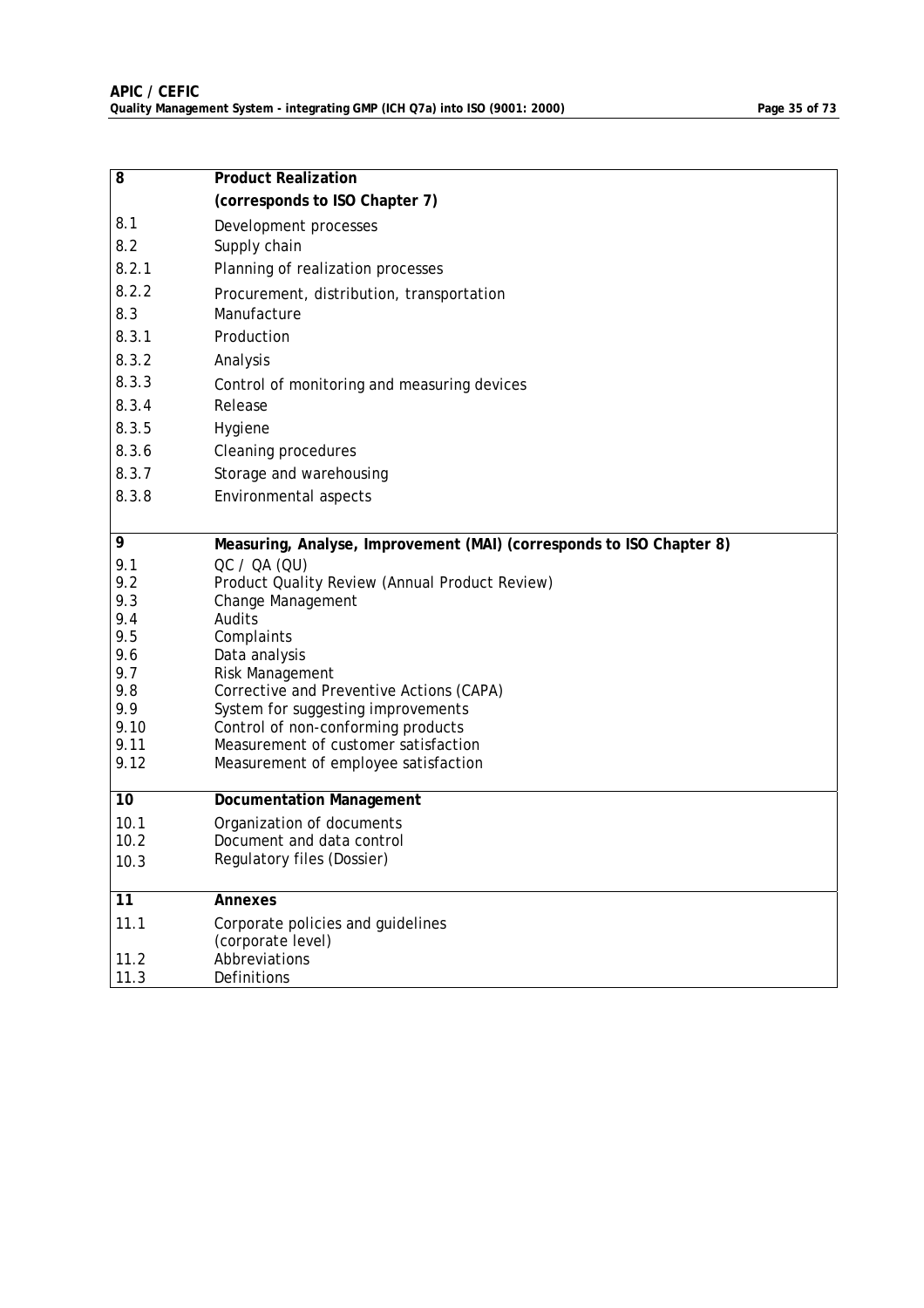| 8 | **Product Realization** |
|---|---|
| | **(corresponds to ISO Chapter 7)** |
| 8.1 | Development processes |
| 8.2 | Supply chain |
| 8.2.1 | Planning of realization processes |
| 8.2.2 | Procurement, distribution, transportation |
| 8.3 | Manufacture |
| 8.3.1 | Production |
| 8.3.2 | Analysis |
| 8.3.3 | Control of monitoring and measuring devices |
| 8.3.4 | Release |
| 8.3.5 | Hygiene |
| 8.3.6 | Cleaning procedures |
| 8.3.7 | Storage and warehousing |
| 8.3.8 | Environmental aspects |
| **9** | **Measuring, Analyse, Improvement (MAI) (corresponds to ISO Chapter 8)** |
| 9.1 | QC / QA (QU) |
| 9.2 | Product Quality Review (Annual Product Review) |
| 9.3 | Change Management |
| 9.4 | Audits |
| 9.5 | Complaints |
| 9.6 | Data analysis |
| 9.7 | Risk Management |
| 9.8 | Corrective and Preventive Actions (CAPA) |
| 9.9 | System for suggesting improvements |
| 9.10 | Control of non-conforming products |
| 9.11 | Measurement of customer satisfaction |
| 9.12 | Measurement of employee satisfaction |
| **10** | **Documentation Management** |
| 10.1 | Organization of documents |
| 10.2 | Document and data control |
| 10.3 | Regulatory files (Dossier) |
| **11** | **Annexes** |
| 11.1 | Corporate policies and guidelines (corporate level) |
| 11.2 | Abbreviations |
| 11.3 | Definitions |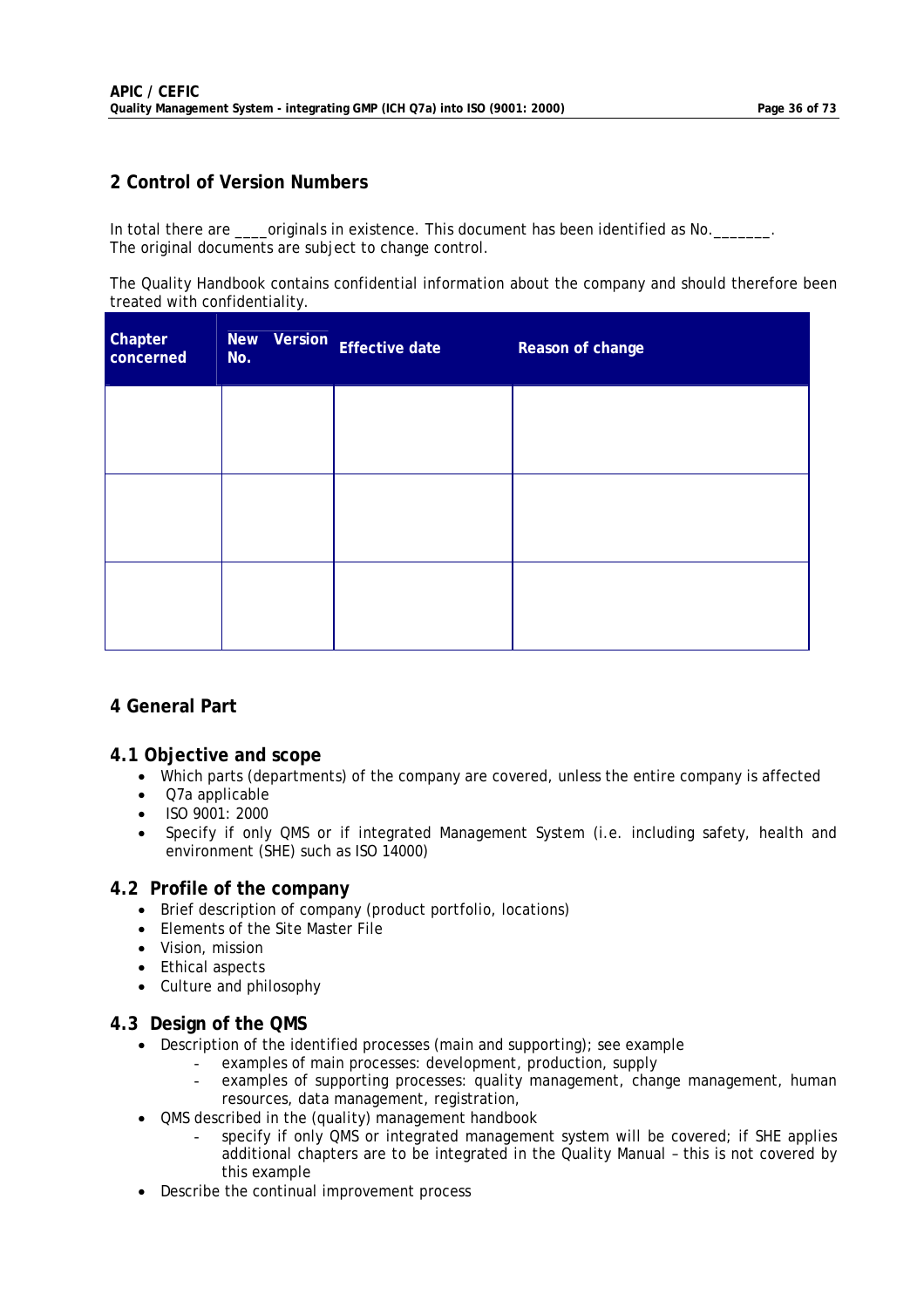## 2 Control of Version Numbers

In total there are ____originals in existence. This document has been identified as No._______. The original documents are subject to change control.

The Quality Handbook contains confidential information about the company and should therefore been treated with confidentiality.

| Chapter concerned | New Version No. | Effective date | Reason of change |
|---|---|---|---|
| | | | |
| | | | |
| | | | |

## 4 General Part

### 4.1 Objective and scope

- Which parts (departments) of the company are covered, unless the entire company is affected
- Q7a applicable
- ISO 9001: 2000
- Specify if only QMS or if integrated Management System (i.e. including safety, health and environment (SHE) such as ISO 14000)

### 4.2 Profile of the company

- Brief description of company (product portfolio, locations)
- Elements of the Site Master File
- Vision, mission
- Ethical aspects
- Culture and philosophy

### 4.3 Design of the QMS

- Description of the identified processes (main and supporting); see example
  - examples of main processes: development, production, supply
  - examples of supporting processes: quality management, change management, human resources, data management, registration,
- QMS described in the (quality) management handbook
  - specify if only QMS or integrated management system will be covered; if SHE applies additional chapters are to be integrated in the Quality Manual – this is not covered by this example
- Describe the continual improvement process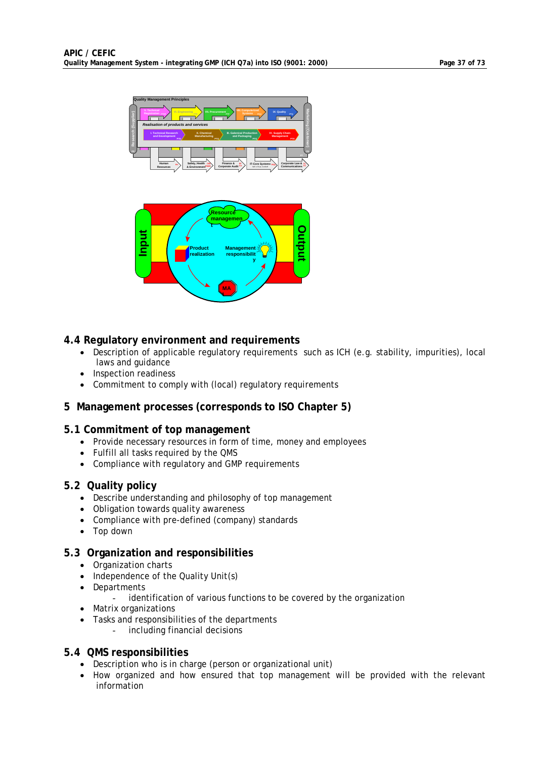## 4.4 Regulatory environment and requirements

- Description of applicable regulatory requirements such as ICH (e.g. stability, impurities), local laws and guidance
- Inspection readiness
- Commitment to comply with (local) regulatory requirements

# 5 Management processes (corresponds to ISO Chapter 5)

## 5.1 Commitment of top management

- Provide necessary resources in form of time, money and employees
- Fulfill all tasks required by the QMS
- Compliance with regulatory and GMP requirements

## 5.2 Quality policy

- Describe understanding and philosophy of top management
- Obligation towards quality awareness
- Compliance with pre-defined (company) standards
- Top down

## 5.3 Organization and responsibilities

- Organization charts
- Independence of the Quality Unit(s)
- Departments
  - identification of various functions to be covered by the organization
- Matrix organizations
- Tasks and responsibilities of the departments
  - including financial decisions

## 5.4 QMS responsibilities

- Description who is in charge (person or organizational unit)
- How organized and how ensured that top management will be provided with the relevant information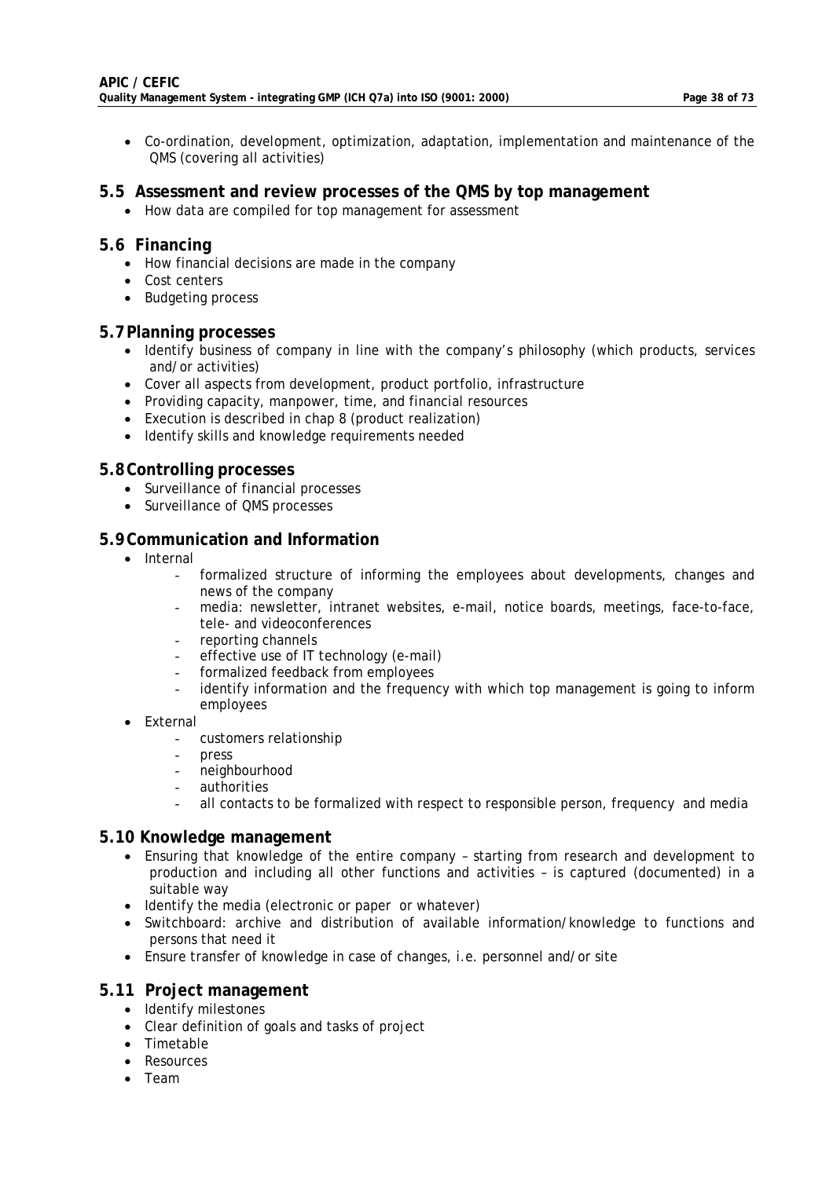- Co-ordination, development, optimization, adaptation, implementation and maintenance of the QMS (covering all activities)

## 5.5 Assessment and review processes of the QMS by top management

- How data are compiled for top management for assessment

## 5.6 Financing

- How financial decisions are made in the company
- Cost centers
- Budgeting process

## 5.7 Planning processes

- Identify business of company in line with the company's philosophy (which products, services and/or activities)
- Cover all aspects from development, product portfolio, infrastructure
- Providing capacity, manpower, time, and financial resources
- Execution is described in chap 8 (product realization)
- Identify skills and knowledge requirements needed

## 5.8 Controlling processes

- Surveillance of financial processes
- Surveillance of QMS processes

## 5.9 Communication and Information

- Internal
  - formalized structure of informing the employees about developments, changes and news of the company
  - media: newsletter, intranet websites, e-mail, notice boards, meetings, face-to-face, tele- and videoconferences
  - reporting channels
  - effective use of IT technology (e-mail)
  - formalized feedback from employees
  - identify information and the frequency with which top management is going to inform employees
- External
  - customers relationship
  - press
  - neighbourhood
  - authorities
  - all contacts to be formalized with respect to responsible person, frequency and media

## 5.10 Knowledge management

- Ensuring that knowledge of the entire company – starting from research and development to production and including all other functions and activities – is captured (documented) in a suitable way
- Identify the media (electronic or paper or whatever)
- Switchboard: archive and distribution of available information/knowledge to functions and persons that need it
- Ensure transfer of knowledge in case of changes, i.e. personnel and/or site

## 5.11 Project management

- Identify milestones
- Clear definition of goals and tasks of project
- Timetable
- Resources
- Team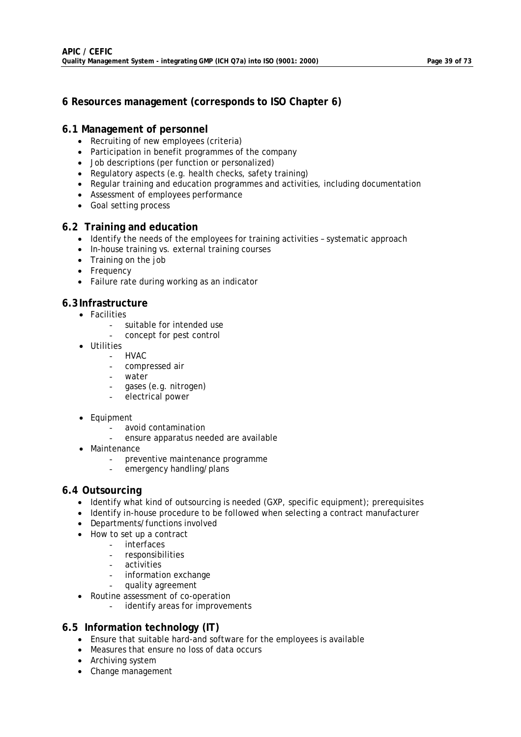# 6 Resources management (corresponds to ISO Chapter 6)

## 6.1 Management of personnel

- Recruiting of new employees (criteria)
- Participation in benefit programmes of the company
- Job descriptions (per function or personalized)
- Regulatory aspects (e.g. health checks, safety training)
- Regular training and education programmes and activities, including documentation
- Assessment of employees performance
- Goal setting process

## 6.2 Training and education

- Identify the needs of the employees for training activities – systematic approach
- In-house training vs. external training courses
- Training on the job
- Frequency
- Failure rate during working as an indicator

## 6.3 Infrastructure

- Facilities
  - suitable for intended use
  - concept for pest control
- Utilities
  - HVAC
  - compressed air
  - water
  - gases (e.g. nitrogen)
  - electrical power
- Equipment
  - avoid contamination
  - ensure apparatus needed are available
- Maintenance
  - preventive maintenance programme
  - emergency handling/plans

## 6.4 Outsourcing

- Identify what kind of outsourcing is needed (GXP, specific equipment); prerequisites
- Identify in-house procedure to be followed when selecting a contract manufacturer
- Departments/functions involved
- How to set up a contract
  - interfaces
  - responsibilities
  - activities
  - information exchange
  - quality agreement
- Routine assessment of co-operation
  - identify areas for improvements

## 6.5 Information technology (IT)

- Ensure that suitable hard-and software for the employees is available
- Measures that ensure no loss of data occurs
- Archiving system
- Change management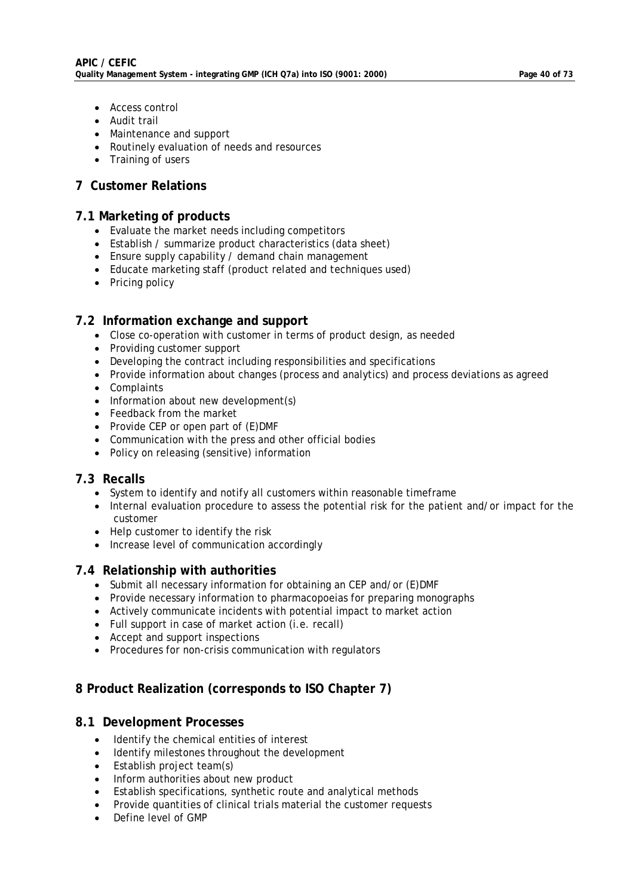- Access control
- Audit trail
- Maintenance and support
- Routinely evaluation of needs and resources
- Training of users

# 7 Customer Relations

## 7.1 Marketing of products

- Evaluate the market needs including competitors
- Establish / summarize product characteristics (data sheet)
- Ensure supply capability / demand chain management
- Educate marketing staff (product related and techniques used)
- Pricing policy

## 7.2 Information exchange and support

- Close co-operation with customer in terms of product design, as needed
- Providing customer support
- Developing the contract including responsibilities and specifications
- Provide information about changes (process and analytics) and process deviations as agreed
- Complaints
- Information about new development(s)
- Feedback from the market
- Provide CEP or open part of (E)DMF
- Communication with the press and other official bodies
- Policy on releasing (sensitive) information

## 7.3 Recalls

- System to identify and notify all customers within reasonable timeframe
- Internal evaluation procedure to assess the potential risk for the patient and/or impact for the customer
- Help customer to identify the risk
- Increase level of communication accordingly

## 7.4 Relationship with authorities

- Submit all necessary information for obtaining an CEP and/or (E)DMF
- Provide necessary information to pharmacopoeias for preparing monographs
- Actively communicate incidents with potential impact to market action
- Full support in case of market action (i.e. recall)
- Accept and support inspections
- Procedures for non-crisis communication with regulators

# 8 Product Realization (corresponds to ISO Chapter 7)

## 8.1 Development Processes

- Identify the chemical entities of interest
- Identify milestones throughout the development
- Establish project team(s)
- Inform authorities about new product
- Establish specifications, synthetic route and analytical methods
- Provide quantities of clinical trials material the customer requests
- Define level of GMP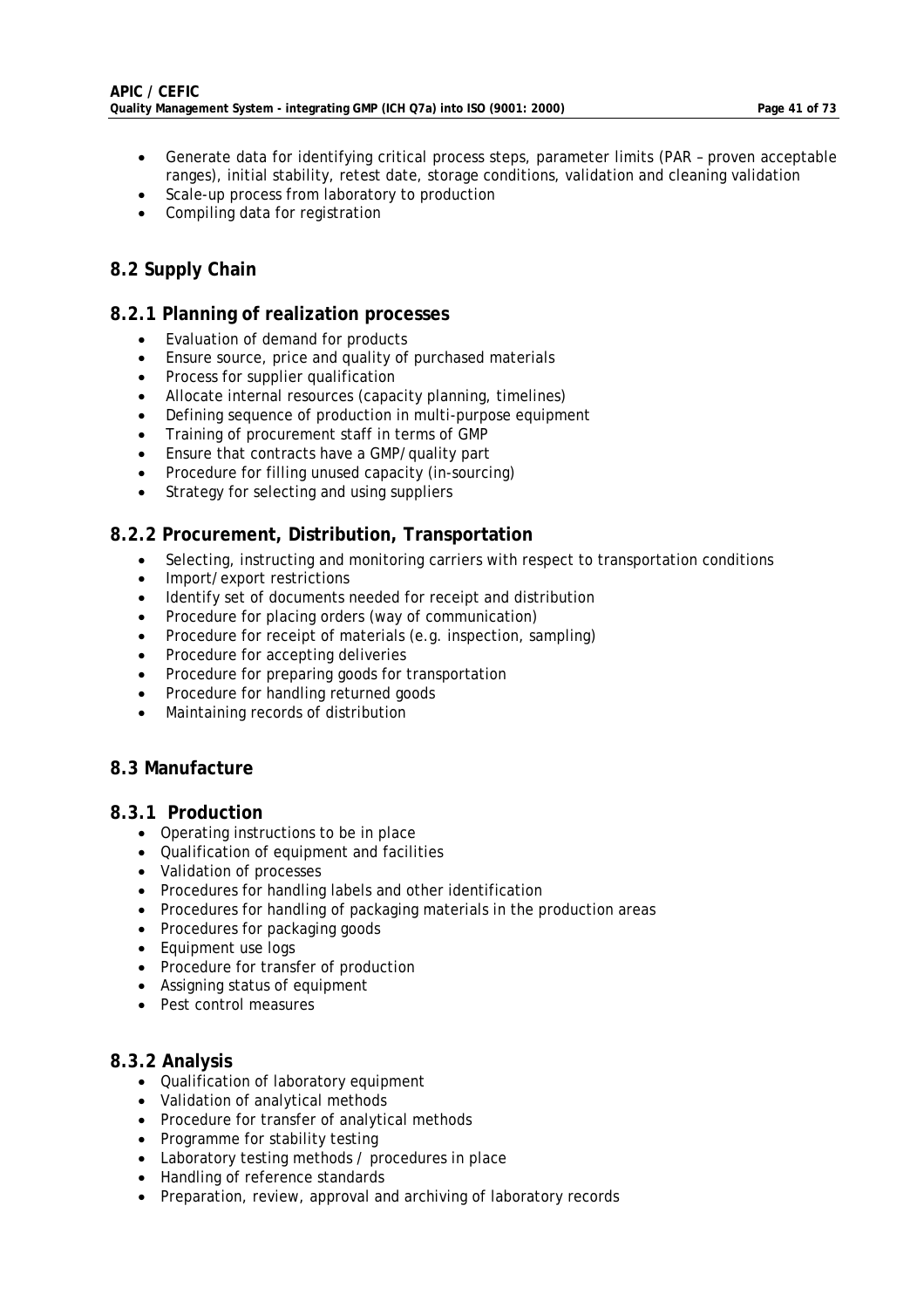- Generate data for identifying critical process steps, parameter limits (PAR – proven acceptable ranges), initial stability, retest date, storage conditions, validation and cleaning validation
- Scale-up process from laboratory to production
- Compiling data for registration

## 8.2 Supply Chain

### 8.2.1 Planning of realization processes

- Evaluation of demand for products
- Ensure source, price and quality of purchased materials
- Process for supplier qualification
- Allocate internal resources (capacity planning, timelines)
- Defining sequence of production in multi-purpose equipment
- Training of procurement staff in terms of GMP
- Ensure that contracts have a GMP/quality part
- Procedure for filling unused capacity (in-sourcing)
- Strategy for selecting and using suppliers

### 8.2.2 Procurement, Distribution, Transportation

- Selecting, instructing and monitoring carriers with respect to transportation conditions
- Import/export restrictions
- Identify set of documents needed for receipt and distribution
- Procedure for placing orders (way of communication)
- Procedure for receipt of materials (e.g. inspection, sampling)
- Procedure for accepting deliveries
- Procedure for preparing goods for transportation
- Procedure for handling returned goods
- Maintaining records of distribution

## 8.3 Manufacture

### 8.3.1 Production

- Operating instructions to be in place
- Qualification of equipment and facilities
- Validation of processes
- Procedures for handling labels and other identification
- Procedures for handling of packaging materials in the production areas
- Procedures for packaging goods
- Equipment use logs
- Procedure for transfer of production
- Assigning status of equipment
- Pest control measures

### 8.3.2 Analysis

- Qualification of laboratory equipment
- Validation of analytical methods
- Procedure for transfer of analytical methods
- Programme for stability testing
- Laboratory testing methods / procedures in place
- Handling of reference standards
- Preparation, review, approval and archiving of laboratory records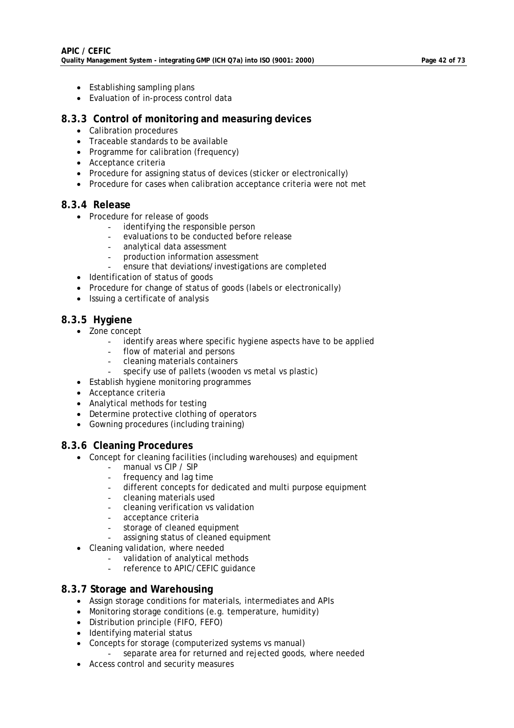- Establishing sampling plans
- Evaluation of in-process control data

### 8.3.3 Control of monitoring and measuring devices

- Calibration procedures
- Traceable standards to be available
- Programme for calibration (frequency)
- Acceptance criteria
- Procedure for assigning status of devices (sticker or electronically)
- Procedure for cases when calibration acceptance criteria were not met

### 8.3.4 Release

- Procedure for release of goods
  - identifying the responsible person
  - evaluations to be conducted before release
  - analytical data assessment
  - production information assessment
  - ensure that deviations/investigations are completed
- Identification of status of goods
- Procedure for change of status of goods (labels or electronically)
- Issuing a certificate of analysis

### 8.3.5 Hygiene

- Zone concept
  - identify areas where specific hygiene aspects have to be applied
  - flow of material and persons
  - cleaning materials containers
  - specify use of pallets (wooden vs metal vs plastic)
- Establish hygiene monitoring programmes
- Acceptance criteria
- Analytical methods for testing
- Determine protective clothing of operators
- Gowning procedures (including training)

### 8.3.6 Cleaning Procedures

- Concept for cleaning facilities (including warehouses) and equipment
  - manual vs CIP / SIP
  - frequency and lag time
  - different concepts for dedicated and multi purpose equipment
  - cleaning materials used
  - cleaning verification vs validation
  - acceptance criteria
  - storage of cleaned equipment
  - assigning status of cleaned equipment
- Cleaning validation, where needed
  - validation of analytical methods
  - reference to APIC/CEFIC guidance

### 8.3.7 Storage and Warehousing

- Assign storage conditions for materials, intermediates and APIs
- Monitoring storage conditions (e.g. temperature, humidity)
- Distribution principle (FIFO, FEFO)
- Identifying material status
- Concepts for storage (computerized systems vs manual)
  - separate area for returned and rejected goods, where needed
- Access control and security measures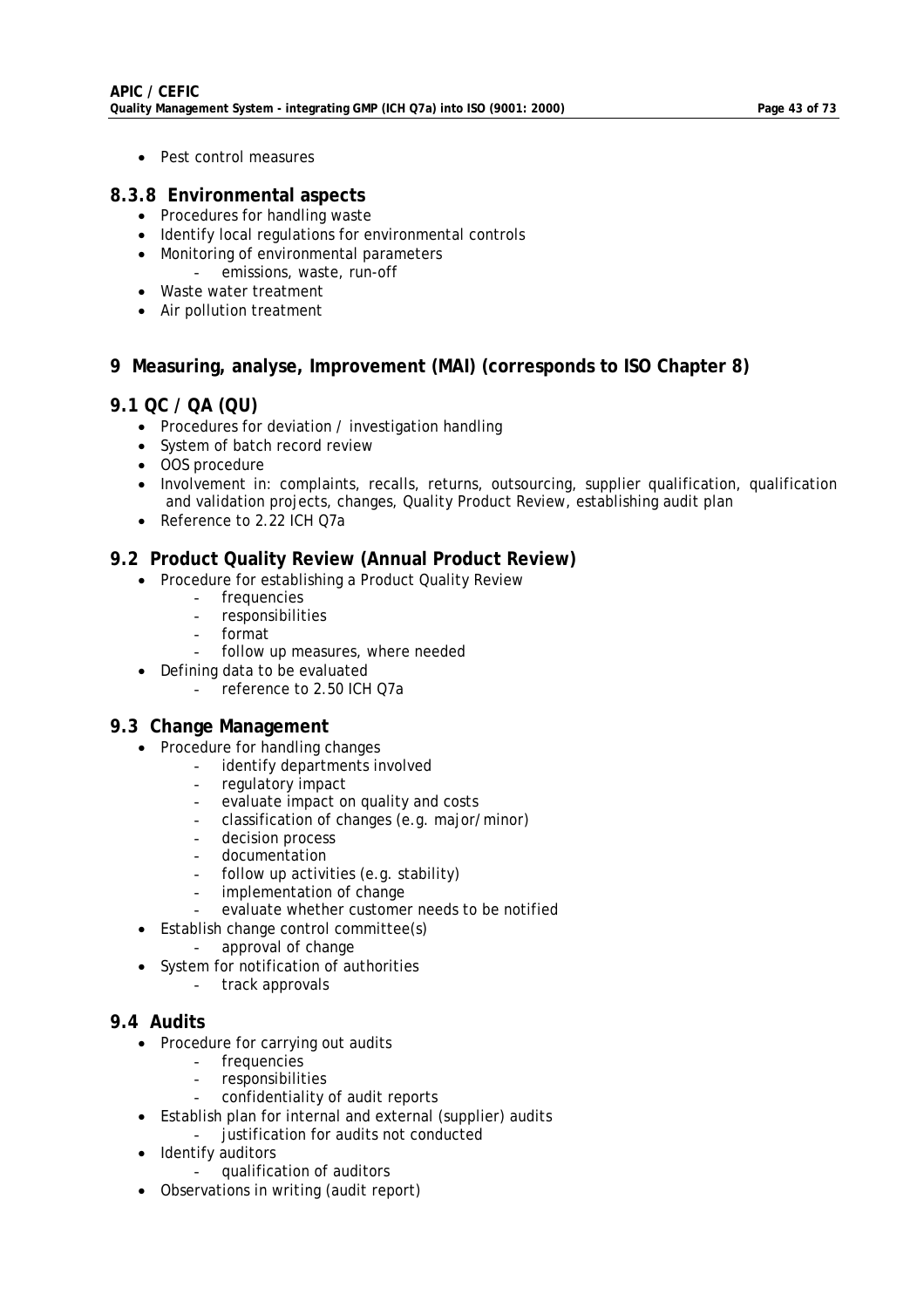- Pest control measures

### 8.3.8 Environmental aspects

- Procedures for handling waste
- Identify local regulations for environmental controls
- Monitoring of environmental parameters
  - emissions, waste, run-off
- Waste water treatment
- Air pollution treatment

## 9 Measuring, analyse, Improvement (MAI) (corresponds to ISO Chapter 8)

### 9.1 QC / QA (QU)

- Procedures for deviation / investigation handling
- System of batch record review
- OOS procedure
- Involvement in: complaints, recalls, returns, outsourcing, supplier qualification, qualification and validation projects, changes, Quality Product Review, establishing audit plan
- Reference to 2.22 ICH Q7a

### 9.2 Product Quality Review (Annual Product Review)

- Procedure for establishing a Product Quality Review
  - frequencies
  - responsibilities
  - format
  - follow up measures, where needed
- Defining data to be evaluated
  - reference to 2.50 ICH Q7a

### 9.3 Change Management

- Procedure for handling changes
  - identify departments involved
  - regulatory impact
  - evaluate impact on quality and costs
  - classification of changes (e.g. major/minor)
  - decision process
  - documentation
  - follow up activities (e.g. stability)
  - implementation of change
  - evaluate whether customer needs to be notified
- Establish change control committee(s)
  - approval of change
- System for notification of authorities
  - track approvals

### 9.4 Audits

- Procedure for carrying out audits
  - frequencies
  - responsibilities
  - confidentiality of audit reports
- Establish plan for internal and external (supplier) audits
  - justification for audits not conducted
- Identify auditors
  - qualification of auditors
- Observations in writing (audit report)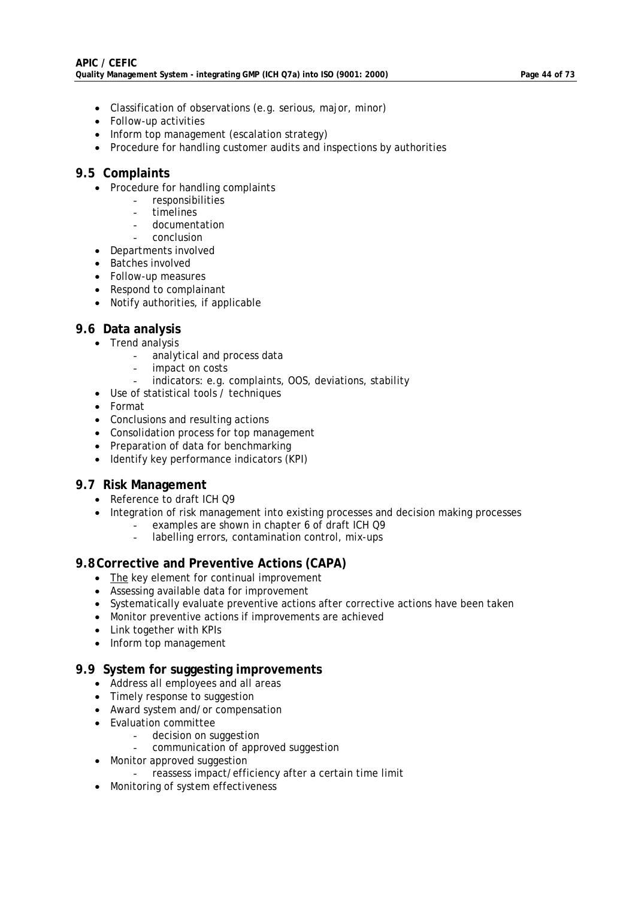- Classification of observations (e.g. serious, major, minor)
- Follow-up activities
- Inform top management (escalation strategy)
- Procedure for handling customer audits and inspections by authorities

## 9.5 Complaints

- Procedure for handling complaints
  - responsibilities
  - timelines
  - documentation
  - conclusion
- Departments involved
- Batches involved
- Follow-up measures
- Respond to complainant
- Notify authorities, if applicable

## 9.6 Data analysis

- Trend analysis
  - analytical and process data
  - impact on costs
  - indicators: e.g. complaints, OOS, deviations, stability
- Use of statistical tools / techniques
- Format
- Conclusions and resulting actions
- Consolidation process for top management
- Preparation of data for benchmarking
- Identify key performance indicators (KPI)

## 9.7 Risk Management

- Reference to draft ICH Q9
- Integration of risk management into existing processes and decision making processes
  - examples are shown in chapter 6 of draft ICH Q9
  - labelling errors, contamination control, mix-ups

## 9.8 Corrective and Preventive Actions (CAPA)

- <u>The</u> key element for continual improvement
- Assessing available data for improvement
- Systematically evaluate preventive actions after corrective actions have been taken
- Monitor preventive actions if improvements are achieved
- Link together with KPIs
- Inform top management

## 9.9 System for suggesting improvements

- Address all employees and all areas
- Timely response to suggestion
- Award system and/or compensation
- Evaluation committee
  - decision on suggestion
  - communication of approved suggestion
- Monitor approved suggestion
  - reassess impact/efficiency after a certain time limit
- Monitoring of system effectiveness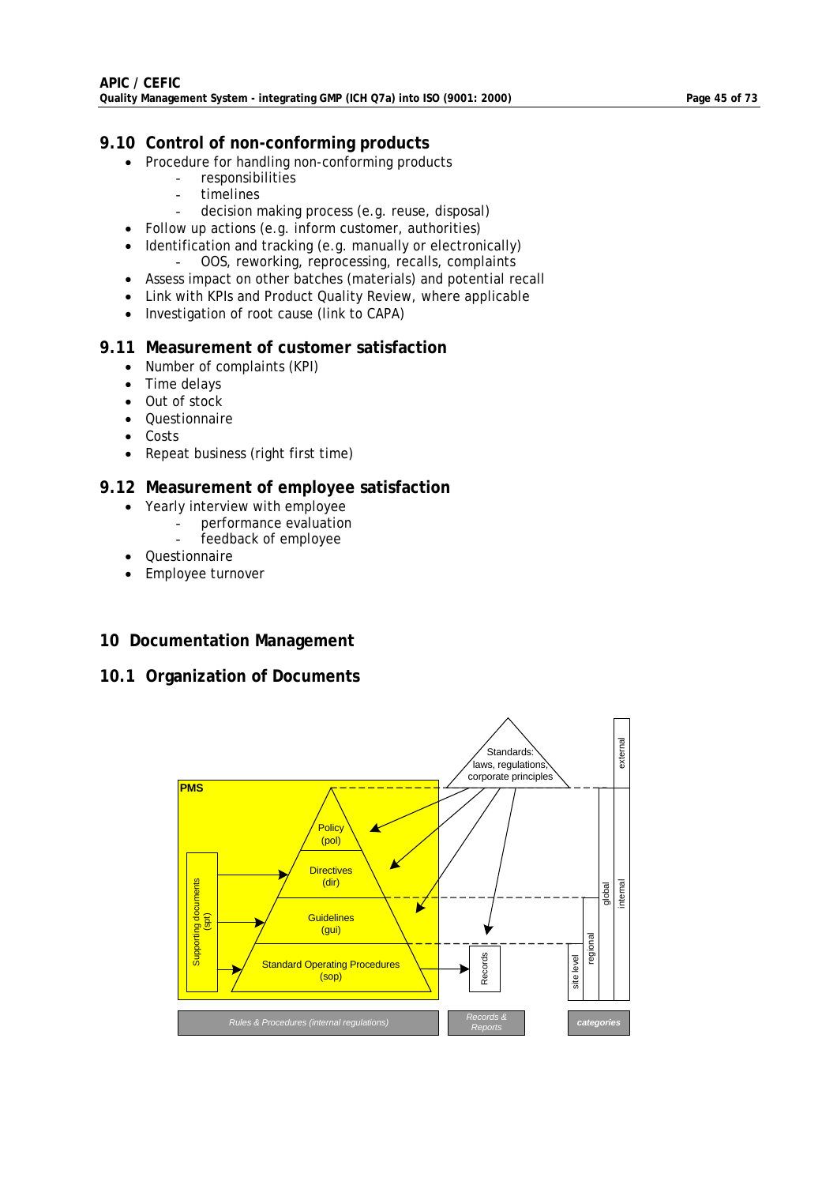## 9.10 Control of non-conforming products

- Procedure for handling non-conforming products
  - responsibilities
  - timelines
  - decision making process (e.g. reuse, disposal)
- Follow up actions (e.g. inform customer, authorities)
- Identification and tracking (e.g. manually or electronically)
  - OOS, reworking, reprocessing, recalls, complaints
- Assess impact on other batches (materials) and potential recall
- Link with KPIs and Product Quality Review, where applicable
- Investigation of root cause (link to CAPA)

## 9.11 Measurement of customer satisfaction

- Number of complaints (KPI)
- Time delays
- Out of stock
- Questionnaire
- Costs
- Repeat business (right first time)

## 9.12 Measurement of employee satisfaction

- Yearly interview with employee
  - performance evaluation
  - feedback of employee
- Questionnaire
- Employee turnover

# 10 Documentation Management

## 10.1 Organization of Documents

PMS

Standards: laws, regulations, corporate principles

Policy (pol)

Directives (dir)

Guidelines (gui)

Standard Operating Procedures (sop)

Supporting documents (spt)

Records

external | internal | global | regional | site level

Rules & Procedures (internal regulations) | Records & Reports | categories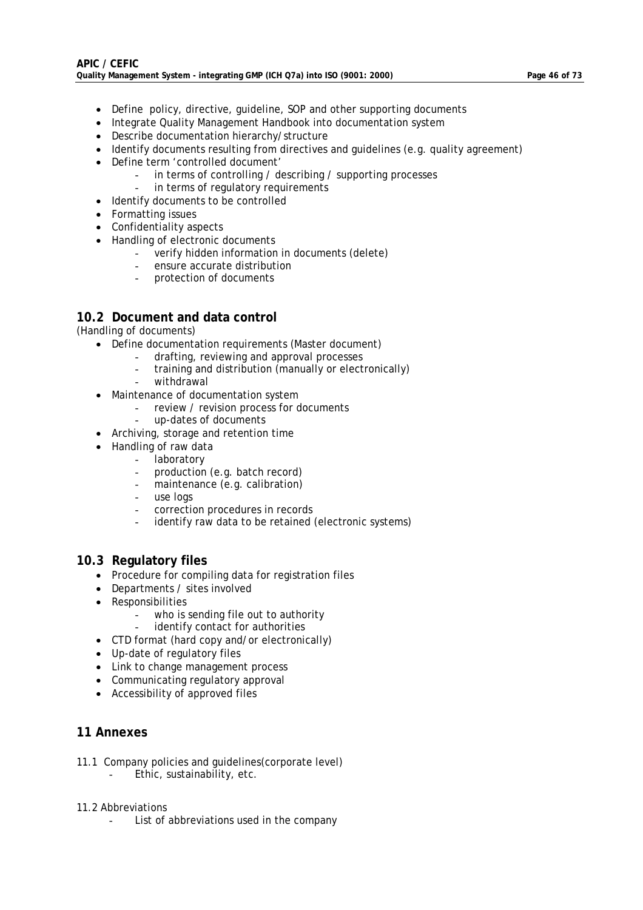- Define  policy, directive, guideline, SOP and other supporting documents
- Integrate Quality Management Handbook into documentation system
- Describe documentation hierarchy/structure
- Identify documents resulting from directives and guidelines (e.g. quality agreement)
- Define term 'controlled document'
  - in terms of controlling /  describing /  supporting processes
  - in terms of regulatory requirements
- Identify documents to be controlled
- Formatting issues
- Confidentiality aspects
- Handling of electronic documents
  - verify hidden information in documents (delete)
  - ensure accurate distribution
  - protection of documents

## 10.2 Document and data control

(Handling of documents)

- Define documentation requirements (Master document)
  - drafting, reviewing and approval processes
  - training and distribution (manually or electronically)
  - withdrawal
- Maintenance of documentation system
  - review / revision process for documents
  - up-dates of documents
- Archiving, storage and retention time
- Handling of raw data
  - laboratory
  - production (e.g. batch record)
  - maintenance (e.g. calibration)
  - use logs
  - correction procedures in records
  - identify raw data to be retained (electronic systems)

## 10.3 Regulatory files

- Procedure for compiling data for registration files
- Departments /  sites involved
- Responsibilities
  - who is sending file out to authority
  - identify contact for authorities
- CTD format (hard copy and/or electronically)
- Up-date of regulatory files
- Link to change management process
- Communicating regulatory approval
- Accessibility of approved files

# 11 Annexes

11.1 Company policies and guidelines(corporate level)

- Ethic, sustainability, etc.

11.2 Abbreviations

- List of abbreviations used in the company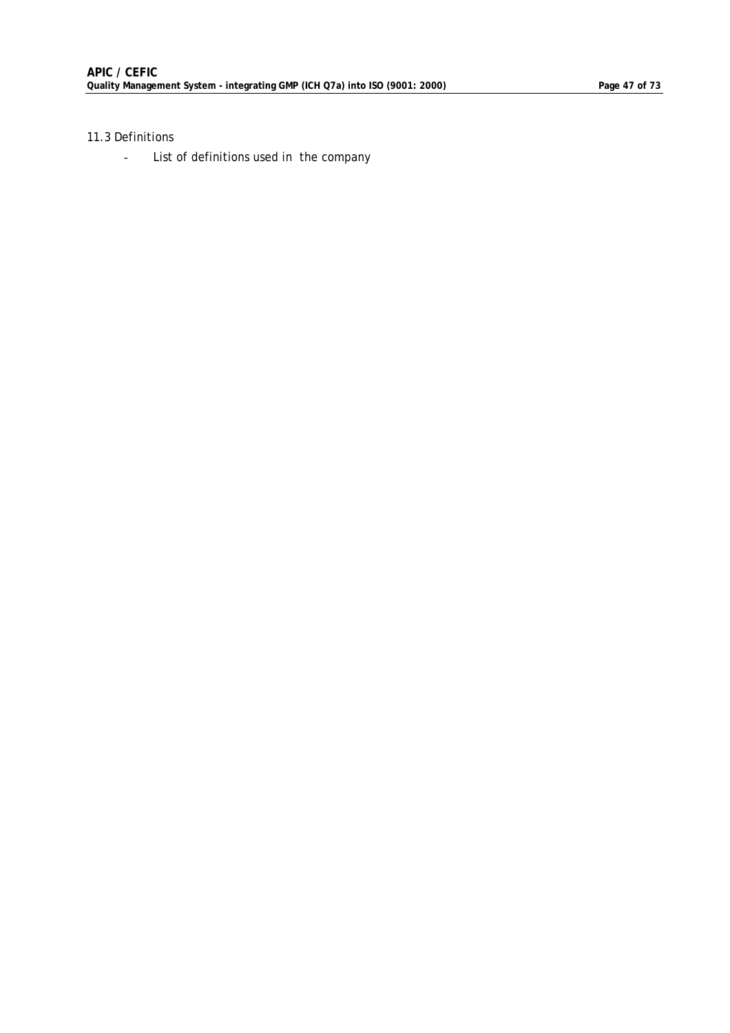*11.3 Definitions*

- *List of definitions used in the company*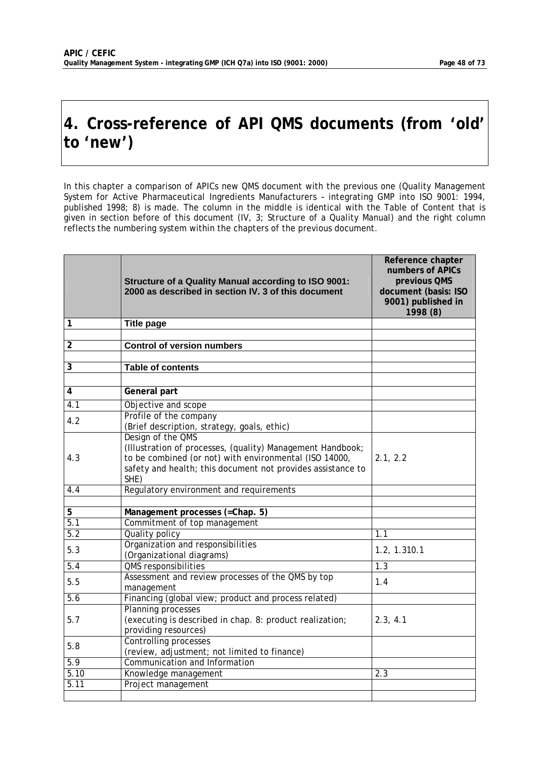# 4. Cross-reference of API QMS documents (from 'old' to 'new')

In this chapter a comparison of APICs new QMS document with the previous one (Quality Management System for Active Pharmaceutical Ingredients Manufacturers – integrating GMP into ISO 9001: 1994, published 1998; 8) is made. The column in the middle is identical with the Table of Content that is given in section before of this document (IV, 3; Structure of a Quality Manual) and the right column reflects the numbering system within the chapters of the previous document.

| | **Structure of a Quality Manual according to ISO 9001: 2000 as described in section IV. 3 of this document** | **Reference chapter numbers of APICs previous QMS document (basis: ISO 9001) published in 1998 (8)** |
|---|---|---|
| **1** | **Title page** | |
| | | |
| **2** | **Control of version numbers** | |
| | | |
| **3** | **Table of contents** | |
| | | |
| **4** | **General part** | |
| 4.1 | Objective and scope | |
| 4.2 | Profile of the company<br>(Brief description, strategy, goals, ethic) | |
| 4.3 | Design of the QMS<br>(Illustration of processes, (quality) Management Handbook; to be combined (or not) with environmental (ISO 14000, safety and health; this document not provides assistance to SHE) | 2.1, 2.2 |
| 4.4 | Regulatory environment and requirements | |
| | | |
| **5** | **Management processes (=Chap. 5)** | |
| 5.1 | Commitment of top management | |
| 5.2 | Quality policy | 1.1 |
| 5.3 | Organization and responsibilities<br>(Organizational diagrams) | 1.2, 1.310.1 |
| 5.4 | QMS responsibilities | 1.3 |
| 5.5 | Assessment and review processes of the QMS by top management | 1.4 |
| 5.6 | Financing (global view; product and process related) | |
| 5.7 | Planning processes<br>(executing is described in chap. 8: product realization; providing resources) | 2.3, 4.1 |
| 5.8 | Controlling processes<br>(review, adjustment; not limited to finance) | |
| 5.9 | Communication and Information | |
| 5.10 | Knowledge management | 2.3 |
| 5.11 | Project management | |
| | | |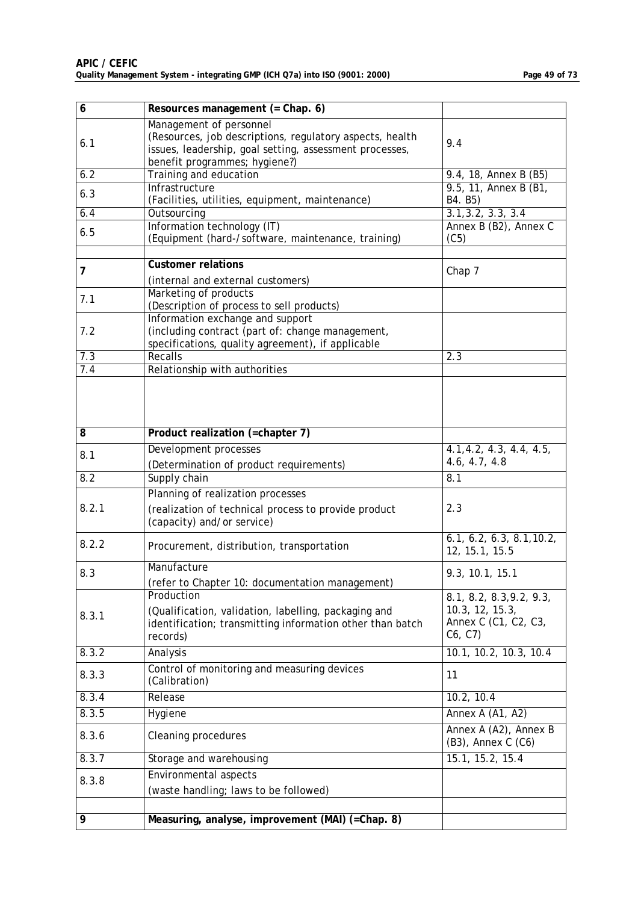| 6 | **Resources management (= Chap. 6)** | |
|---|---|---|
| 6.1 | Management of personnel<br>(Resources, job descriptions, regulatory aspects, health issues, leadership, goal setting, assessment processes, benefit programmes; hygiene?) | 9.4 |
| 6.2 | Training and education | 9.4, 18, Annex B (B5) |
| 6.3 | Infrastructure<br>(Facilities, utilities, equipment, maintenance) | 9.5, 11, Annex B (B1, B4. B5) |
| 6.4 | Outsourcing | 3.1,3.2, 3.3, 3.4 |
| 6.5 | Information technology (IT)<br>(Equipment (hard-/software, maintenance, training) | Annex B (B2), Annex C (C5) |
| | | |
| **7** | **Customer relations**<br>(internal and external customers) | Chap 7 |
| 7.1 | Marketing of products<br>(Description of process to sell products) | |
| 7.2 | Information exchange and support<br>(including contract (part of: change management, specifications, quality agreement), if applicable | |
| 7.3 | Recalls | 2.3 |
| 7.4 | Relationship with authorities | |
| | | |
| **8** | **Product realization (=chapter 7)** | |
| 8.1 | Development processes<br>(Determination of product requirements) | 4.1,4.2, 4.3, 4.4, 4.5, 4.6, 4.7, 4.8 |
| 8.2 | Supply chain | 8.1 |
| 8.2.1 | Planning of realization processes<br>(realization of technical process to provide product (capacity) and/or service) | 2.3 |
| 8.2.2 | Procurement, distribution, transportation | 6.1, 6.2, 6.3, 8.1,10.2, 12, 15.1, 15.5 |
| 8.3 | Manufacture<br>(refer to Chapter 10: documentation management) | 9.3, 10.1, 15.1 |
| 8.3.1 | Production<br>(Qualification, validation, labelling, packaging and identification; transmitting information other than batch records) | 8.1, 8.2, 8.3,9.2, 9.3, 10.3, 12, 15.3, Annex C (C1, C2, C3, C6, C7) |
| 8.3.2 | Analysis | 10.1, 10.2, 10.3, 10.4 |
| 8.3.3 | Control of monitoring and measuring devices (Calibration) | 11 |
| 8.3.4 | Release | 10.2, 10.4 |
| 8.3.5 | Hygiene | Annex A (A1, A2) |
| 8.3.6 | Cleaning procedures | Annex A (A2), Annex B (B3), Annex C (C6) |
| 8.3.7 | Storage and warehousing | 15.1, 15.2, 15.4 |
| 8.3.8 | Environmental aspects<br>(waste handling; laws to be followed) | |
| | | |
| **9** | **Measuring, analyse, improvement (MAI) (=Chap. 8)** | |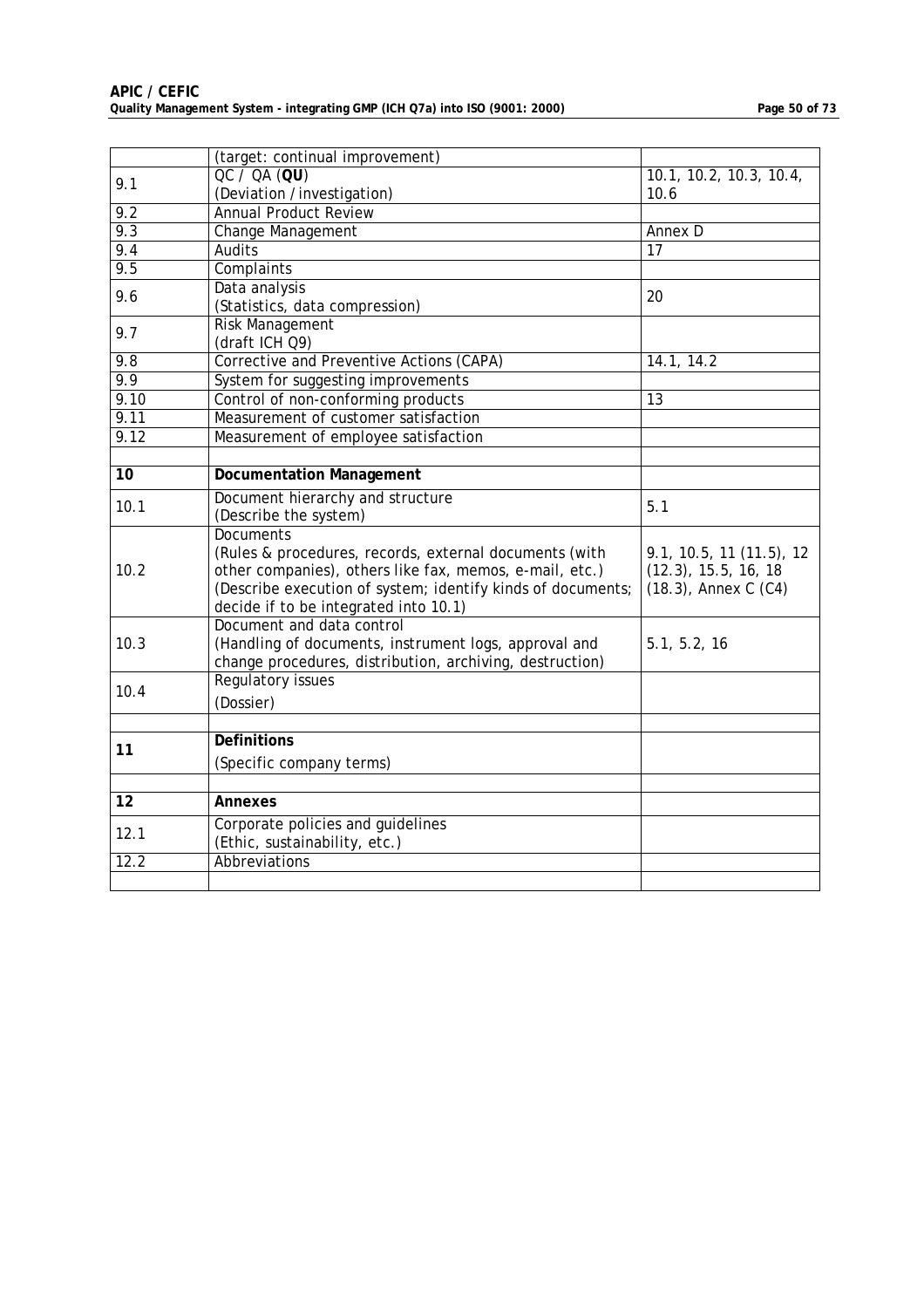| | | |
|---|---|---|
| | (target: continual improvement) | |
| 9.1 | QC / QA (**QU**)<br>(Deviation / investigation) | 10.1, 10.2, 10.3, 10.4, 10.6 |
| 9.2 | Annual Product Review | |
| 9.3 | Change Management | Annex D |
| 9.4 | Audits | 17 |
| 9.5 | Complaints | |
| 9.6 | Data analysis<br>(Statistics, data compression) | 20 |
| 9.7 | Risk Management<br>(draft ICH Q9) | |
| 9.8 | Corrective and Preventive Actions (CAPA) | 14.1, 14.2 |
| 9.9 | System for suggesting improvements | |
| 9.10 | Control of non-conforming products | 13 |
| 9.11 | Measurement of customer satisfaction | |
| 9.12 | Measurement of employee satisfaction | |
| | | |
| **10** | **Documentation Management** | |
| 10.1 | Document hierarchy and structure<br>(Describe the system) | 5.1 |
| 10.2 | Documents<br>(Rules & procedures, records, external documents (with other companies), others like fax, memos, e-mail, etc.)<br>(Describe execution of system; identify kinds of documents; decide if to be integrated into 10.1) | 9.1, 10.5, 11 (11.5), 12 (12.3), 15.5, 16, 18 (18.3), Annex C (C4) |
| 10.3 | Document and data control<br>(Handling of documents, instrument logs, approval and change procedures, distribution, archiving, destruction) | 5.1, 5.2, 16 |
| 10.4 | Regulatory issues<br>(Dossier) | |
| | | |
| **11** | **Definitions**<br>(Specific company terms) | |
| | | |
| **12** | **Annexes** | |
| 12.1 | Corporate policies and guidelines<br>(Ethic, sustainability, etc.) | |
| 12.2 | Abbreviations | |
| | | |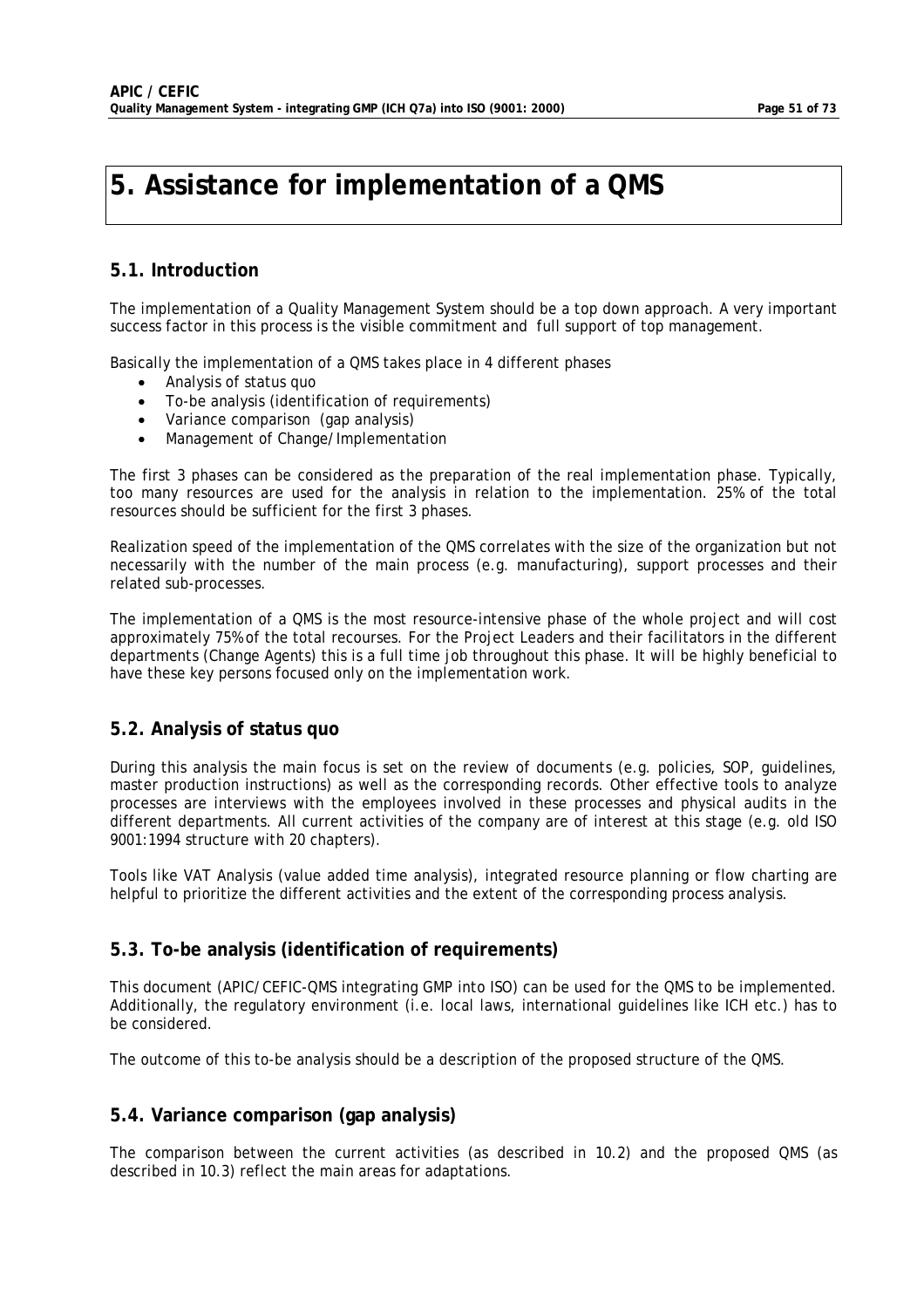# 5. Assistance for implementation of a QMS

## 5.1. Introduction

The implementation of a Quality Management System should be a top down approach. A very important success factor in this process is the visible commitment and full support of top management.

Basically the implementation of a QMS takes place in 4 different phases

- Analysis of status quo
- To-be analysis (identification of requirements)
- Variance comparison (gap analysis)
- Management of Change/Implementation

The first 3 phases can be considered as the preparation of the real implementation phase. Typically, too many resources are used for the analysis in relation to the implementation. 25% of the total resources should be sufficient for the first 3 phases.

Realization speed of the implementation of the QMS correlates with the size of the organization but not necessarily with the number of the main process (e.g. manufacturing), support processes and their related sub-processes.

The implementation of a QMS is the most resource-intensive phase of the whole project and will cost approximately 75% of the total recourses. For the Project Leaders and their facilitators in the different departments (Change Agents) this is a full time job throughout this phase. It will be highly beneficial to have these key persons focused only on the implementation work.

## 5.2. Analysis of status quo

During this analysis the main focus is set on the review of documents (e.g. policies, SOP, guidelines, master production instructions) as well as the corresponding records. Other effective tools to analyze processes are interviews with the employees involved in these processes and physical audits in the different departments. All current activities of the company are of interest at this stage (e.g. old ISO 9001:1994 structure with 20 chapters).

Tools like VAT Analysis (value added time analysis), integrated resource planning or flow charting are helpful to prioritize the different activities and the extent of the corresponding process analysis.

## 5.3. To-be analysis (identification of requirements)

This document (APIC/CEFIC-QMS integrating GMP into ISO) can be used for the QMS to be implemented. Additionally, the regulatory environment (i.e. local laws, international guidelines like ICH etc.) has to be considered.

The outcome of this to-be analysis should be a description of the proposed structure of the QMS.

## 5.4. Variance comparison (gap analysis)

The comparison between the current activities (as described in 10.2) and the proposed QMS (as described in 10.3) reflect the main areas for adaptations.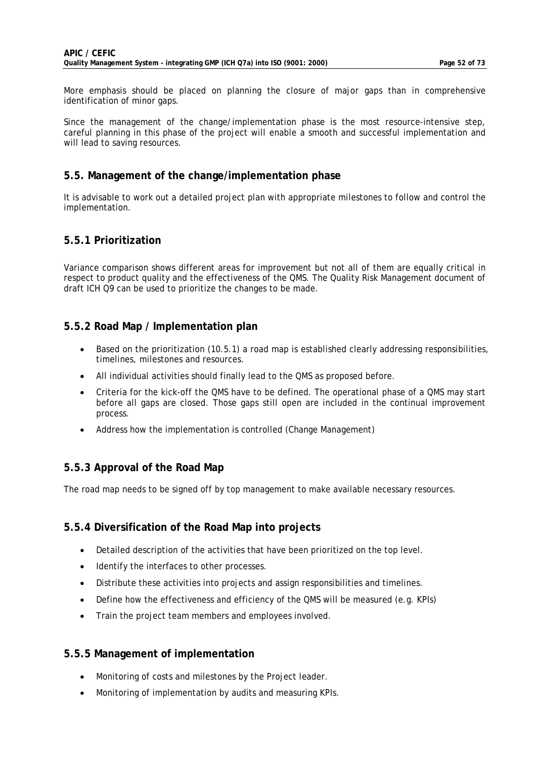More emphasis should be placed on planning the closure of major gaps than in comprehensive identification of minor gaps.

Since the management of the change/implementation phase is the most resource-intensive step, careful planning in this phase of the project will enable a smooth and successful implementation and will lead to saving resources.

## 5.5. Management of the change/implementation phase

It is advisable to work out a detailed project plan with appropriate milestones to follow and control the implementation.

### 5.5.1 Prioritization

Variance comparison shows different areas for improvement but not all of them are equally critical in respect to product quality and the effectiveness of the QMS. The Quality Risk Management document of draft ICH Q9 can be used to prioritize the changes to be made.

### 5.5.2 Road Map / Implementation plan

- Based on the prioritization (10.5.1) a road map is established clearly addressing responsibilities, timelines, milestones and resources.
- All individual activities should finally lead to the QMS as proposed before.
- Criteria for the kick-off the QMS have to be defined. The operational phase of a QMS may start before all gaps are closed. Those gaps still open are included in the continual improvement process.
- Address how the implementation is controlled (Change Management)

### 5.5.3 Approval of the Road Map

The road map needs to be signed off by top management to make available necessary resources.

### 5.5.4 Diversification of the Road Map into projects

- Detailed description of the activities that have been prioritized on the top level.
- Identify the interfaces to other processes.
- Distribute these activities into projects and assign responsibilities and timelines.
- Define how the effectiveness and efficiency of the QMS will be measured (e.g. KPIs)
- Train the project team members and employees involved.

### 5.5.5 Management of implementation

- Monitoring of costs and milestones by the Project leader.
- Monitoring of implementation by audits and measuring KPIs.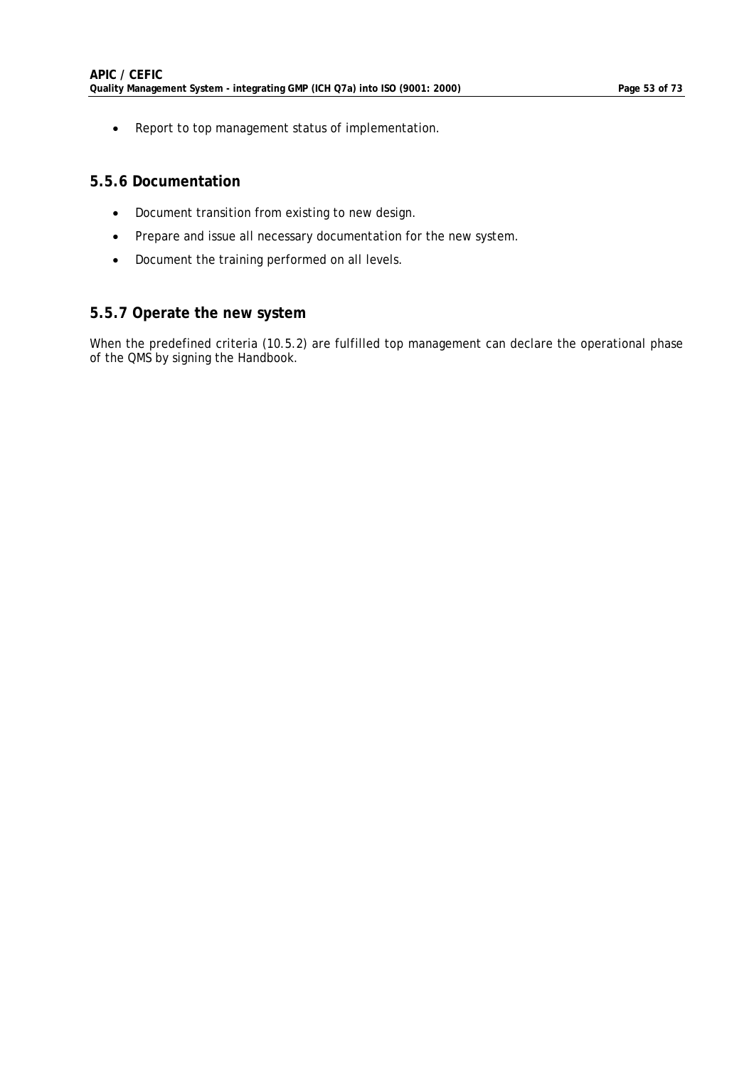- Report to top management status of implementation.

### 5.5.6 Documentation

- Document transition from existing to new design.
- Prepare and issue all necessary documentation for the new system.
- Document the training performed on all levels.

### 5.5.7 Operate the new system

When the predefined criteria (10.5.2) are fulfilled top management can declare the operational phase of the QMS by signing the Handbook.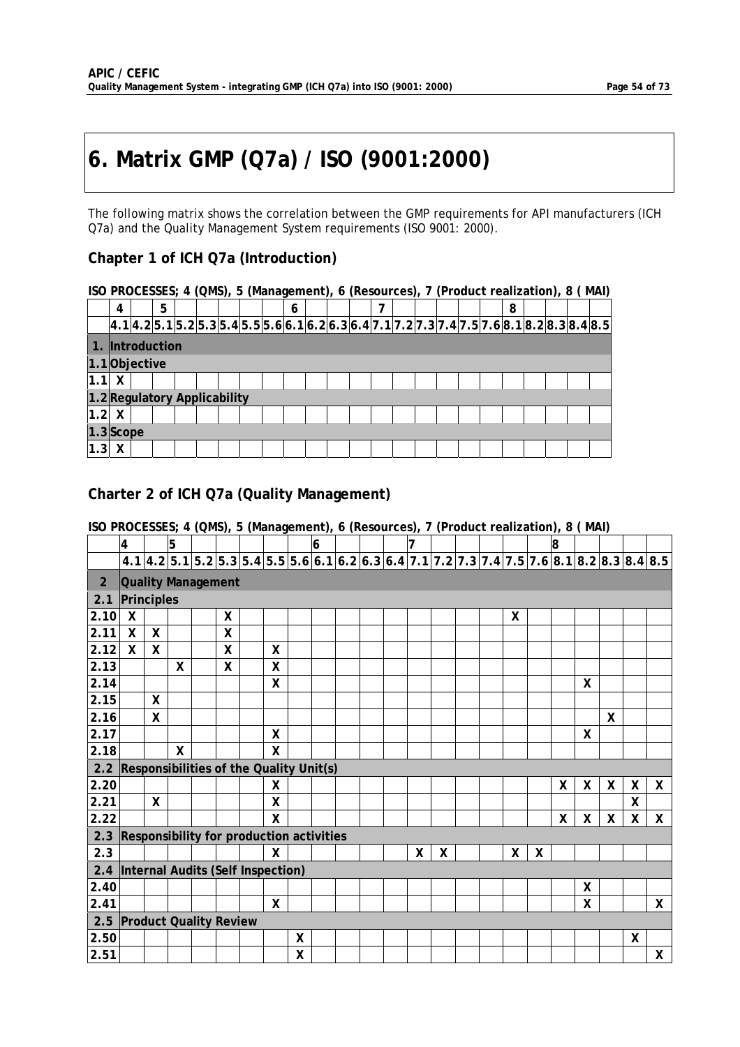# 6. Matrix GMP (Q7a) / ISO (9001:2000)

The following matrix shows the correlation between the GMP requirements for API manufacturers (ICH Q7a) and the Quality Management System requirements (ISO 9001: 2000).

## Chapter 1 of ICH Q7a (Introduction)

**ISO PROCESSES; 4 (QMS), 5 (Management), 6 (Resources), 7 (Product realization), 8 ( MAI)**

| | 4 | | 5 | | | | | | 6 | | | | 7 | | | | | | 8 | | | | |
|---|---|---|---|---|---|---|---|---|---|---|---|---|---|---|---|---|---|---|---|---|---|---|---|
| | 4.1 | 4.2 | 5.1 | 5.2 | 5.3 | 5.4 | 5.5 | 5.6 | 6.1 | 6.2 | 6.3 | 6.4 | 7.1 | 7.2 | 7.3 | 7.4 | 7.5 | 7.6 | 8.1 | 8.2 | 8.3 | 8.4 | 8.5 |
| **1.** | **Introduction** | | | | | | | | | | | | | | | | | | | | | | |
| **1.1** | **Objective** | | | | | | | | | | | | | | | | | | | | | | |
| 1.1 | X | | | | | | | | | | | | | | | | | | | | | | |
| **1.2** | **Regulatory Applicability** | | | | | | | | | | | | | | | | | | | | | | |
| 1.2 | X | | | | | | | | | | | | | | | | | | | | | | |
| **1.3** | **Scope** | | | | | | | | | | | | | | | | | | | | | | |
| 1.3 | X | | | | | | | | | | | | | | | | | | | | | | |

## Charter 2 of ICH Q7a (Quality Management)

**ISO PROCESSES; 4 (QMS), 5 (Management), 6 (Resources), 7 (Product realization), 8 ( MAI)**

| | 4 | | 5 | | | | | | 6 | | | | 7 | | | | | | 8 | | | | |
|---|---|---|---|---|---|---|---|---|---|---|---|---|---|---|---|---|---|---|---|---|---|---|---|
| | 4.1 | 4.2 | 5.1 | 5.2 | 5.3 | 5.4 | 5.5 | 5.6 | 6.1 | 6.2 | 6.3 | 6.4 | 7.1 | 7.2 | 7.3 | 7.4 | 7.5 | 7.6 | 8.1 | 8.2 | 8.3 | 8.4 | 8.5 |
| **2** | **Quality Management** | | | | | | | | | | | | | | | | | | | | | | |
| **2.1** | **Principles** | | | | | | | | | | | | | | | | | | | | | | |
| 2.10 | X | | | | X | | | | | | | | | | | | X | | | | | | |
| 2.11 | X | X | | | X | | | | | | | | | | | | | | | | | | |
| 2.12 | X | X | | | X | | X | | | | | | | | | | | | | | | | |
| 2.13 | | | X | | X | | X | | | | | | | | | | | | | | | | |
| 2.14 | | | | | | | X | | | | | | | | | | | | | X | | | |
| 2.15 | | X | | | | | | | | | | | | | | | | | | | | | |
| 2.16 | | X | | | | | | | | | | | | | | | | | | | X | | |
| 2.17 | | | | | | | X | | | | | | | | | | | | | X | | | |
| 2.18 | | | X | | | | X | | | | | | | | | | | | | | | | |
| **2.2** | **Responsibilities of the Quality Unit(s)** | | | | | | | | | | | | | | | | | | | | | | |
| 2.20 | | | | | | | X | | | | | | | | | | | | X | X | X | X | X |
| 2.21 | | X | | | | | X | | | | | | | | | | | | | | | X | |
| 2.22 | | | | | | | X | | | | | | | | | | | | X | X | X | X | X |
| **2.3** | **Responsibility for production activities** | | | | | | | | | | | | | | | | | | | | | | |
| 2.3 | | | | | | | X | | | | | | X | X | | | X | X | | | | | |
| **2.4** | **Internal Audits (Self Inspection)** | | | | | | | | | | | | | | | | | | | | | | |
| 2.40 | | | | | | | | | | | | | | | | | | | | X | | | |
| 2.41 | | | | | | | X | | | | | | | | | | | | | X | | | X |
| **2.5** | **Product Quality Review** | | | | | | | | | | | | | | | | | | | | | | |
| 2.50 | | | | | | | | X | | | | | | | | | | | | | | X | |
| 2.51 | | | | | | | | X | | | | | | | | | | | | | | | X |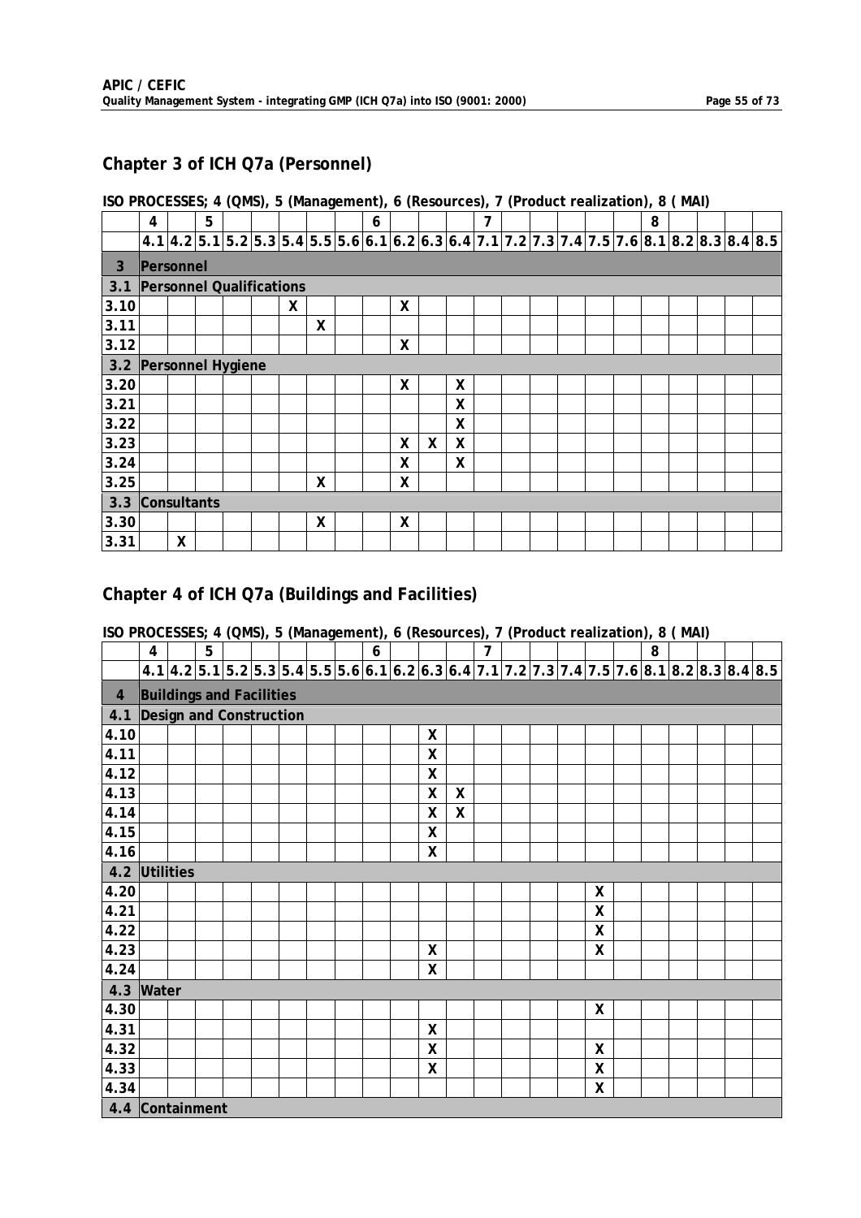## Chapter 3 of ICH Q7a (Personnel)

**ISO PROCESSES; 4 (QMS), 5 (Management), 6 (Resources), 7 (Product realization), 8 ( MAI)**

| | 4 | | 5 | | | | | | 6 | | | | 7 | | | | | | 8 | | | | |
|---|---|---|---|---|---|---|---|---|---|---|---|---|---|---|---|---|---|---|---|---|---|---|---|
| | 4.1 | 4.2 | 5.1 | 5.2 | 5.3 | 5.4 | 5.5 | 5.6 | 6.1 | 6.2 | 6.3 | 6.4 | 7.1 | 7.2 | 7.3 | 7.4 | 7.5 | 7.6 | 8.1 | 8.2 | 8.3 | 8.4 | 8.5 |
| **3** | **Personnel** | | | | | | | | | | | | | | | | | | | | | | |
| **3.1** | **Personnel Qualifications** | | | | | | | | | | | | | | | | | | | | | | |
| 3.10 | | | | | | X | | | | X | | | | | | | | | | | | | |
| 3.11 | | | | | | | X | | | | | | | | | | | | | | | | |
| 3.12 | | | | | | | | | | X | | | | | | | | | | | | | |
| **3.2** | **Personnel Hygiene** | | | | | | | | | | | | | | | | | | | | | | |
| 3.20 | | | | | | | | | | X | | X | | | | | | | | | | | |
| 3.21 | | | | | | | | | | | | X | | | | | | | | | | | |
| 3.22 | | | | | | | | | | | | X | | | | | | | | | | | |
| 3.23 | | | | | | | | | | X | X | X | | | | | | | | | | | |
| 3.24 | | | | | | | | | | X | | X | | | | | | | | | | | |
| 3.25 | | | | | | | X | | | X | | | | | | | | | | | | | |
| **3.3** | **Consultants** | | | | | | | | | | | | | | | | | | | | | | |
| 3.30 | | | | | | | X | | | X | | | | | | | | | | | | | |
| 3.31 | | X | | | | | | | | | | | | | | | | | | | | | |

## Chapter 4 of ICH Q7a (Buildings and Facilities)

**ISO PROCESSES; 4 (QMS), 5 (Management), 6 (Resources), 7 (Product realization), 8 ( MAI)**

| | 4 | | 5 | | | | | | 6 | | | | 7 | | | | | | 8 | | | | |
|---|---|---|---|---|---|---|---|---|---|---|---|---|---|---|---|---|---|---|---|---|---|---|---|
| | 4.1 | 4.2 | 5.1 | 5.2 | 5.3 | 5.4 | 5.5 | 5.6 | 6.1 | 6.2 | 6.3 | 6.4 | 7.1 | 7.2 | 7.3 | 7.4 | 7.5 | 7.6 | 8.1 | 8.2 | 8.3 | 8.4 | 8.5 |
| **4** | **Buildings and Facilities** | | | | | | | | | | | | | | | | | | | | | | |
| **4.1** | **Design and Construction** | | | | | | | | | | | | | | | | | | | | | | |
| 4.10 | | | | | | | | | | | X | | | | | | | | | | | | |
| 4.11 | | | | | | | | | | | X | | | | | | | | | | | | |
| 4.12 | | | | | | | | | | | X | | | | | | | | | | | | |
| 4.13 | | | | | | | | | | | X | X | | | | | | | | | | | |
| 4.14 | | | | | | | | | | | X | X | | | | | | | | | | | |
| 4.15 | | | | | | | | | | | X | | | | | | | | | | | | |
| 4.16 | | | | | | | | | | | X | | | | | | | | | | | | |
| **4.2** | **Utilities** | | | | | | | | | | | | | | | | | | | | | | |
| 4.20 | | | | | | | | | | | | | | | | | X | | | | | | |
| 4.21 | | | | | | | | | | | | | | | | | X | | | | | | |
| 4.22 | | | | | | | | | | | | | | | | | X | | | | | | |
| 4.23 | | | | | | | | | | | X | | | | | | X | | | | | | |
| 4.24 | | | | | | | | | | | X | | | | | | | | | | | | |
| **4.3** | **Water** | | | | | | | | | | | | | | | | | | | | | | |
| 4.30 | | | | | | | | | | | | | | | | | X | | | | | | |
| 4.31 | | | | | | | | | | | X | | | | | | | | | | | | |
| 4.32 | | | | | | | | | | | X | | | | | | X | | | | | | |
| 4.33 | | | | | | | | | | | X | | | | | | X | | | | | | |
| 4.34 | | | | | | | | | | | | | | | | | X | | | | | | |
| **4.4** | **Containment** | | | | | | | | | | | | | | | | | | | | | | |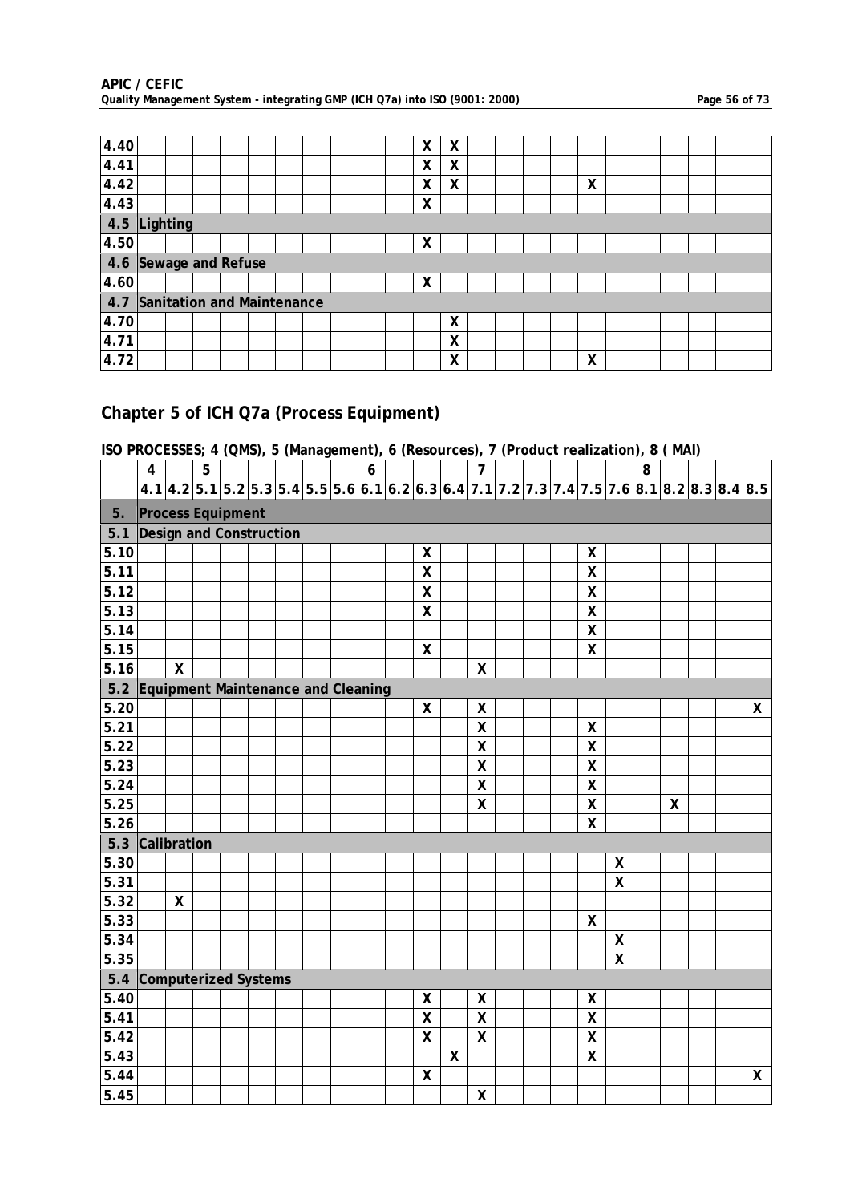| | 4.1 | 4.2 | 5.1 | 5.2 | 5.3 | 5.4 | 5.5 | 5.6 | 6.1 | 6.2 | 6.3 | 6.4 | 7.1 | 7.2 | 7.3 | 7.4 | 7.5 | 7.6 | 8.1 | 8.2 | 8.3 | 8.4 | 8.5 |
|---|---|---|---|---|---|---|---|---|---|---|---|---|---|---|---|---|---|---|---|---|---|---|---|
| 4.40 | | | | | | | | | | | X | X | | | | | | | | | | | |
| 4.41 | | | | | | | | | | | X | X | | | | | | | | | | | |
| 4.42 | | | | | | | | | | | X | X | | | | | X | | | | | | |
| 4.43 | | | | | | | | | | | X | | | | | | | | | | | | |
| **4.5** | **Lighting** | | | | | | | | | | | | | | | | | | | | | | |
| 4.50 | | | | | | | | | | | X | | | | | | | | | | | | |
| **4.6** | **Sewage and Refuse** | | | | | | | | | | | | | | | | | | | | | | |
| 4.60 | | | | | | | | | | | X | | | | | | | | | | | | |
| **4.7** | **Sanitation and Maintenance** | | | | | | | | | | | | | | | | | | | | | | |
| 4.70 | | | | | | | | | | | | X | | | | | | | | | | | |
| 4.71 | | | | | | | | | | | | X | | | | | | | | | | | |
| 4.72 | | | | | | | | | | | | X | | | | | X | | | | | | |

## Chapter 5 of ICH Q7a (Process Equipment)

**ISO PROCESSES; 4 (QMS), 5 (Management), 6 (Resources), 7 (Product realization), 8 ( MAI)**

| | 4 | | 5 | | | | | | 6 | | | | 7 | | | | | | 8 | | | | |
|---|---|---|---|---|---|---|---|---|---|---|---|---|---|---|---|---|---|---|---|---|---|---|---|
| | 4.1 | 4.2 | 5.1 | 5.2 | 5.3 | 5.4 | 5.5 | 5.6 | 6.1 | 6.2 | 6.3 | 6.4 | 7.1 | 7.2 | 7.3 | 7.4 | 7.5 | 7.6 | 8.1 | 8.2 | 8.3 | 8.4 | 8.5 |
| **5.** | **Process Equipment** | | | | | | | | | | | | | | | | | | | | | | |
| **5.1** | **Design and Construction** | | | | | | | | | | | | | | | | | | | | | | |
| 5.10 | | | | | | | | | | | X | | | | | | X | | | | | | |
| 5.11 | | | | | | | | | | | X | | | | | | X | | | | | | |
| 5.12 | | | | | | | | | | | X | | | | | | X | | | | | | |
| 5.13 | | | | | | | | | | | X | | | | | | X | | | | | | |
| 5.14 | | | | | | | | | | | | | | | | | X | | | | | | |
| 5.15 | | | | | | | | | | | X | | | | | | X | | | | | | |
| 5.16 | | X | | | | | | | | | | | X | | | | | | | | | | |
| **5.2** | **Equipment Maintenance and Cleaning** | | | | | | | | | | | | | | | | | | | | | | |
| 5.20 | | | | | | | | | | | X | | X | | | | | | | | | | X |
| 5.21 | | | | | | | | | | | | | X | | | | X | | | | | | |
| 5.22 | | | | | | | | | | | | | X | | | | X | | | | | | |
| 5.23 | | | | | | | | | | | | | X | | | | X | | | | | | |
| 5.24 | | | | | | | | | | | | | X | | | | X | | | | | | |
| 5.25 | | | | | | | | | | | | | X | | | | X | | | X | | | |
| 5.26 | | | | | | | | | | | | | | | | | X | | | | | | |
| **5.3** | **Calibration** | | | | | | | | | | | | | | | | | | | | | | |
| 5.30 | | | | | | | | | | | | | | | | | | X | | | | | |
| 5.31 | | | | | | | | | | | | | | | | | | X | | | | | |
| 5.32 | | X | | | | | | | | | | | | | | | | | | | | | |
| 5.33 | | | | | | | | | | | | | | | | | X | | | | | | |
| 5.34 | | | | | | | | | | | | | | | | | | X | | | | | |
| 5.35 | | | | | | | | | | | | | | | | | | X | | | | | |
| **5.4** | **Computerized Systems** | | | | | | | | | | | | | | | | | | | | | | |
| 5.40 | | | | | | | | | | | X | | X | | | | X | | | | | | |
| 5.41 | | | | | | | | | | | X | | X | | | | X | | | | | | |
| 5.42 | | | | | | | | | | | X | | X | | | | X | | | | | | |
| 5.43 | | | | | | | | | | | | X | | | | | X | | | | | | |
| 5.44 | | | | | | | | | | | X | | | | | | | | | | | | X |
| 5.45 | | | | | | | | | | | | | X | | | | | | | | | | |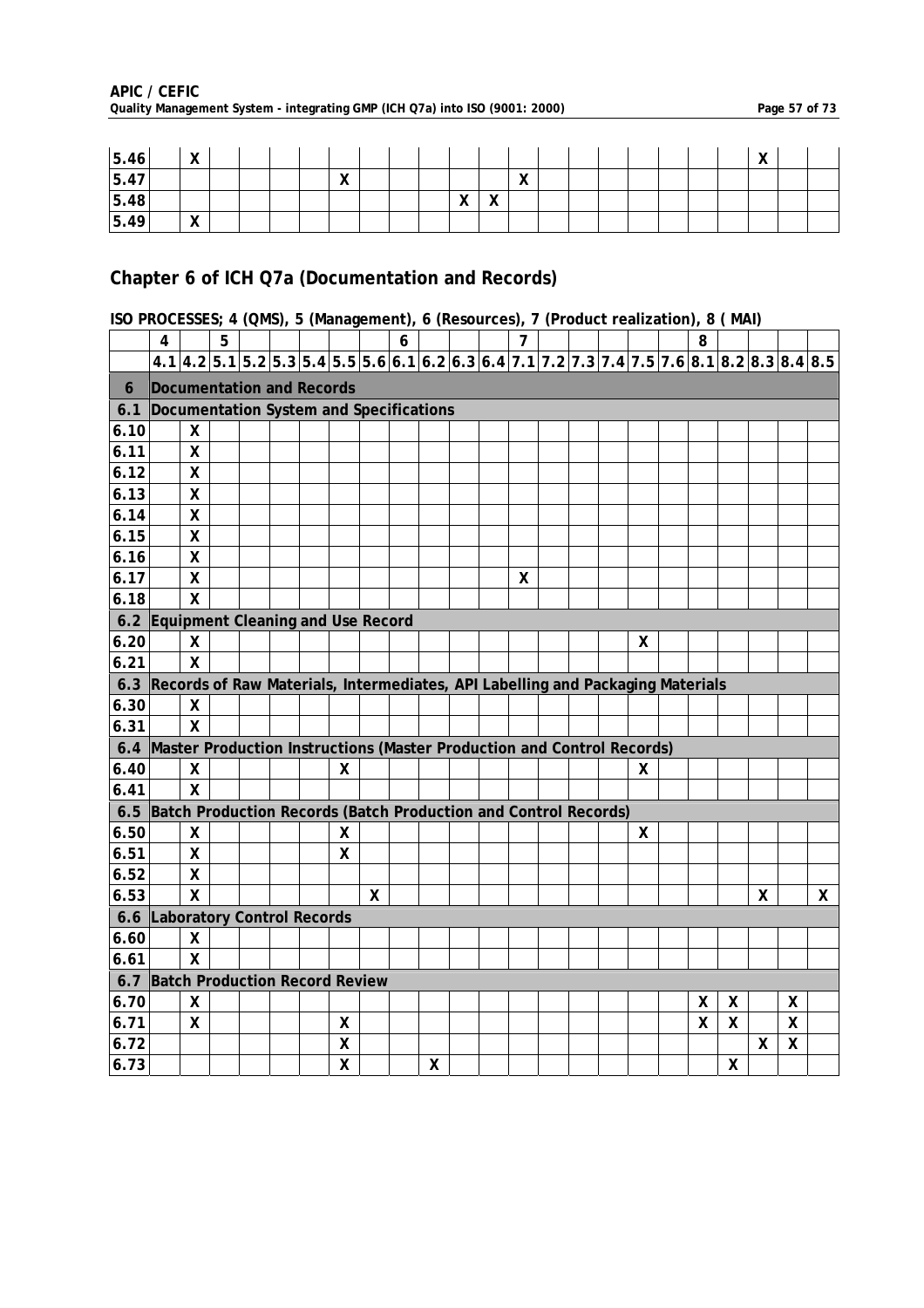| 5.46 | | X | | | | | | | | | | | | | | | | | | X | | |
|---|---|---|---|---|---|---|---|---|---|---|---|---|---|---|---|---|---|---|---|---|---|---|
| 5.47 | | | | | | | X | | | | | | X | | | | | | | | | |
| 5.48 | | | | | | | | | | | X | X | | | | | | | | | | |
| 5.49 | | X | | | | | | | | | | | | | | | | | | | | |

## Chapter 6 of ICH Q7a (Documentation and Records)

**ISO PROCESSES; 4 (QMS), 5 (Management), 6 (Resources), 7 (Product realization), 8 ( MAI)**

| | 4 | | 5 | | | | | | 6 | | | | 7 | | | | | | 8 | | | | |
|---|---|---|---|---|---|---|---|---|---|---|---|---|---|---|---|---|---|---|---|---|---|---|---|
| | 4.1 | 4.2 | 5.1 | 5.2 | 5.3 | 5.4 | 5.5 | 5.6 | 6.1 | 6.2 | 6.3 | 6.4 | 7.1 | 7.2 | 7.3 | 7.4 | 7.5 | 7.6 | 8.1 | 8.2 | 8.3 | 8.4 | 8.5 |
| **6** | **Documentation and Records** | | | | | | | | | | | | | | | | | | | | | | |
| **6.1** | **Documentation System and Specifications** | | | | | | | | | | | | | | | | | | | | | | |
| 6.10 | | X | | | | | | | | | | | | | | | | | | | | | |
| 6.11 | | X | | | | | | | | | | | | | | | | | | | | | |
| 6.12 | | X | | | | | | | | | | | | | | | | | | | | | |
| 6.13 | | X | | | | | | | | | | | | | | | | | | | | | |
| 6.14 | | X | | | | | | | | | | | | | | | | | | | | | |
| 6.15 | | X | | | | | | | | | | | | | | | | | | | | | |
| 6.16 | | X | | | | | | | | | | | | | | | | | | | | | |
| 6.17 | | X | | | | | | | | | | | X | | | | | | | | | | |
| 6.18 | | X | | | | | | | | | | | | | | | | | | | | | |
| **6.2** | **Equipment Cleaning and Use Record** | | | | | | | | | | | | | | | | | | | | | | |
| 6.20 | | X | | | | | | | | | | | | | | | X | | | | | | |
| 6.21 | | X | | | | | | | | | | | | | | | | | | | | | |
| **6.3** | **Records of Raw Materials, Intermediates, API Labelling and Packaging Materials** | | | | | | | | | | | | | | | | | | | | | | |
| 6.30 | | X | | | | | | | | | | | | | | | | | | | | | |
| 6.31 | | X | | | | | | | | | | | | | | | | | | | | | |
| **6.4** | **Master Production Instructions (Master Production and Control Records)** | | | | | | | | | | | | | | | | | | | | | | |
| 6.40 | | X | | | | | X | | | | | | | | | | X | | | | | | |
| 6.41 | | X | | | | | | | | | | | | | | | | | | | | | |
| **6.5** | **Batch Production Records (Batch Production and Control Records)** | | | | | | | | | | | | | | | | | | | | | | |
| 6.50 | | X | | | | | X | | | | | | | | | | X | | | | | | |
| 6.51 | | X | | | | | X | | | | | | | | | | | | | | | | |
| 6.52 | | X | | | | | | | | | | | | | | | | | | | | | |
| 6.53 | | X | | | | | | X | | | | | | | | | | | | | X | | X |
| **6.6** | **Laboratory Control Records** | | | | | | | | | | | | | | | | | | | | | | |
| 6.60 | | X | | | | | | | | | | | | | | | | | | | | | |
| 6.61 | | X | | | | | | | | | | | | | | | | | | | | | |
| **6.7** | **Batch Production Record Review** | | | | | | | | | | | | | | | | | | | | | | |
| 6.70 | | X | | | | | | | | | | | | | | | | | X | X | | X | |
| 6.71 | | X | | | | | X | | | | | | | | | | | | X | X | | X | |
| 6.72 | | | | | | | X | | | | | | | | | | | | | | X | X | |
| 6.73 | | | | | | | X | | | X | | | | | | | | | | X | | | |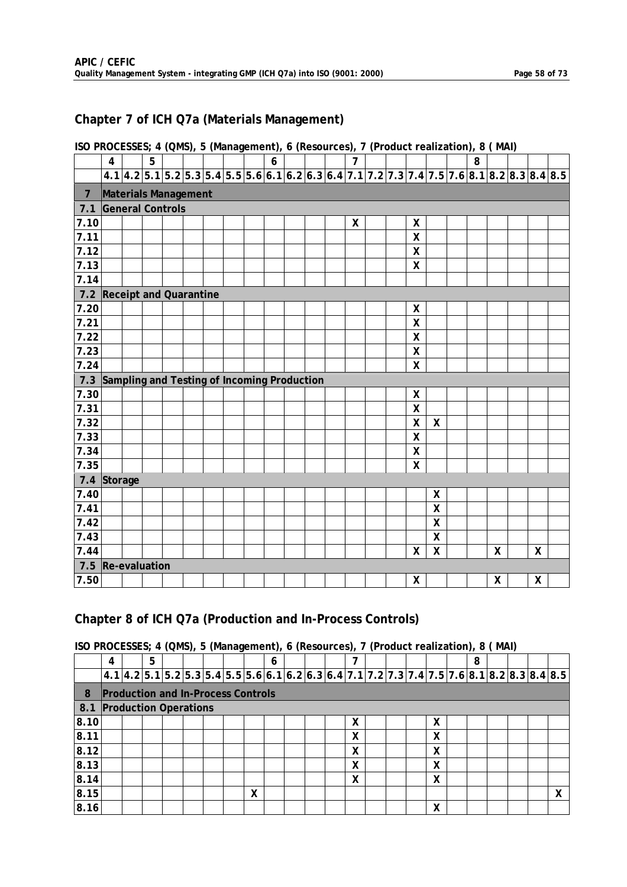## Chapter 7 of ICH Q7a (Materials Management)

**ISO PROCESSES; 4 (QMS), 5 (Management), 6 (Resources), 7 (Product realization), 8 ( MAI)**

| | 4 | | 5 | | | | | | 6 | | | | 7 | | | | | | 8 | | | | |
|---|---|---|---|---|---|---|---|---|---|---|---|---|---|---|---|---|---|---|---|---|---|---|---|
| | 4.1 | 4.2 | 5.1 | 5.2 | 5.3 | 5.4 | 5.5 | 5.6 | 6.1 | 6.2 | 6.3 | 6.4 | 7.1 | 7.2 | 7.3 | 7.4 | 7.5 | 7.6 | 8.1 | 8.2 | 8.3 | 8.4 | 8.5 |
| **7** | **Materials Management** | | | | | | | | | | | | | | | | | | | | | | |
| **7.1** | **General Controls** | | | | | | | | | | | | | | | | | | | | | | |
| **7.10** | | | | | | | | | | | | | X | | | X | | | | | | | |
| **7.11** | | | | | | | | | | | | | | | | X | | | | | | | |
| **7.12** | | | | | | | | | | | | | | | | X | | | | | | | |
| **7.13** | | | | | | | | | | | | | | | | X | | | | | | | |
| **7.14** | | | | | | | | | | | | | | | | | | | | | | | |
| **7.2** | **Receipt and Quarantine** | | | | | | | | | | | | | | | | | | | | | | |
| **7.20** | | | | | | | | | | | | | | | | X | | | | | | | |
| **7.21** | | | | | | | | | | | | | | | | X | | | | | | | |
| **7.22** | | | | | | | | | | | | | | | | X | | | | | | | |
| **7.23** | | | | | | | | | | | | | | | | X | | | | | | | |
| **7.24** | | | | | | | | | | | | | | | | X | | | | | | | |
| **7.3** | **Sampling and Testing of Incoming Production** | | | | | | | | | | | | | | | | | | | | | | |
| **7.30** | | | | | | | | | | | | | | | | X | | | | | | | |
| **7.31** | | | | | | | | | | | | | | | | X | | | | | | | |
| **7.32** | | | | | | | | | | | | | | | | X | X | | | | | | |
| **7.33** | | | | | | | | | | | | | | | | X | | | | | | | |
| **7.34** | | | | | | | | | | | | | | | | X | | | | | | | |
| **7.35** | | | | | | | | | | | | | | | | X | | | | | | | |
| **7.4** | **Storage** | | | | | | | | | | | | | | | | | | | | | | |
| **7.40** | | | | | | | | | | | | | | | | | X | | | | | | |
| **7.41** | | | | | | | | | | | | | | | | | X | | | | | | |
| **7.42** | | | | | | | | | | | | | | | | | X | | | | | | |
| **7.43** | | | | | | | | | | | | | | | | | X | | | | | | |
| **7.44** | | | | | | | | | | | | | | | | X | X | | | X | | X | |
| **7.5** | **Re-evaluation** | | | | | | | | | | | | | | | | | | | | | | |
| **7.50** | | | | | | | | | | | | | | | | X | | | | X | | X | |

## Chapter 8 of ICH Q7a (Production and In-Process Controls)

**ISO PROCESSES; 4 (QMS), 5 (Management), 6 (Resources), 7 (Product realization), 8 ( MAI)**

| | 4 | | 5 | | | | | | 6 | | | | 7 | | | | | | 8 | | | | |
|---|---|---|---|---|---|---|---|---|---|---|---|---|---|---|---|---|---|---|---|---|---|---|---|
| | 4.1 | 4.2 | 5.1 | 5.2 | 5.3 | 5.4 | 5.5 | 5.6 | 6.1 | 6.2 | 6.3 | 6.4 | 7.1 | 7.2 | 7.3 | 7.4 | 7.5 | 7.6 | 8.1 | 8.2 | 8.3 | 8.4 | 8.5 |
| **8** | **Production and In-Process Controls** | | | | | | | | | | | | | | | | | | | | | | |
| **8.1** | **Production Operations** | | | | | | | | | | | | | | | | | | | | | | |
| **8.10** | | | | | | | | | | | | | X | | | | X | | | | | | |
| **8.11** | | | | | | | | | | | | | X | | | | X | | | | | | |
| **8.12** | | | | | | | | | | | | | X | | | | X | | | | | | |
| **8.13** | | | | | | | | | | | | | X | | | | X | | | | | | |
| **8.14** | | | | | | | | | | | | | X | | | | X | | | | | | |
| **8.15** | | | | | | | | X | | | | | | | | | | | | | | | X |
| **8.16** | | | | | | | | | | | | | | | | | X | | | | | | |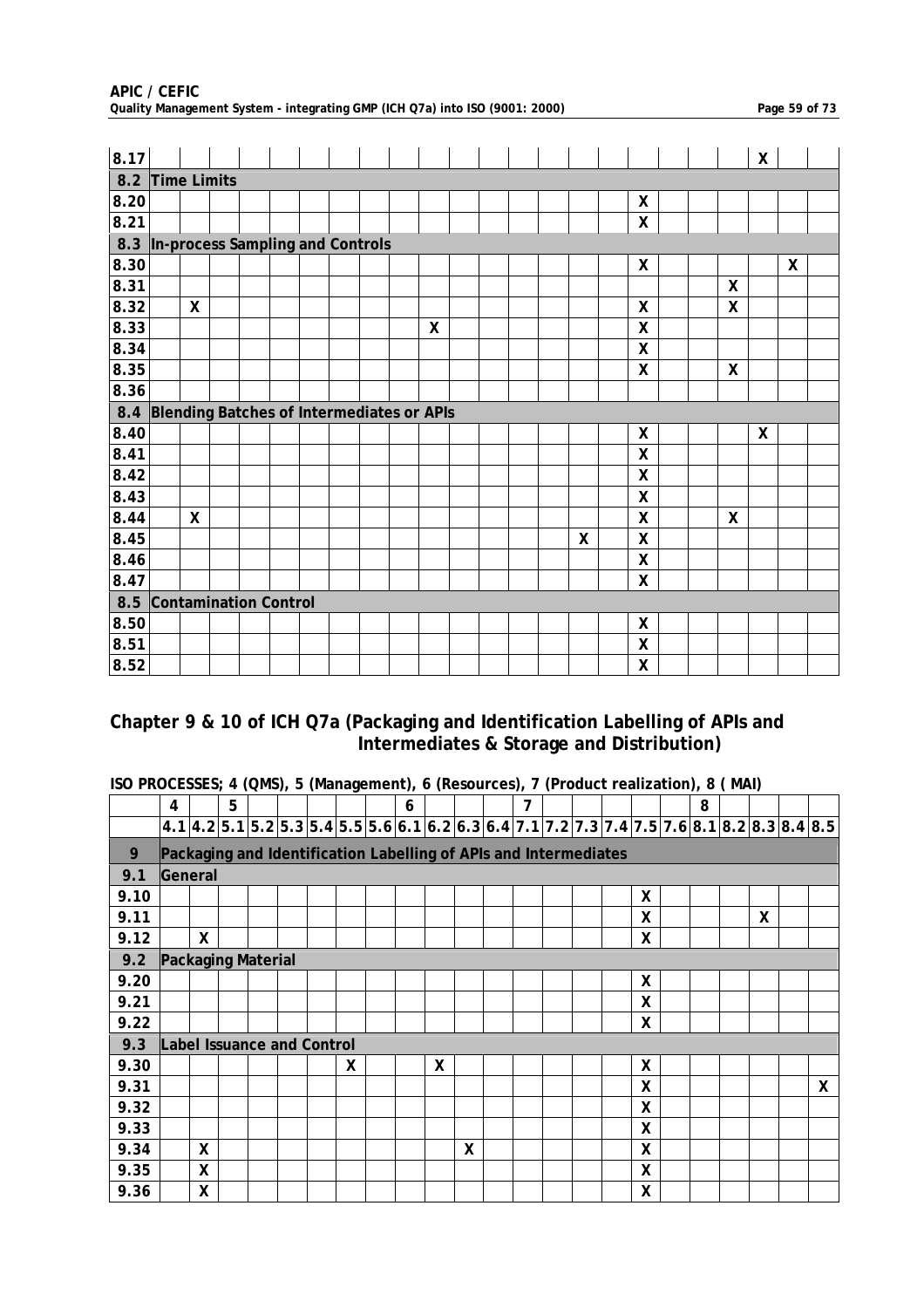| | 4.1 | 4.2 | 5.1 | 5.2 | 5.3 | 5.4 | 5.5 | 5.6 | 6.1 | 6.2 | 6.3 | 6.4 | 7.1 | 7.2 | 7.3 | 7.4 | 7.5 | 7.6 | 8.1 | 8.2 | 8.3 | 8.4 | 8.5 |
|---|---|---|---|---|---|---|---|---|---|---|---|---|---|---|---|---|---|---|---|---|---|---|---|
| 8.17 | | | | | | | | | | | | | | | | | | | | | X | | |
| **8.2** | **Time Limits** | | | | | | | | | | | | | | | | | | | | | | |
| 8.20 | | | | | | | | | | | | | | | | | X | | | | | | |
| 8.21 | | | | | | | | | | | | | | | | | X | | | | | | |
| **8.3** | **In-process Sampling and Controls** | | | | | | | | | | | | | | | | | | | | | | |
| 8.30 | | | | | | | | | | | | | | | | | X | | | | | X | |
| 8.31 | | | | | | | | | | | | | | | | | | | | X | | | |
| 8.32 | | X | | | | | | | | | | | | | | | X | | | X | | | |
| 8.33 | | | | | | | | | | X | | | | | | | X | | | | | | |
| 8.34 | | | | | | | | | | | | | | | | | X | | | | | | |
| 8.35 | | | | | | | | | | | | | | | | | X | | | X | | | |
| 8.36 | | | | | | | | | | | | | | | | | | | | | | | |
| **8.4** | **Blending Batches of Intermediates or APIs** | | | | | | | | | | | | | | | | | | | | | | |
| 8.40 | | | | | | | | | | | | | | | | | X | | | | X | | |
| 8.41 | | | | | | | | | | | | | | | | | X | | | | | | |
| 8.42 | | | | | | | | | | | | | | | | | X | | | | | | |
| 8.43 | | | | | | | | | | | | | | | | | X | | | | | | |
| 8.44 | | X | | | | | | | | | | | | | | | X | | | X | | | |
| 8.45 | | | | | | | | | | | | | | | X | | X | | | | | | |
| 8.46 | | | | | | | | | | | | | | | | | X | | | | | | |
| 8.47 | | | | | | | | | | | | | | | | | X | | | | | | |
| **8.5** | **Contamination Control** | | | | | | | | | | | | | | | | | | | | | | |
| 8.50 | | | | | | | | | | | | | | | | | X | | | | | | |
| 8.51 | | | | | | | | | | | | | | | | | X | | | | | | |
| 8.52 | | | | | | | | | | | | | | | | | X | | | | | | |

## Chapter 9 & 10 of ICH Q7a (Packaging and Identification Labelling of APIs and Intermediates & Storage and Distribution)

**ISO PROCESSES; 4 (QMS), 5 (Management), 6 (Resources), 7 (Product realization), 8 ( MAI)**

| | 4 | | 5 | | | | | | 6 | | | | 7 | | | | | | 8 | | | | |
|---|---|---|---|---|---|---|---|---|---|---|---|---|---|---|---|---|---|---|---|---|---|---|---|
| | 4.1 | 4.2 | 5.1 | 5.2 | 5.3 | 5.4 | 5.5 | 5.6 | 6.1 | 6.2 | 6.3 | 6.4 | 7.1 | 7.2 | 7.3 | 7.4 | 7.5 | 7.6 | 8.1 | 8.2 | 8.3 | 8.4 | 8.5 |
| **9** | **Packaging and Identification Labelling of APIs and Intermediates** | | | | | | | | | | | | | | | | | | | | | | |
| **9.1** | **General** | | | | | | | | | | | | | | | | | | | | | | |
| 9.10 | | | | | | | | | | | | | | | | | X | | | | | | |
| 9.11 | | | | | | | | | | | | | | | | | X | | | | X | | |
| 9.12 | | X | | | | | | | | | | | | | | | X | | | | | | |
| **9.2** | **Packaging Material** | | | | | | | | | | | | | | | | | | | | | | |
| 9.20 | | | | | | | | | | | | | | | | | X | | | | | | |
| 9.21 | | | | | | | | | | | | | | | | | X | | | | | | |
| 9.22 | | | | | | | | | | | | | | | | | X | | | | | | |
| **9.3** | **Label Issuance and Control** | | | | | | | | | | | | | | | | | | | | | | |
| 9.30 | | | | | | | X | | | X | | | | | | | X | | | | | | |
| 9.31 | | | | | | | | | | | | | | | | | X | | | | | | X |
| 9.32 | | | | | | | | | | | | | | | | | X | | | | | | |
| 9.33 | | | | | | | | | | | | | | | | | X | | | | | | |
| 9.34 | | X | | | | | | | | | X | | | | | | X | | | | | | |
| 9.35 | | X | | | | | | | | | | | | | | | X | | | | | | |
| 9.36 | | X | | | | | | | | | | | | | | | X | | | | | | |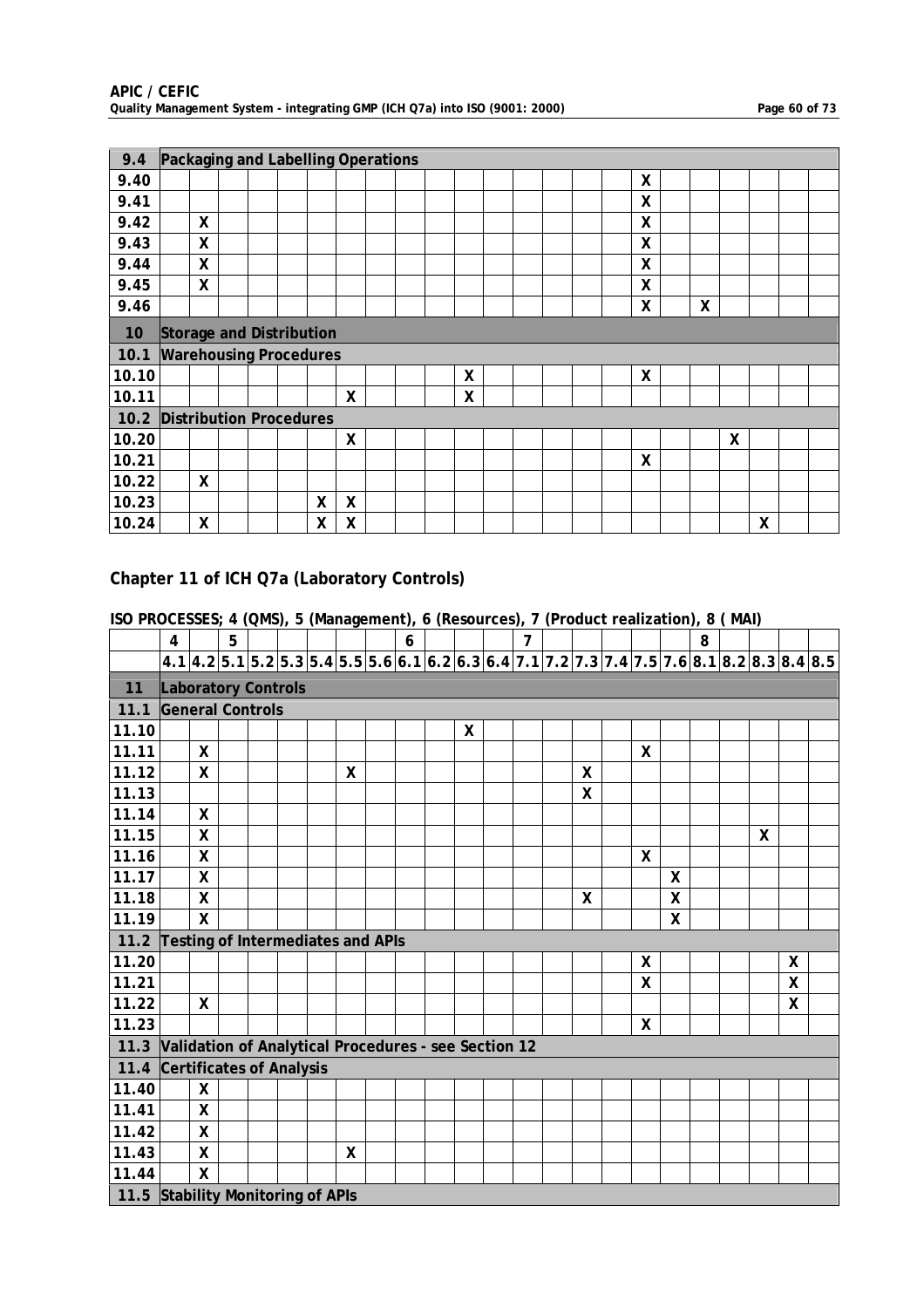| 9.4 | Packaging and Labelling Operations | | | | | | | | | | | | | | | | | | | | | | |
|---|---|---|---|---|---|---|---|---|---|---|---|---|---|---|---|---|---|---|---|---|---|---|---|
| 9.40 | | | | | | | | | | | | | | | | | X | | | | | | |
| 9.41 | | | | | | | | | | | | | | | | | X | | | | | | |
| 9.42 | | X | | | | | | | | | | | | | | | X | | | | | | |
| 9.43 | | X | | | | | | | | | | | | | | | X | | | | | | |
| 9.44 | | X | | | | | | | | | | | | | | | X | | | | | | |
| 9.45 | | X | | | | | | | | | | | | | | | X | | | | | | |
| 9.46 | | | | | | | | | | | | | | | | | X | | X | | | | |
| 10 | Storage and Distribution | | | | | | | | | | | | | | | | | | | | | | |
| 10.1 | Warehousing Procedures | | | | | | | | | | | | | | | | | | | | | | |
| 10.10 | | | | | | | | | | | X | | | | | | X | | | | | | |
| 10.11 | | | | | | | X | | | | X | | | | | | | | | | | | |
| 10.2 | Distribution Procedures | | | | | | | | | | | | | | | | | | | | | | |
| 10.20 | | | | | | | X | | | | | | | | | | | | | X | | | |
| 10.21 | | | | | | | | | | | | | | | | | X | | | | | | |
| 10.22 | | X | | | | | | | | | | | | | | | | | | | | | |
| 10.23 | | | | | | X | X | | | | | | | | | | | | | | | | |
| 10.24 | | X | | | | X | X | | | | | | | | | | | | | | X | | |

## Chapter 11 of ICH Q7a (Laboratory Controls)

**ISO PROCESSES; 4 (QMS), 5 (Management), 6 (Resources), 7 (Product realization), 8 ( MAI)**

| | 4 | | 5 | | | | | | 6 | | | | 7 | | | | | | 8 | | | | |
|---|---|---|---|---|---|---|---|---|---|---|---|---|---|---|---|---|---|---|---|---|---|---|---|
| | 4.1 | 4.2 | 5.1 | 5.2 | 5.3 | 5.4 | 5.5 | 5.6 | 6.1 | 6.2 | 6.3 | 6.4 | 7.1 | 7.2 | 7.3 | 7.4 | 7.5 | 7.6 | 8.1 | 8.2 | 8.3 | 8.4 | 8.5 |
| 11 | Laboratory Controls | | | | | | | | | | | | | | | | | | | | | | |
| 11.1 | General Controls | | | | | | | | | | | | | | | | | | | | | | |
| 11.10 | | | | | | | | | | | X | | | | | | | | | | | | |
| 11.11 | | X | | | | | | | | | | | | | | | X | | | | | | |
| 11.12 | | X | | | | | X | | | | | | | | X | | | | | | | | |
| 11.13 | | | | | | | | | | | | | | | X | | | | | | | | |
| 11.14 | | X | | | | | | | | | | | | | | | | | | | | | |
| 11.15 | | X | | | | | | | | | | | | | | | | | | | X | | |
| 11.16 | | X | | | | | | | | | | | | | | | X | | | | | | |
| 11.17 | | X | | | | | | | | | | | | | | | | X | | | | | |
| 11.18 | | X | | | | | | | | | | | | | X | | | X | | | | | |
| 11.19 | | X | | | | | | | | | | | | | | | | X | | | | | |
| 11.2 | Testing of Intermediates and APIs | | | | | | | | | | | | | | | | | | | | | | |
| 11.20 | | | | | | | | | | | | | | | | | X | | | | | X | |
| 11.21 | | | | | | | | | | | | | | | | | X | | | | | X | |
| 11.22 | | X | | | | | | | | | | | | | | | | | | | | X | |
| 11.23 | | | | | | | | | | | | | | | | | X | | | | | | |
| 11.3 | Validation of Analytical Procedures - see Section 12 | | | | | | | | | | | | | | | | | | | | | | |
| 11.4 | Certificates of Analysis | | | | | | | | | | | | | | | | | | | | | | |
| 11.40 | | X | | | | | | | | | | | | | | | | | | | | | |
| 11.41 | | X | | | | | | | | | | | | | | | | | | | | | |
| 11.42 | | X | | | | | | | | | | | | | | | | | | | | | |
| 11.43 | | X | | | | | X | | | | | | | | | | | | | | | | |
| 11.44 | | X | | | | | | | | | | | | | | | | | | | | | |
| 11.5 | Stability Monitoring of APIs | | | | | | | | | | | | | | | | | | | | | | |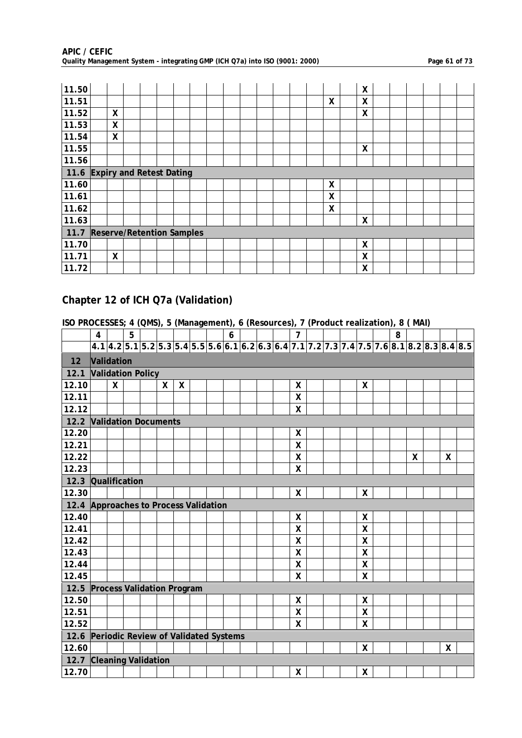| | 4.1 | 4.2 | 5.1 | 5.2 | 5.3 | 5.4 | 5.5 | 5.6 | 6.1 | 6.2 | 6.3 | 6.4 | 7.1 | 7.2 | 7.3 | 7.4 | 7.5 | 7.6 | 8.1 | 8.2 | 8.3 | 8.4 | 8.5 |
|---|---|---|---|---|---|---|---|---|---|---|---|---|---|---|---|---|---|---|---|---|---|---|---|
| 11.50 | | | | | | | | | | | | | | | | | X | | | | | | |
| 11.51 | | | | | | | | | | | | | | | X | | X | | | | | | |
| 11.52 | | X | | | | | | | | | | | | | | | X | | | | | | |
| 11.53 | | X | | | | | | | | | | | | | | | | | | | | | |
| 11.54 | | X | | | | | | | | | | | | | | | | | | | | | |
| 11.55 | | | | | | | | | | | | | | | | | X | | | | | | |
| 11.56 | | | | | | | | | | | | | | | | | | | | | | | |
| **11.6** | **Expiry and Retest Dating** | | | | | | | | | | | | | | | | | | | | | | |
| 11.60 | | | | | | | | | | | | | | | X | | | | | | | | |
| 11.61 | | | | | | | | | | | | | | | X | | | | | | | | |
| 11.62 | | | | | | | | | | | | | | | X | | | | | | | | |
| 11.63 | | | | | | | | | | | | | | | | | X | | | | | | |
| **11.7** | **Reserve/Retention Samples** | | | | | | | | | | | | | | | | | | | | | | |
| 11.70 | | | | | | | | | | | | | | | | | X | | | | | | |
| 11.71 | | X | | | | | | | | | | | | | | | X | | | | | | |
| 11.72 | | | | | | | | | | | | | | | | | X | | | | | | |

## Chapter 12 of ICH Q7a (Validation)

**ISO PROCESSES; 4 (QMS), 5 (Management), 6 (Resources), 7 (Product realization), 8 ( MAI)**

| | 4 | | 5 | | | | | | 6 | | | | 7 | | | | | | 8 | | | | |
|---|---|---|---|---|---|---|---|---|---|---|---|---|---|---|---|---|---|---|---|---|---|---|---|
| | 4.1 | 4.2 | 5.1 | 5.2 | 5.3 | 5.4 | 5.5 | 5.6 | 6.1 | 6.2 | 6.3 | 6.4 | 7.1 | 7.2 | 7.3 | 7.4 | 7.5 | 7.6 | 8.1 | 8.2 | 8.3 | 8.4 | 8.5 |
| **12** | **Validation** | | | | | | | | | | | | | | | | | | | | | | |
| **12.1** | **Validation Policy** | | | | | | | | | | | | | | | | | | | | | | |
| 12.10 | | X | | | X | X | | | | | | | X | | | | X | | | | | | |
| 12.11 | | | | | | | | | | | | | X | | | | | | | | | | |
| 12.12 | | | | | | | | | | | | | X | | | | | | | | | | |
| **12.2** | **Validation Documents** | | | | | | | | | | | | | | | | | | | | | | |
| 12.20 | | | | | | | | | | | | | X | | | | | | | | | | |
| 12.21 | | | | | | | | | | | | | X | | | | | | | | | | |
| 12.22 | | | | | | | | | | | | | X | | | | | | | X | | X | |
| 12.23 | | | | | | | | | | | | | X | | | | | | | | | | |
| **12.3** | **Qualification** | | | | | | | | | | | | | | | | | | | | | | |
| 12.30 | | | | | | | | | | | | | X | | | | X | | | | | | |
| **12.4** | **Approaches to Process Validation** | | | | | | | | | | | | | | | | | | | | | | |
| 12.40 | | | | | | | | | | | | | X | | | | X | | | | | | |
| 12.41 | | | | | | | | | | | | | X | | | | X | | | | | | |
| 12.42 | | | | | | | | | | | | | X | | | | X | | | | | | |
| 12.43 | | | | | | | | | | | | | X | | | | X | | | | | | |
| 12.44 | | | | | | | | | | | | | X | | | | X | | | | | | |
| 12.45 | | | | | | | | | | | | | X | | | | X | | | | | | |
| **12.5** | **Process Validation Program** | | | | | | | | | | | | | | | | | | | | | | |
| 12.50 | | | | | | | | | | | | | X | | | | X | | | | | | |
| 12.51 | | | | | | | | | | | | | X | | | | X | | | | | | |
| 12.52 | | | | | | | | | | | | | X | | | | X | | | | | | |
| **12.6** | **Periodic Review of Validated Systems** | | | | | | | | | | | | | | | | | | | | | | |
| 12.60 | | | | | | | | | | | | | | | | | X | | | | | X | |
| **12.7** | **Cleaning Validation** | | | | | | | | | | | | | | | | | | | | | | |
| 12.70 | | | | | | | | | | | | | X | | | | X | | | | | | |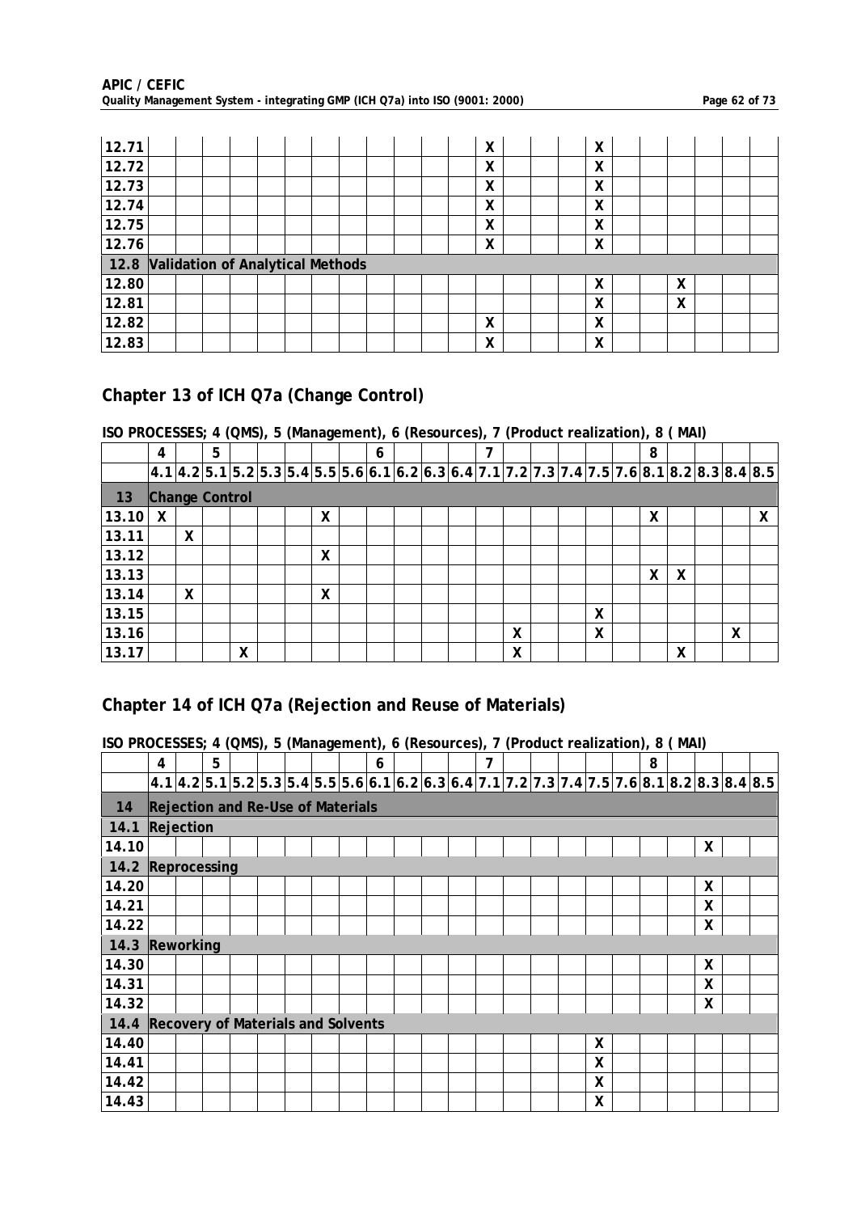| | | | | | | | | | | | | | | | | | | | | | | |
|---|---|---|---|---|---|---|---|---|---|---|---|---|---|---|---|---|---|---|---|---|---|---|
| 12.71 | | | | | | | | | | | | | X | | | | X | | | | | |
| 12.72 | | | | | | | | | | | | | X | | | | X | | | | | |
| 12.73 | | | | | | | | | | | | | X | | | | X | | | | | |
| 12.74 | | | | | | | | | | | | | X | | | | X | | | | | |
| 12.75 | | | | | | | | | | | | | X | | | | X | | | | | |
| 12.76 | | | | | | | | | | | | | X | | | | X | | | | | |
| 12.8 | Validation of Analytical Methods | | | | | | | | | | | | | | | | | | | | | |
| 12.80 | | | | | | | | | | | | | | | | | X | | | X | | |
| 12.81 | | | | | | | | | | | | | | | | | X | | | X | | |
| 12.82 | | | | | | | | | | | | | X | | | | X | | | | | |
| 12.83 | | | | | | | | | | | | | X | | | | X | | | | | |

## Chapter 13 of ICH Q7a (Change Control)

**ISO PROCESSES; 4 (QMS), 5 (Management), 6 (Resources), 7 (Product realization), 8 ( MAI)**

| | 4 | | 5 | | | | | | 6 | | | | 7 | | | | | | 8 | | | | |
|---|---|---|---|---|---|---|---|---|---|---|---|---|---|---|---|---|---|---|---|---|---|---|---|
| | 4.1 | 4.2 | 5.1 | 5.2 | 5.3 | 5.4 | 5.5 | 5.6 | 6.1 | 6.2 | 6.3 | 6.4 | 7.1 | 7.2 | 7.3 | 7.4 | 7.5 | 7.6 | 8.1 | 8.2 | 8.3 | 8.4 | 8.5 |
| 13 | Change Control | | | | | | | | | | | | | | | | | | | | | | |
| 13.10 | X | | | | | | X | | | | | | | | | | | | X | | | | X |
| 13.11 | | X | | | | | | | | | | | | | | | | | | | | | |
| 13.12 | | | | | | | X | | | | | | | | | | | | | | | | |
| 13.13 | | | | | | | | | | | | | | | | | | | X | X | | | |
| 13.14 | | X | | | | | X | | | | | | | | | | | | | | | | |
| 13.15 | | | | | | | | | | | | | | | | | X | | | | | | |
| 13.16 | | | | | | | | | | | | | | X | | | X | | | | | X | |
| 13.17 | | | | X | | | | | | | | | | X | | | | | | X | | | |

## Chapter 14 of ICH Q7a (Rejection and Reuse of Materials)

**ISO PROCESSES; 4 (QMS), 5 (Management), 6 (Resources), 7 (Product realization), 8 ( MAI)**

| | 4 | | 5 | | | | | | 6 | | | | 7 | | | | | | 8 | | | | |
|---|---|---|---|---|---|---|---|---|---|---|---|---|---|---|---|---|---|---|---|---|---|---|---|
| | 4.1 | 4.2 | 5.1 | 5.2 | 5.3 | 5.4 | 5.5 | 5.6 | 6.1 | 6.2 | 6.3 | 6.4 | 7.1 | 7.2 | 7.3 | 7.4 | 7.5 | 7.6 | 8.1 | 8.2 | 8.3 | 8.4 | 8.5 |
| 14 | Rejection and Re-Use of Materials | | | | | | | | | | | | | | | | | | | | | | |
| 14.1 | Rejection | | | | | | | | | | | | | | | | | | | | | | |
| 14.10 | | | | | | | | | | | | | | | | | | | | | X | | |
| 14.2 | Reprocessing | | | | | | | | | | | | | | | | | | | | | | |
| 14.20 | | | | | | | | | | | | | | | | | | | | | X | | |
| 14.21 | | | | | | | | | | | | | | | | | | | | | X | | |
| 14.22 | | | | | | | | | | | | | | | | | | | | | X | | |
| 14.3 | Reworking | | | | | | | | | | | | | | | | | | | | | | |
| 14.30 | | | | | | | | | | | | | | | | | | | | | X | | |
| 14.31 | | | | | | | | | | | | | | | | | | | | | X | | |
| 14.32 | | | | | | | | | | | | | | | | | | | | | X | | |
| 14.4 | Recovery of Materials and Solvents | | | | | | | | | | | | | | | | | | | | | | |
| 14.40 | | | | | | | | | | | | | | | | | X | | | | | | |
| 14.41 | | | | | | | | | | | | | | | | | X | | | | | | |
| 14.42 | | | | | | | | | | | | | | | | | X | | | | | | |
| 14.43 | | | | | | | | | | | | | | | | | X | | | | | | |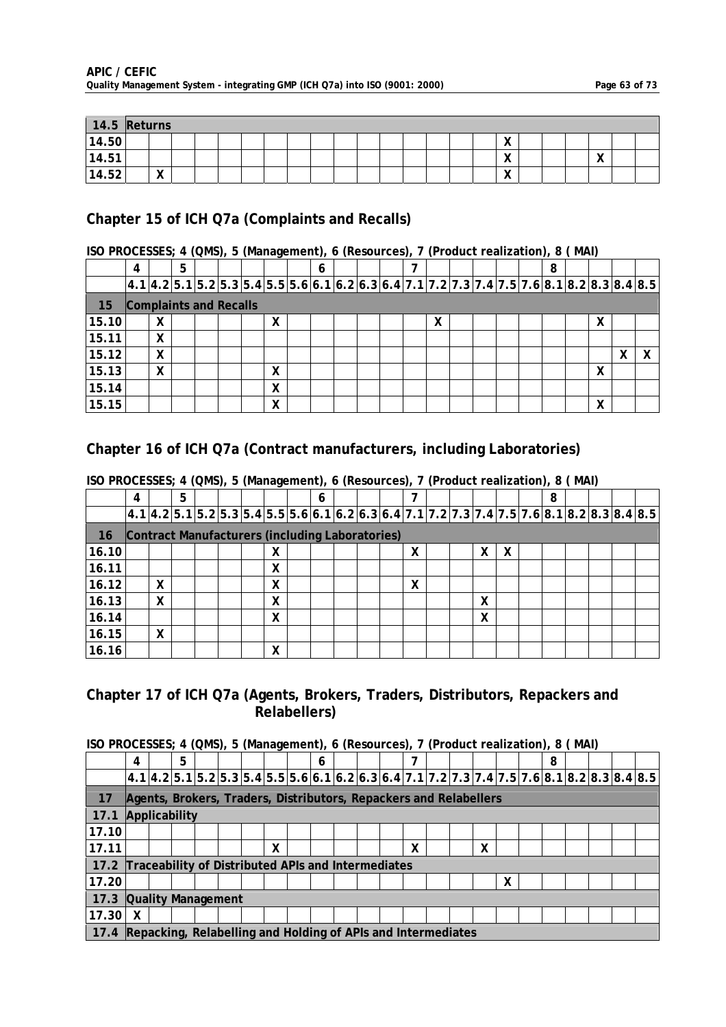| | 4.1 | 4.2 | 5.1 | 5.2 | 5.3 | 5.4 | 5.5 | 5.6 | 6.1 | 6.2 | 6.3 | 6.4 | 7.1 | 7.2 | 7.3 | 7.4 | 7.5 | 7.6 | 8.1 | 8.2 | 8.3 | 8.4 | 8.5 |
|---|---|---|---|---|---|---|---|---|---|---|---|---|---|---|---|---|---|---|---|---|---|---|---|
| **14.5** | **Returns** | | | | | | | | | | | | | | | | | | | | | | |
| **14.50** | | | | | | | | | | | | | | | | | X | | | | | | |
| **14.51** | | | | | | | | | | | | | | | | | X | | | | X | | |
| **14.52** | | X | | | | | | | | | | | | | | | X | | | | | | |

## Chapter 15 of ICH Q7a (Complaints and Recalls)

**ISO PROCESSES; 4 (QMS), 5 (Management), 6 (Resources), 7 (Product realization), 8 ( MAI)**

| | 4 | | 5 | | | | | | 6 | | | | 7 | | | | | | 8 | | | | |
|---|---|---|---|---|---|---|---|---|---|---|---|---|---|---|---|---|---|---|---|---|---|---|---|
| | **4.1** | **4.2** | **5.1** | **5.2** | **5.3** | **5.4** | **5.5** | **5.6** | **6.1** | **6.2** | **6.3** | **6.4** | **7.1** | **7.2** | **7.3** | **7.4** | **7.5** | **7.6** | **8.1** | **8.2** | **8.3** | **8.4** | **8.5** |
| **15** | **Complaints and Recalls** | | | | | | | | | | | | | | | | | | | | | | |
| **15.10** | | X | | | | | X | | | | | | | X | | | | | | | X | | |
| **15.11** | | X | | | | | | | | | | | | | | | | | | | | | |
| **15.12** | | X | | | | | | | | | | | | | | | | | | | | X | X |
| **15.13** | | X | | | | | X | | | | | | | | | | | | | | X | | |
| **15.14** | | | | | | | X | | | | | | | | | | | | | | | | |
| **15.15** | | | | | | | X | | | | | | | | | | | | | | X | | |

## Chapter 16 of ICH Q7a (Contract manufacturers, including Laboratories)

**ISO PROCESSES; 4 (QMS), 5 (Management), 6 (Resources), 7 (Product realization), 8 ( MAI)**

| | 4 | | 5 | | | | | | 6 | | | | 7 | | | | | | 8 | | | | |
|---|---|---|---|---|---|---|---|---|---|---|---|---|---|---|---|---|---|---|---|---|---|---|---|
| | **4.1** | **4.2** | **5.1** | **5.2** | **5.3** | **5.4** | **5.5** | **5.6** | **6.1** | **6.2** | **6.3** | **6.4** | **7.1** | **7.2** | **7.3** | **7.4** | **7.5** | **7.6** | **8.1** | **8.2** | **8.3** | **8.4** | **8.5** |
| **16** | **Contract Manufacturers (including Laboratories)** | | | | | | | | | | | | | | | | | | | | | | |
| **16.10** | | | | | | | X | | | | | | X | | | X | X | | | | | | |
| **16.11** | | | | | | | X | | | | | | | | | | | | | | | | |
| **16.12** | | X | | | | | X | | | | | | X | | | | | | | | | | |
| **16.13** | | X | | | | | X | | | | | | | | | X | | | | | | | |
| **16.14** | | | | | | | X | | | | | | | | | X | | | | | | | |
| **16.15** | | X | | | | | | | | | | | | | | | | | | | | | |
| **16.16** | | | | | | | X | | | | | | | | | | | | | | | | |

## Chapter 17 of ICH Q7a (Agents, Brokers, Traders, Distributors, Repackers and Relabellers)

**ISO PROCESSES; 4 (QMS), 5 (Management), 6 (Resources), 7 (Product realization), 8 ( MAI)**

| | 4 | | 5 | | | | | | 6 | | | | 7 | | | | | | 8 | | | | |
|---|---|---|---|---|---|---|---|---|---|---|---|---|---|---|---|---|---|---|---|---|---|---|---|
| | **4.1** | **4.2** | **5.1** | **5.2** | **5.3** | **5.4** | **5.5** | **5.6** | **6.1** | **6.2** | **6.3** | **6.4** | **7.1** | **7.2** | **7.3** | **7.4** | **7.5** | **7.6** | **8.1** | **8.2** | **8.3** | **8.4** | **8.5** |
| **17** | **Agents, Brokers, Traders, Distributors, Repackers and Relabellers** | | | | | | | | | | | | | | | | | | | | | | |
| **17.1** | **Applicability** | | | | | | | | | | | | | | | | | | | | | | |
| **17.10** | | | | | | | | | | | | | | | | | | | | | | | |
| **17.11** | | | | | | | X | | | | | | X | | | X | | | | | | | |
| **17.2** | **Traceability of Distributed APIs and Intermediates** | | | | | | | | | | | | | | | | | | | | | | |
| **17.20** | | | | | | | | | | | | | | | | | X | | | | | | |
| **17.3** | **Quality Management** | | | | | | | | | | | | | | | | | | | | | | |
| **17.30** | X | | | | | | | | | | | | | | | | | | | | | | |
| **17.4** | **Repacking, Relabelling and Holding of APIs and Intermediates** | | | | | | | | | | | | | | | | | | | | | | |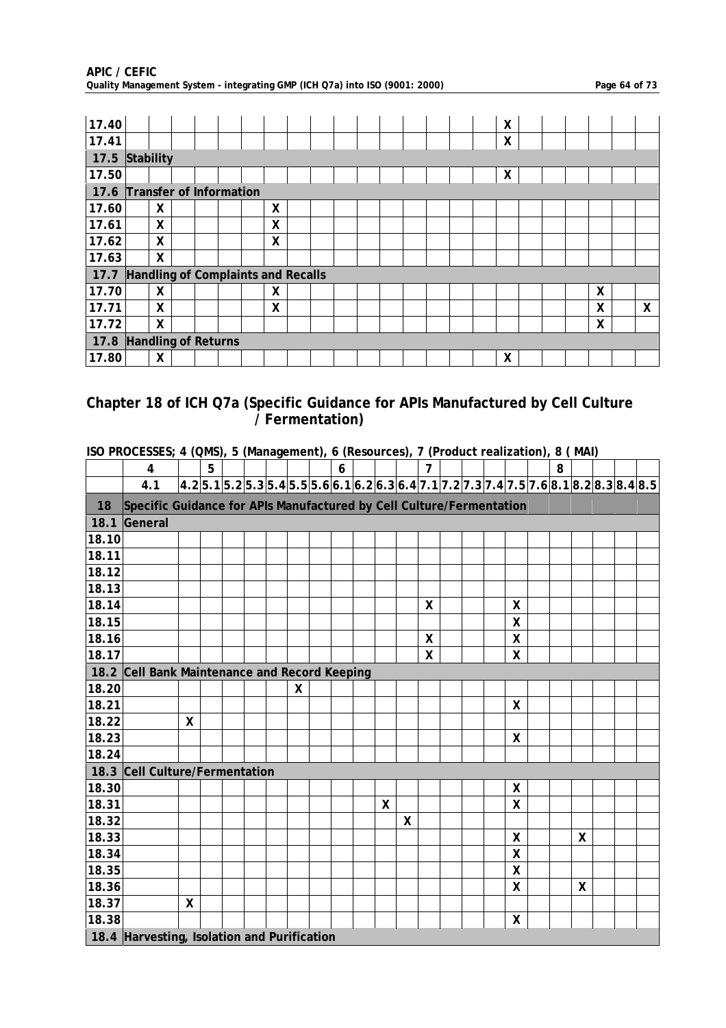| | 4.1 | 4.2 | 5.1 | 5.2 | 5.3 | 5.4 | 5.5 | 5.6 | 6.1 | 6.2 | 6.3 | 6.4 | 7.1 | 7.2 | 7.3 | 7.4 | 7.5 | 7.6 | 8.1 | 8.2 | 8.3 | 8.4 | 8.5 |
|---|---|---|---|---|---|---|---|---|---|---|---|---|---|---|---|---|---|---|---|---|---|---|---|
| 17.40 | | | | | | | | | | | | | | | | | X | | | | | | |
| 17.41 | | | | | | | | | | | | | | | | | X | | | | | | |
| 17.5 | Stability | | | | | | | | | | | | | | | | | | | | | | |
| 17.50 | | | | | | | | | | | | | | | | | X | | | | | | |
| 17.6 | Transfer of Information | | | | | | | | | | | | | | | | | | | | | | |
| 17.60 | | X | | | | | X | | | | | | | | | | | | | | | | |
| 17.61 | | X | | | | | X | | | | | | | | | | | | | | | | |
| 17.62 | | X | | | | | X | | | | | | | | | | | | | | | | |
| 17.63 | | X | | | | | | | | | | | | | | | | | | | | | |
| 17.7 | Handling of Complaints and Recalls | | | | | | | | | | | | | | | | | | | | | | |
| 17.70 | | X | | | | | X | | | | | | | | | | | | | | X | | |
| 17.71 | | X | | | | | X | | | | | | | | | | | | | | X | | X |
| 17.72 | | X | | | | | | | | | | | | | | | | | | | X | | |
| 17.8 | Handling of Returns | | | | | | | | | | | | | | | | | | | | | | |
| 17.80 | | X | | | | | | | | | | | | | | | X | | | | | | |

## Chapter 18 of ICH Q7a (Specific Guidance for APIs Manufactured by Cell Culture / Fermentation)

**ISO PROCESSES; 4 (QMS), 5 (Management), 6 (Resources), 7 (Product realization), 8 ( MAI)**

| | 4 | | 5 | | | | | | 6 | | | | 7 | | | | | | 8 | | | | |
|---|---|---|---|---|---|---|---|---|---|---|---|---|---|---|---|---|---|---|---|---|---|---|---|
| | 4.1 | 4.2 | 5.1 | 5.2 | 5.3 | 5.4 | 5.5 | 5.6 | 6.1 | 6.2 | 6.3 | 6.4 | 7.1 | 7.2 | 7.3 | 7.4 | 7.5 | 7.6 | 8.1 | 8.2 | 8.3 | 8.4 | 8.5 |
| **18** | **Specific Guidance for APIs Manufactured by Cell Culture/Fermentation** | | | | | | | | | | | | | | | | | | | | | | |
| 18.1 | General | | | | | | | | | | | | | | | | | | | | | | |
| 18.10 | | | | | | | | | | | | | | | | | | | | | | | |
| 18.11 | | | | | | | | | | | | | | | | | | | | | | | |
| 18.12 | | | | | | | | | | | | | | | | | | | | | | | |
| 18.13 | | | | | | | | | | | | | | | | | | | | | | | |
| 18.14 | | | | | | | | | | | | | X | | | | X | | | | | | |
| 18.15 | | | | | | | | | | | | | | | | | X | | | | | | |
| 18.16 | | | | | | | | | | | | | X | | | | X | | | | | | |
| 18.17 | | | | | | | | | | | | | X | | | | X | | | | | | |
| 18.2 | Cell Bank Maintenance and Record Keeping | | | | | | | | | | | | | | | | | | | | | | |
| 18.20 | | | | | | | X | | | | | | | | | | | | | | | | |
| 18.21 | | | | | | | | | | | | | | | | | X | | | | | | |
| 18.22 | | X | | | | | | | | | | | | | | | | | | | | | |
| 18.23 | | | | | | | | | | | | | | | | | X | | | | | | |
| 18.24 | | | | | | | | | | | | | | | | | | | | | | | |
| 18.3 | Cell Culture/Fermentation | | | | | | | | | | | | | | | | | | | | | | |
| 18.30 | | | | | | | | | | | | | | | | | X | | | | | | |
| 18.31 | | | | | | | | | | | X | | | | | | X | | | | | | |
| 18.32 | | | | | | | | | | | | X | | | | | | | | | | | |
| 18.33 | | | | | | | | | | | | | | | | | X | | | X | | | |
| 18.34 | | | | | | | | | | | | | | | | | X | | | | | | |
| 18.35 | | | | | | | | | | | | | | | | | X | | | | | | |
| 18.36 | | | | | | | | | | | | | | | | | X | | | X | | | |
| 18.37 | | X | | | | | | | | | | | | | | | | | | | | | |
| 18.38 | | | | | | | | | | | | | | | | | X | | | | | | |
| 18.4 | Harvesting, Isolation and Purification | | | | | | | | | | | | | | | | | | | | | | |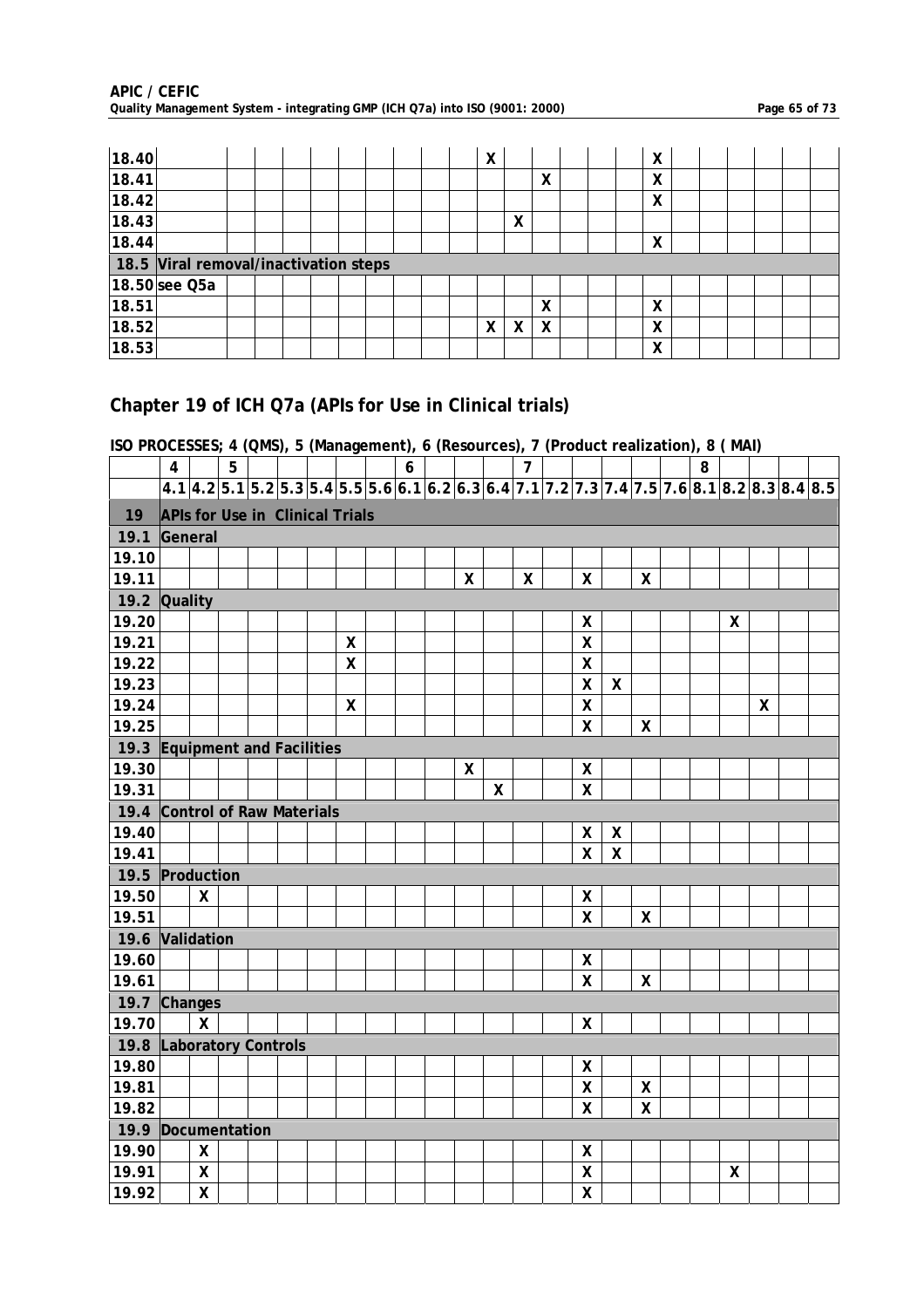| | | | | | | | | | | | | | | | | | | | | | | | |
|---|---|---|---|---|---|---|---|---|---|---|---|---|---|---|---|---|---|---|---|---|---|---|---|
| 18.40 | | | | | | | | | | | X | | | | | | X | | | | | | |
| 18.41 | | | | | | | | | | | | | X | | | | X | | | | | | |
| 18.42 | | | | | | | | | | | | | | | | | X | | | | | | |
| 18.43 | | | | | | | | | | | | X | | | | | | | | | | | |
| 18.44 | | | | | | | | | | | | | | | | | X | | | | | | |
| **18.5** | **Viral removal/inactivation steps** | | | | | | | | | | | | | | | | | | | | | | |
| 18.50 | see Q5a | | | | | | | | | | | | | | | | | | | | | | |
| 18.51 | | | | | | | | | | | | | X | | | | X | | | | | | |
| 18.52 | | | | | | | | | | | X | X | X | | | | X | | | | | | |
| 18.53 | | | | | | | | | | | | | | | | | X | | | | | | |

## Chapter 19 of ICH Q7a (APIs for Use in Clinical trials)

**ISO PROCESSES; 4 (QMS), 5 (Management), 6 (Resources), 7 (Product realization), 8 ( MAI)**

| | 4 | | 5 | | | | | | 6 | | | | 7 | | | | | | 8 | | | | |
|---|---|---|---|---|---|---|---|---|---|---|---|---|---|---|---|---|---|---|---|---|---|---|---|
| | 4.1 | 4.2 | 5.1 | 5.2 | 5.3 | 5.4 | 5.5 | 5.6 | 6.1 | 6.2 | 6.3 | 6.4 | 7.1 | 7.2 | 7.3 | 7.4 | 7.5 | 7.6 | 8.1 | 8.2 | 8.3 | 8.4 | 8.5 |
| **19** | **APIs for Use in Clinical Trials** | | | | | | | | | | | | | | | | | | | | | | |
| **19.1** | **General** | | | | | | | | | | | | | | | | | | | | | | |
| 19.10 | | | | | | | | | | | | | | | | | | | | | | | |
| 19.11 | | | | | | | | | | | X | | X | | X | | X | | | | | | |
| **19.2** | **Quality** | | | | | | | | | | | | | | | | | | | | | | |
| 19.20 | | | | | | | | | | | | | | | X | | | | | X | | | |
| 19.21 | | | | | | | X | | | | | | | | X | | | | | | | | |
| 19.22 | | | | | | | X | | | | | | | | X | | | | | | | | |
| 19.23 | | | | | | | | | | | | | | | X | X | | | | | | | |
| 19.24 | | | | | | | X | | | | | | | | X | | | | | | X | | |
| 19.25 | | | | | | | | | | | | | | | X | | X | | | | | | |
| **19.3** | **Equipment and Facilities** | | | | | | | | | | | | | | | | | | | | | | |
| 19.30 | | | | | | | | | | | X | | | | X | | | | | | | | |
| 19.31 | | | | | | | | | | | | X | | | X | | | | | | | | |
| **19.4** | **Control of Raw Materials** | | | | | | | | | | | | | | | | | | | | | | |
| 19.40 | | | | | | | | | | | | | | | X | X | | | | | | | |
| 19.41 | | | | | | | | | | | | | | | X | X | | | | | | | |
| **19.5** | **Production** | | | | | | | | | | | | | | | | | | | | | | |
| 19.50 | | X | | | | | | | | | | | | | X | | | | | | | | |
| 19.51 | | | | | | | | | | | | | | | X | | X | | | | | | |
| **19.6** | **Validation** | | | | | | | | | | | | | | | | | | | | | | |
| 19.60 | | | | | | | | | | | | | | | X | | | | | | | | |
| 19.61 | | | | | | | | | | | | | | | X | | X | | | | | | |
| **19.7** | **Changes** | | | | | | | | | | | | | | | | | | | | | | |
| 19.70 | | X | | | | | | | | | | | | | X | | | | | | | | |
| **19.8** | **Laboratory Controls** | | | | | | | | | | | | | | | | | | | | | | |
| 19.80 | | | | | | | | | | | | | | | X | | | | | | | | |
| 19.81 | | | | | | | | | | | | | | | X | | X | | | | | | |
| 19.82 | | | | | | | | | | | | | | | X | | X | | | | | | |
| **19.9** | **Documentation** | | | | | | | | | | | | | | | | | | | | | | |
| 19.90 | | X | | | | | | | | | | | | | X | | | | | | | | |
| 19.91 | | X | | | | | | | | | | | | | X | | | | | X | | | |
| 19.92 | | X | | | | | | | | | | | | | X | | | | | | | | |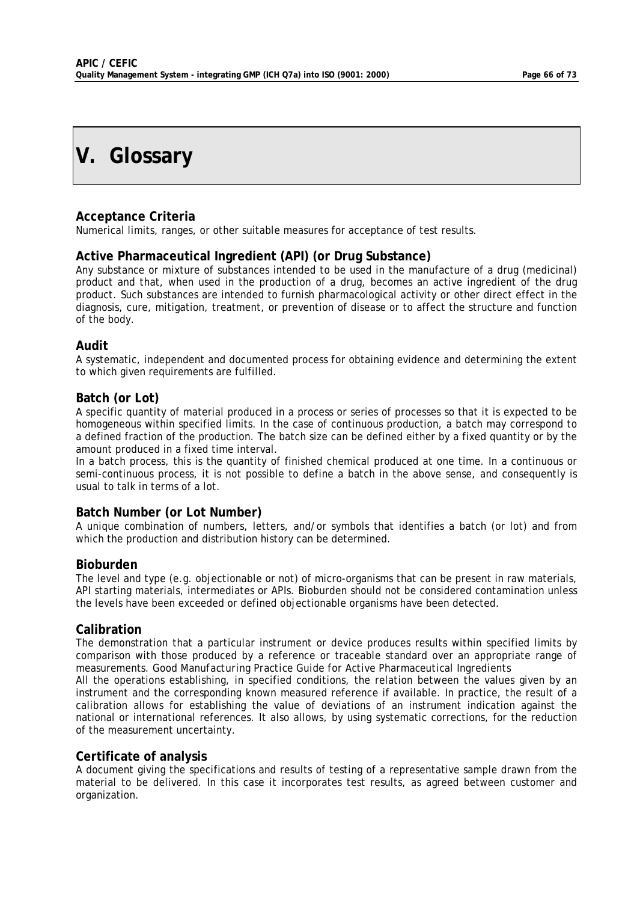# V. Glossary

### Acceptance Criteria

Numerical limits, ranges, or other suitable measures for acceptance of test results.

### Active Pharmaceutical Ingredient (API) (or Drug Substance)

Any substance or mixture of substances intended to be used in the manufacture of a drug (medicinal) product and that, when used in the production of a drug, becomes an active ingredient of the drug product. Such substances are intended to furnish pharmacological activity or other direct effect in the diagnosis, cure, mitigation, treatment, or prevention of disease or to affect the structure and function of the body.

### Audit

A systematic, independent and documented process for obtaining evidence and determining the extent to which given requirements are fulfilled.

### Batch (or Lot)

A specific quantity of material produced in a process or series of processes so that it is expected to be homogeneous within specified limits. In the case of continuous production, a batch may correspond to a defined fraction of the production. The batch size can be defined either by a fixed quantity or by the amount produced in a fixed time interval.

In a batch process, this is the quantity of finished chemical produced at one time. In a continuous or semi-continuous process, it is not possible to define a batch in the above sense, and consequently is usual to talk in terms of a lot.

### Batch Number (or Lot Number)

A unique combination of numbers, letters, and/or symbols that identifies a batch (or lot) and from which the production and distribution history can be determined.

### Bioburden

The level and type (e.g. objectionable or not) of micro-organisms that can be present in raw materials, API starting materials, intermediates or APIs. Bioburden should not be considered contamination unless the levels have been exceeded or defined objectionable organisms have been detected.

### Calibration

The demonstration that a particular instrument or device produces results within specified limits by comparison with those produced by a reference or traceable standard over an appropriate range of measurements. *Good Manufacturing Practice Guide for Active Pharmaceutical Ingredients*

All the operations establishing, in specified conditions, the relation between the values given by an instrument and the corresponding known measured reference if available. In practice, the result of a calibration allows for establishing the value of deviations of an instrument indication against the national or international references. It also allows, by using systematic corrections, for the reduction of the measurement uncertainty.

### Certificate of analysis

A document giving the specifications and results of testing of a representative sample drawn from the material to be delivered. In this case it incorporates test results, as agreed between customer and organization.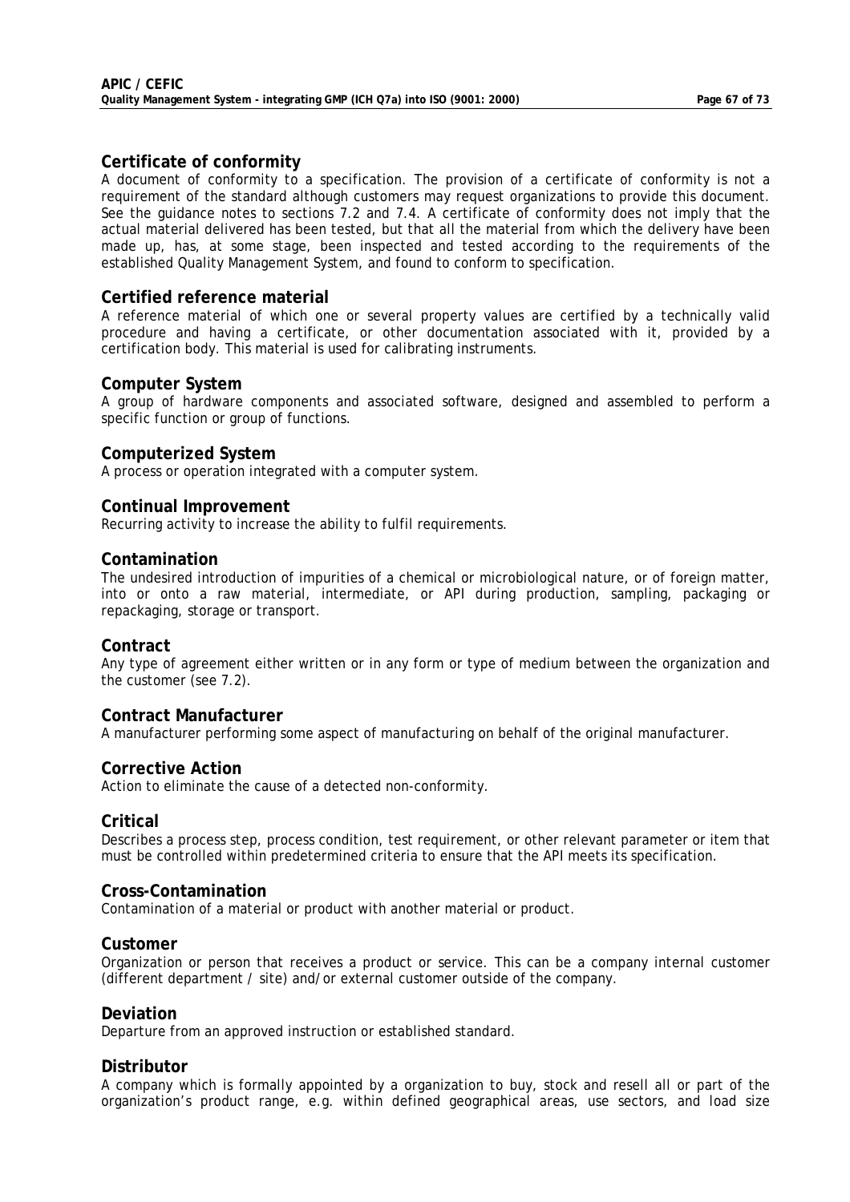### Certificate of conformity

A document of conformity to a specification. The provision of a certificate of conformity is not a requirement of the standard although customers may request organizations to provide this document. See the guidance notes to sections 7.2 and 7.4. A certificate of conformity does not imply that the actual material delivered has been tested, but that all the material from which the delivery have been made up, has, at some stage, been inspected and tested according to the requirements of the established Quality Management System, and found to conform to specification.

### Certified reference material

A reference material of which one or several property values are certified by a technically valid procedure and having a certificate, or other documentation associated with it, provided by a certification body. This material is used for calibrating instruments.

### Computer System

A group of hardware components and associated software, designed and assembled to perform a specific function or group of functions.

### Computerized System

A process or operation integrated with a computer system.

### Continual Improvement

Recurring activity to increase the ability to fulfil requirements.

### Contamination

The undesired introduction of impurities of a chemical or microbiological nature, or of foreign matter, into or onto a raw material, intermediate, or API during production, sampling, packaging or repackaging, storage or transport.

### Contract

Any type of agreement either written or in any form or type of medium between the organization and the customer (see 7.2).

### Contract Manufacturer

A manufacturer performing some aspect of manufacturing on behalf of the original manufacturer.

### Corrective Action

Action to eliminate the cause of a detected non-conformity.

### Critical

Describes a process step, process condition, test requirement, or other relevant parameter or item that must be controlled within predetermined criteria to ensure that the API meets its specification.

### Cross-Contamination

Contamination of a material or product with another material or product.

### Customer

Organization or person that receives a product or service. This can be a company internal customer (different department / site) and/or external customer outside of the company.

### Deviation

Departure from an approved instruction or established standard.

### Distributor

A company which is formally appointed by a organization to buy, stock and resell all or part of the organization's product range, e.g. within defined geographical areas, use sectors, and load size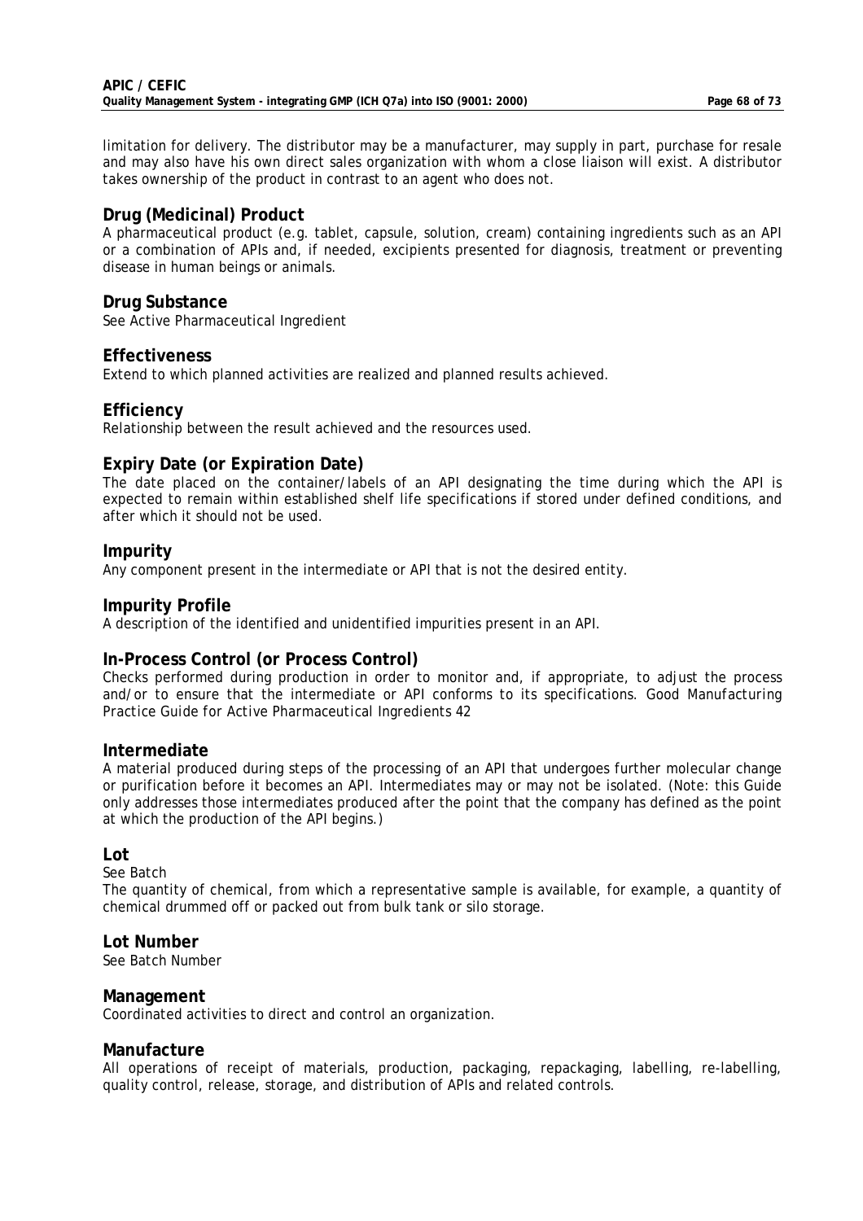limitation for delivery. The distributor may be a manufacturer, may supply in part, purchase for resale and may also have his own direct sales organization with whom a close liaison will exist. A distributor takes ownership of the product in contrast to an agent who does not.

## Drug (Medicinal) Product

A pharmaceutical product (e.g. tablet, capsule, solution, cream) containing ingredients such as an API or a combination of APIs and, if needed, excipients presented for diagnosis, treatment or preventing disease in human beings or animals.

## Drug Substance

See Active Pharmaceutical Ingredient

## Effectiveness

Extend to which planned activities are realized and planned results achieved.

## Efficiency

Relationship between the result achieved and the resources used.

## Expiry Date (or Expiration Date)

The date placed on the container/labels of an API designating the time during which the API is expected to remain within established shelf life specifications if stored under defined conditions, and after which it should not be used.

## Impurity

Any component present in the intermediate or API that is not the desired entity.

## Impurity Profile

A description of the identified and unidentified impurities present in an API.

## In-Process Control (or Process Control)

Checks performed during production in order to monitor and, if appropriate, to adjust the process and/or to ensure that the intermediate or API conforms to its specifications. *Good Manufacturing Practice Guide for Active Pharmaceutical Ingredients 42*

## Intermediate

A material produced during steps of the processing of an API that undergoes further molecular change or purification before it becomes an API. Intermediates may or may not be isolated. (Note: this Guide only addresses those intermediates produced after the point that the company has defined as the point at which the production of the API begins.)

## Lot

See Batch

The quantity of chemical, from which a representative sample is available, for example, a quantity of chemical drummed off or packed out from bulk tank or silo storage.

## Lot Number

See Batch Number

## Management

Coordinated activities to direct and control an organization.

## Manufacture

All operations of receipt of materials, production, packaging, repackaging, labelling, re-labelling, quality control, release, storage, and distribution of APIs and related controls.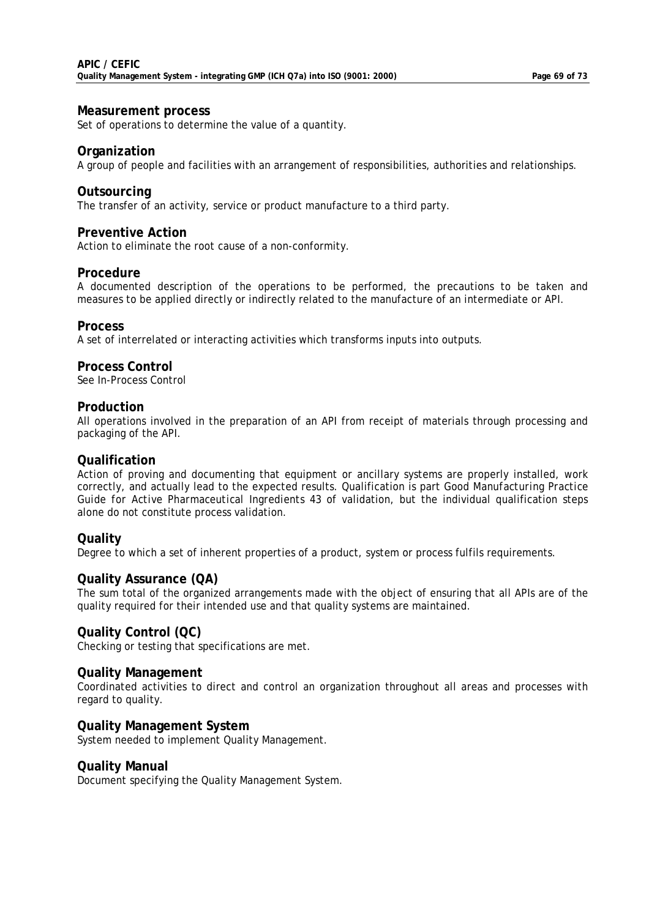**Measurement process**
Set of operations to determine the value of a quantity.

**Organization**
A group of people and facilities with an arrangement of responsibilities, authorities and relationships.

**Outsourcing**
The transfer of an activity, service or product manufacture to a third party.

**Preventive Action**
Action to eliminate the root cause of a non-conformity.

**Procedure**
A documented description of the operations to be performed, the precautions to be taken and measures to be applied directly or indirectly related to the manufacture of an intermediate or API.

**Process**
A set of interrelated or interacting activities which transforms inputs into outputs.

**Process Control**
See In-Process Control

**Production**
All operations involved in the preparation of an API from receipt of materials through processing and packaging of the API.

**Qualification**
Action of proving and documenting that equipment or ancillary systems are properly installed, work correctly, and actually lead to the expected results. Qualification is part Good Manufacturing Practice Guide for Active Pharmaceutical Ingredients 43 of validation, but the individual qualification steps alone do not constitute process validation.

**Quality**
Degree to which a set of inherent properties of a product, system or process fulfils requirements.

**Quality Assurance (QA)**
The sum total of the organized arrangements made with the object of ensuring that all APIs are of the quality required for their intended use and that quality systems are maintained.

**Quality Control (QC)**
Checking or testing that specifications are met.

**Quality Management**
Coordinated activities to direct and control an organization throughout all areas and processes with regard to quality.

**Quality Management System**
System needed to implement Quality Management.

**Quality Manual**
Document specifying the Quality Management System.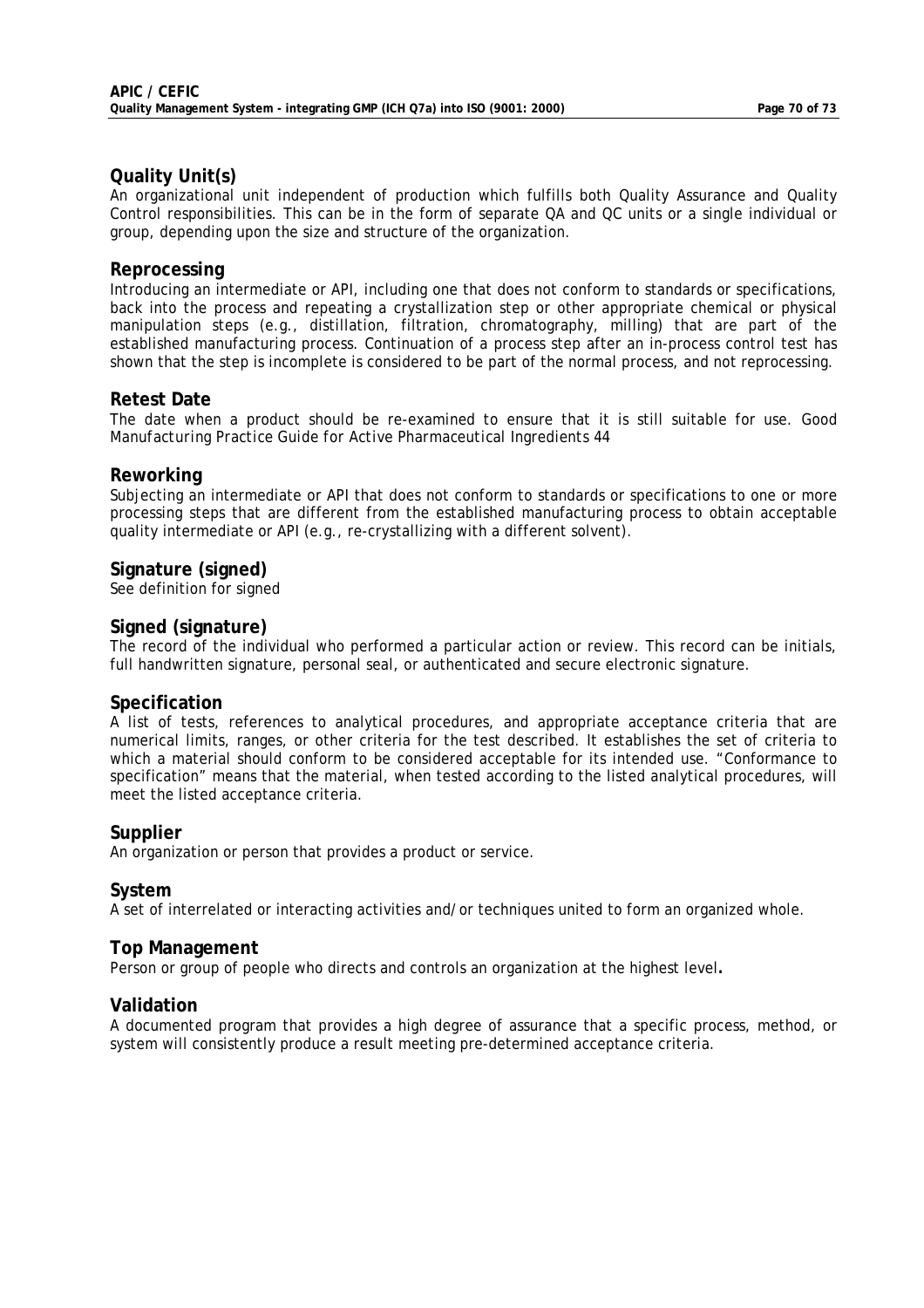### Quality Unit(s)

An organizational unit independent of production which fulfills both Quality Assurance and Quality Control responsibilities. This can be in the form of separate QA and QC units or a single individual or group, depending upon the size and structure of the organization.

### Reprocessing

Introducing an intermediate or API, including one that does not conform to standards or specifications, back into the process and repeating a crystallization step or other appropriate chemical or physical manipulation steps (e.g., distillation, filtration, chromatography, milling) that are part of the established manufacturing process. Continuation of a process step after an in-process control test has shown that the step is incomplete is considered to be part of the normal process, and not reprocessing.

### Retest Date

The date when a product should be re-examined to ensure that it is still suitable for use. *Good Manufacturing Practice Guide for Active Pharmaceutical Ingredients* 44

### Reworking

Subjecting an intermediate or API that does not conform to standards or specifications to one or more processing steps that are different from the established manufacturing process to obtain acceptable quality intermediate or API (e.g., re-crystallizing with a different solvent).

### Signature (signed)

See definition for signed

### Signed (signature)

The record of the individual who performed a particular action or review. This record can be initials, full handwritten signature, personal seal, or authenticated and secure electronic signature.

### Specification

A list of tests, references to analytical procedures, and appropriate acceptance criteria that are numerical limits, ranges, or other criteria for the test described. It establishes the set of criteria to which a material should conform to be considered acceptable for its intended use. "Conformance to specification" means that the material, when tested according to the listed analytical procedures, will meet the listed acceptance criteria.

### Supplier

An organization or person that provides a product or service.

### System

A set of interrelated or interacting activities and/or techniques united to form an organized whole.

### Top Management

Person or group of people who directs and controls an organization at the highest level**.**

### Validation

A documented program that provides a high degree of assurance that a specific process, method, or system will consistently produce a result meeting pre-determined acceptance criteria.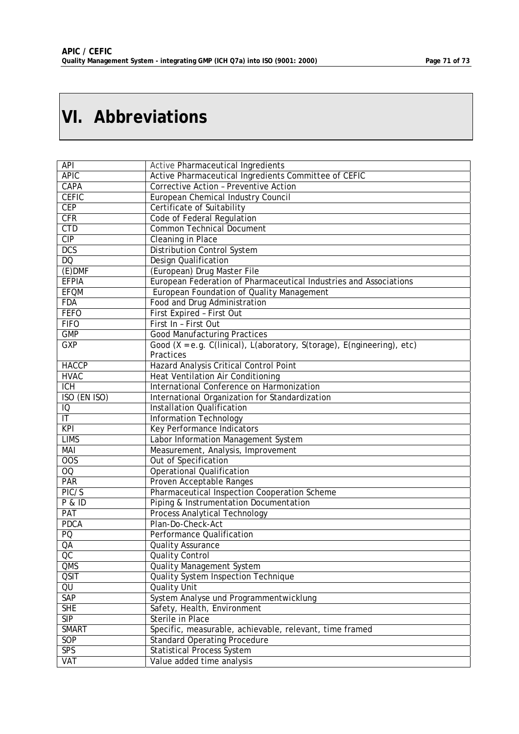# VI. Abbreviations

| | |
|---|---|
| API | Active Pharmaceutical Ingredients |
| APIC | Active Pharmaceutical Ingredients Committee of CEFIC |
| CAPA | Corrective Action – Preventive Action |
| CEFIC | European Chemical Industry Council |
| CEP | Certificate of Suitability |
| CFR | Code of Federal Regulation |
| CTD | Common Technical Document |
| CIP | Cleaning in Place |
| DCS | Distribution Control System |
| DQ | Design Qualification |
| (E)DMF | (European) Drug Master File |
| EFPIA | European Federation of Pharmaceutical Industries and Associations |
| EFQM | European Foundation of Quality Management |
| FDA | Food and Drug Administration |
| FEFO | First Expired – First Out |
| FIFO | First In – First Out |
| GMP | Good Manufacturing Practices |
| GXP | Good (X = e.g. C(linical), L(aboratory, S(torage), E(ngineering), etc) Practices |
| HACCP | Hazard Analysis Critical Control Point |
| HVAC | Heat Ventilation Air Conditioning |
| ICH | International Conference on Harmonization |
| ISO (EN ISO) | International Organization for Standardization |
| IQ | Installation Qualification |
| IT | Information Technology |
| KPI | Key Performance Indicators |
| LIMS | Labor Information Management System |
| MAI | Measurement, Analysis, Improvement |
| OOS | Out of Specification |
| OQ | Operational Qualification |
| PAR | Proven Acceptable Ranges |
| PIC/S | Pharmaceutical Inspection Cooperation Scheme |
| P & ID | Piping & Instrumentation Documentation |
| PAT | Process Analytical Technology |
| PDCA | Plan-Do-Check-Act |
| PQ | Performance Qualification |
| QA | Quality Assurance |
| QC | Quality Control |
| QMS | Quality Management System |
| QSIT | Quality System Inspection Technique |
| QU | Quality Unit |
| SAP | System Analyse und Programmentwicklung |
| SHE | Safety, Health, Environment |
| SIP | Sterile in Place |
| SMART | Specific, measurable, achievable, relevant, time framed |
| SOP | Standard Operating Procedure |
| SPS | Statistical Process System |
| VAT | Value added time analysis |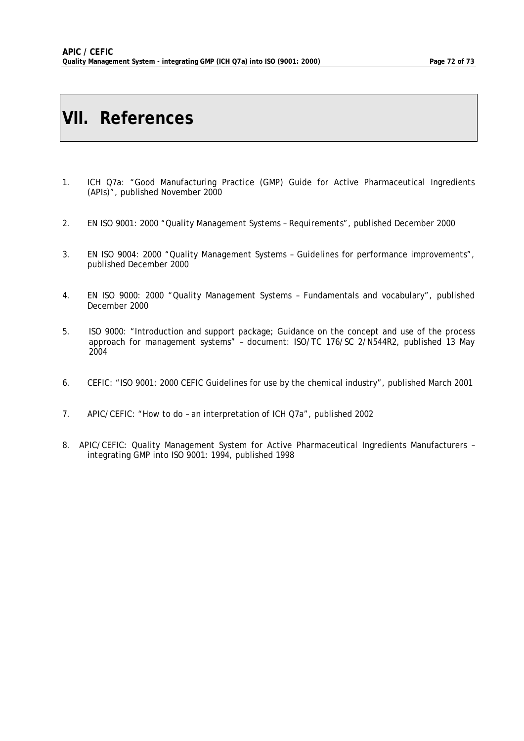# VII. References

1. ICH Q7a: "Good Manufacturing Practice (GMP) Guide for Active Pharmaceutical Ingredients (APIs)", published November 2000

2. EN ISO 9001: 2000 "Quality Management Systems – Requirements", published December 2000

3. EN ISO 9004: 2000 "Quality Management Systems – Guidelines for performance improvements", published December 2000

4. EN ISO 9000: 2000 "Quality Management Systems – Fundamentals and vocabulary", published December 2000

5. ISO 9000: "Introduction and support package; Guidance on the concept and use of the process approach for management systems" – document: ISO/TC 176/SC 2/N544R2, published 13 May 2004

6. CEFIC: "ISO 9001: 2000 CEFIC Guidelines for use by the chemical industry", published March 2001

7. APIC/CEFIC: "How to do – an interpretation of ICH Q7a", published 2002

8. APIC/CEFIC: Quality Management System for Active Pharmaceutical Ingredients Manufacturers – integrating GMP into ISO 9001: 1994, published 1998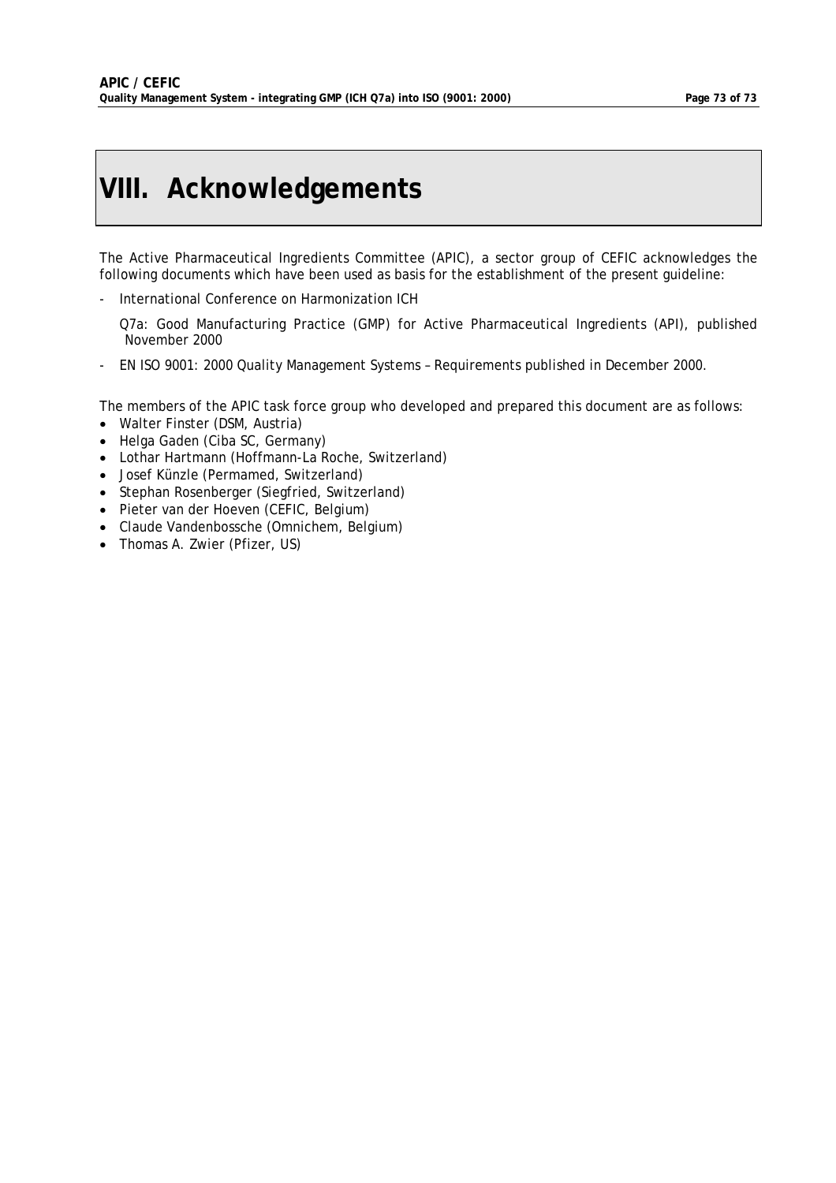# VIII. Acknowledgements

The Active Pharmaceutical Ingredients Committee (APIC), a sector group of CEFIC acknowledges the following documents which have been used as basis for the establishment of the present guideline:

- International Conference on Harmonization ICH

  Q7a: Good Manufacturing Practice (GMP) for Active Pharmaceutical Ingredients (API), published November 2000

- EN ISO 9001: 2000 Quality Management Systems – Requirements published in December 2000.

The members of the APIC task force group who developed and prepared this document are as follows:

- Walter Finster (DSM, Austria)
- Helga Gaden (Ciba SC, Germany)
- Lothar Hartmann (Hoffmann-La Roche, Switzerland)
- Josef Künzle (Permamed, Switzerland)
- Stephan Rosenberger (Siegfried, Switzerland)
- Pieter van der Hoeven (CEFIC, Belgium)
- Claude Vandenbossche (Omnichem, Belgium)
- Thomas A. Zwier (Pfizer, US)